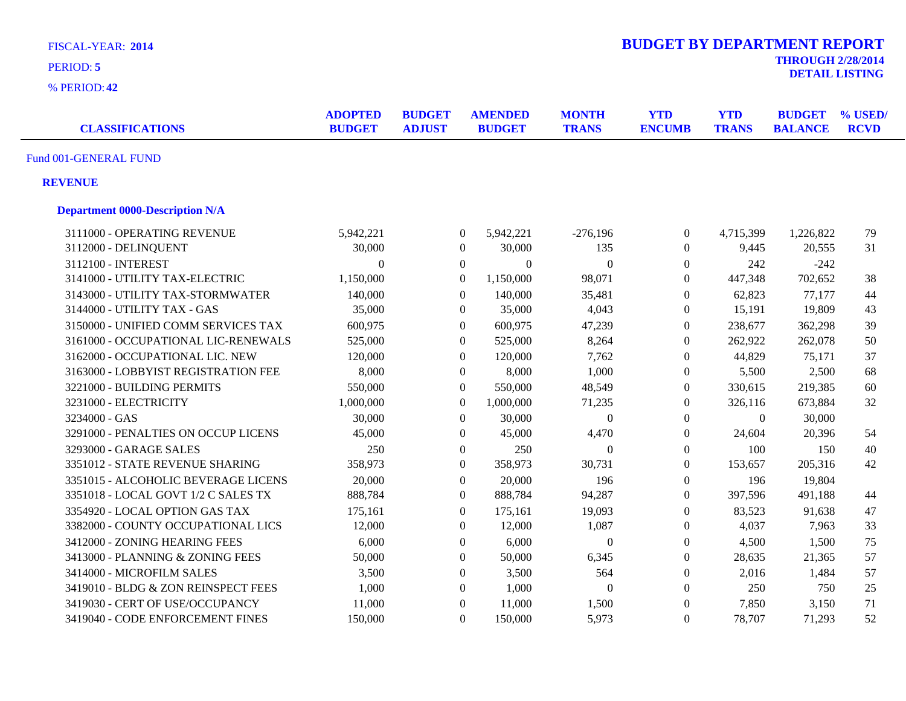FISCAL-YEAR: **2014**

PERIOD: **5**

% PERIOD: **42**

# BUDGET BY DEPARTMENT REPORT

**THROUGH 2/28/2014**

**DETAIL LISTING**

| CLASSIFICATIONS | ADOPTED BUDGET | BUDGET ADJUST | AMENDED BUDGET | MONTH TRANS | YTD ENCUMB | YTD TRANS | BUDGET BALANCE | % USED/ RCVD |
|---|---|---|---|---|---|---|---|---|
| **Fund 001-GENERAL FUND** | | | | | | | | |
| **REVENUE** | | | | | | | | |
| **Department 0000-Description N/A** | | | | | | | | |
| 3111000 - OPERATING REVENUE | 5,942,221 | 0 | 5,942,221 | -276,196 | 0 | 4,715,399 | 1,226,822 | 79 |
| 3112000 - DELINQUENT | 30,000 | 0 | 30,000 | 135 | 0 | 9,445 | 20,555 | 31 |
| 3112100 - INTEREST | 0 | 0 | 0 | 0 | 0 | 242 | -242 | |
| 3141000 - UTILITY TAX-ELECTRIC | 1,150,000 | 0 | 1,150,000 | 98,071 | 0 | 447,348 | 702,652 | 38 |
| 3143000 - UTILITY TAX-STORMWATER | 140,000 | 0 | 140,000 | 35,481 | 0 | 62,823 | 77,177 | 44 |
| 3144000 - UTILITY TAX - GAS | 35,000 | 0 | 35,000 | 4,043 | 0 | 15,191 | 19,809 | 43 |
| 3150000 - UNIFIED COMM SERVICES TAX | 600,975 | 0 | 600,975 | 47,239 | 0 | 238,677 | 362,298 | 39 |
| 3161000 - OCCUPATIONAL LIC-RENEWALS | 525,000 | 0 | 525,000 | 8,264 | 0 | 262,922 | 262,078 | 50 |
| 3162000 - OCCUPATIONAL LIC. NEW | 120,000 | 0 | 120,000 | 7,762 | 0 | 44,829 | 75,171 | 37 |
| 3163000 - LOBBYIST REGISTRATION FEE | 8,000 | 0 | 8,000 | 1,000 | 0 | 5,500 | 2,500 | 68 |
| 3221000 - BUILDING PERMITS | 550,000 | 0 | 550,000 | 48,549 | 0 | 330,615 | 219,385 | 60 |
| 3231000 - ELECTRICITY | 1,000,000 | 0 | 1,000,000 | 71,235 | 0 | 326,116 | 673,884 | 32 |
| 3234000 - GAS | 30,000 | 0 | 30,000 | 0 | 0 | 0 | 30,000 | |
| 3291000 - PENALTIES ON OCCUP LICENS | 45,000 | 0 | 45,000 | 4,470 | 0 | 24,604 | 20,396 | 54 |
| 3293000 - GARAGE SALES | 250 | 0 | 250 | 0 | 0 | 100 | 150 | 40 |
| 3351012 - STATE REVENUE SHARING | 358,973 | 0 | 358,973 | 30,731 | 0 | 153,657 | 205,316 | 42 |
| 3351015 - ALCOHOLIC BEVERAGE LICENS | 20,000 | 0 | 20,000 | 196 | 0 | 196 | 19,804 | |
| 3351018 - LOCAL GOVT 1/2 C SALES TX | 888,784 | 0 | 888,784 | 94,287 | 0 | 397,596 | 491,188 | 44 |
| 3354920 - LOCAL OPTION GAS TAX | 175,161 | 0 | 175,161 | 19,093 | 0 | 83,523 | 91,638 | 47 |
| 3382000 - COUNTY OCCUPATIONAL LICS | 12,000 | 0 | 12,000 | 1,087 | 0 | 4,037 | 7,963 | 33 |
| 3412000 - ZONING HEARING FEES | 6,000 | 0 | 6,000 | 0 | 0 | 4,500 | 1,500 | 75 |
| 3413000 - PLANNING & ZONING FEES | 50,000 | 0 | 50,000 | 6,345 | 0 | 28,635 | 21,365 | 57 |
| 3414000 - MICROFILM SALES | 3,500 | 0 | 3,500 | 564 | 0 | 2,016 | 1,484 | 57 |
| 3419010 - BLDG & ZON REINSPECT FEES | 1,000 | 0 | 1,000 | 0 | 0 | 250 | 750 | 25 |
| 3419030 - CERT OF USE/OCCUPANCY | 11,000 | 0 | 11,000 | 1,500 | 0 | 7,850 | 3,150 | 71 |
| 3419040 - CODE ENFORCEMENT FINES | 150,000 | 0 | 150,000 | 5,973 | 0 | 78,707 | 71,293 | 52 |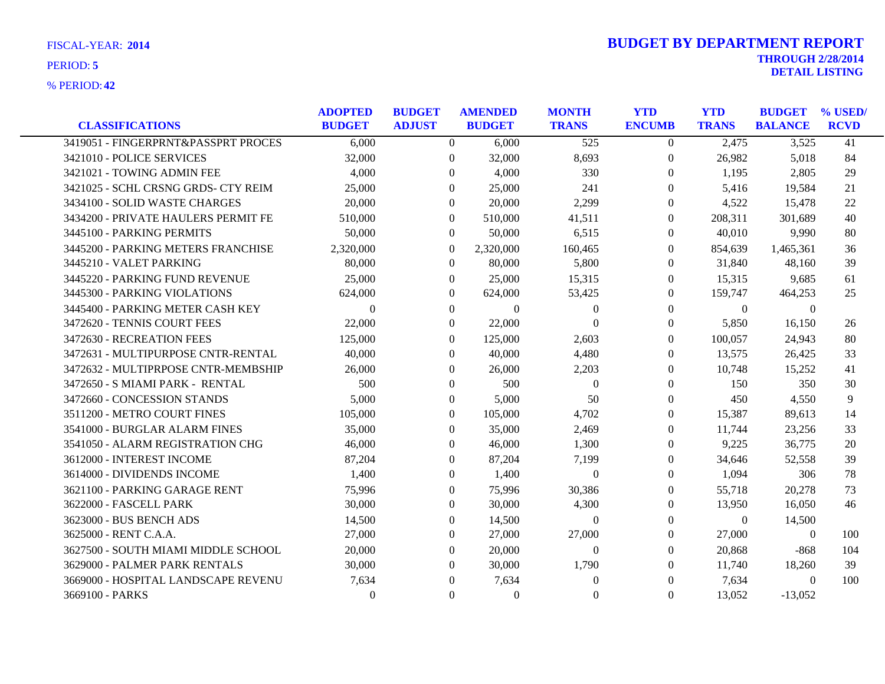FISCAL-YEAR: **2014**

PERIOD: **5**

% PERIOD: **42**

# BUDGET BY DEPARTMENT REPORT

**THROUGH 2/28/2014**

**DETAIL LISTING**

| CLASSIFICATIONS | ADOPTED BUDGET | BUDGET ADJUST | AMENDED BUDGET | MONTH TRANS | YTD ENCUMB | YTD TRANS | BUDGET BALANCE | % USED/ RCVD |
|---|---|---|---|---|---|---|---|---|
| 3419051 - FINGERPRNT&PASSPRT PROCES | 6,000 | 0 | 6,000 | 525 | 0 | 2,475 | 3,525 | 41 |
| 3421010 - POLICE SERVICES | 32,000 | 0 | 32,000 | 8,693 | 0 | 26,982 | 5,018 | 84 |
| 3421021 - TOWING ADMIN FEE | 4,000 | 0 | 4,000 | 330 | 0 | 1,195 | 2,805 | 29 |
| 3421025 - SCHL CRSNG GRDS- CTY REIM | 25,000 | 0 | 25,000 | 241 | 0 | 5,416 | 19,584 | 21 |
| 3434100 - SOLID WASTE CHARGES | 20,000 | 0 | 20,000 | 2,299 | 0 | 4,522 | 15,478 | 22 |
| 3434200 - PRIVATE HAULERS PERMIT FE | 510,000 | 0 | 510,000 | 41,511 | 0 | 208,311 | 301,689 | 40 |
| 3445100 - PARKING PERMITS | 50,000 | 0 | 50,000 | 6,515 | 0 | 40,010 | 9,990 | 80 |
| 3445200 - PARKING METERS FRANCHISE | 2,320,000 | 0 | 2,320,000 | 160,465 | 0 | 854,639 | 1,465,361 | 36 |
| 3445210 - VALET PARKING | 80,000 | 0 | 80,000 | 5,800 | 0 | 31,840 | 48,160 | 39 |
| 3445220 - PARKING FUND REVENUE | 25,000 | 0 | 25,000 | 15,315 | 0 | 15,315 | 9,685 | 61 |
| 3445300 - PARKING VIOLATIONS | 624,000 | 0 | 624,000 | 53,425 | 0 | 159,747 | 464,253 | 25 |
| 3445400 - PARKING METER CASH KEY | 0 | 0 | 0 | 0 | 0 | 0 | 0 | |
| 3472620 - TENNIS COURT FEES | 22,000 | 0 | 22,000 | 0 | 0 | 5,850 | 16,150 | 26 |
| 3472630 - RECREATION FEES | 125,000 | 0 | 125,000 | 2,603 | 0 | 100,057 | 24,943 | 80 |
| 3472631 - MULTIPURPOSE CNTR-RENTAL | 40,000 | 0 | 40,000 | 4,480 | 0 | 13,575 | 26,425 | 33 |
| 3472632 - MULTIPRPOSE CNTR-MEMBSHIP | 26,000 | 0 | 26,000 | 2,203 | 0 | 10,748 | 15,252 | 41 |
| 3472650 - S MIAMI PARK - RENTAL | 500 | 0 | 500 | 0 | 0 | 150 | 350 | 30 |
| 3472660 - CONCESSION STANDS | 5,000 | 0 | 5,000 | 50 | 0 | 450 | 4,550 | 9 |
| 3511200 - METRO COURT FINES | 105,000 | 0 | 105,000 | 4,702 | 0 | 15,387 | 89,613 | 14 |
| 3541000 - BURGLAR ALARM FINES | 35,000 | 0 | 35,000 | 2,469 | 0 | 11,744 | 23,256 | 33 |
| 3541050 - ALARM REGISTRATION CHG | 46,000 | 0 | 46,000 | 1,300 | 0 | 9,225 | 36,775 | 20 |
| 3612000 - INTEREST INCOME | 87,204 | 0 | 87,204 | 7,199 | 0 | 34,646 | 52,558 | 39 |
| 3614000 - DIVIDENDS INCOME | 1,400 | 0 | 1,400 | 0 | 0 | 1,094 | 306 | 78 |
| 3621100 - PARKING GARAGE RENT | 75,996 | 0 | 75,996 | 30,386 | 0 | 55,718 | 20,278 | 73 |
| 3622000 - FASCELL PARK | 30,000 | 0 | 30,000 | 4,300 | 0 | 13,950 | 16,050 | 46 |
| 3623000 - BUS BENCH ADS | 14,500 | 0 | 14,500 | 0 | 0 | 0 | 14,500 | |
| 3625000 - RENT C.A.A. | 27,000 | 0 | 27,000 | 27,000 | 0 | 27,000 | 0 | 100 |
| 3627500 - SOUTH MIAMI MIDDLE SCHOOL | 20,000 | 0 | 20,000 | 0 | 0 | 20,868 | -868 | 104 |
| 3629000 - PALMER PARK RENTALS | 30,000 | 0 | 30,000 | 1,790 | 0 | 11,740 | 18,260 | 39 |
| 3669000 - HOSPITAL LANDSCAPE REVENU | 7,634 | 0 | 7,634 | 0 | 0 | 7,634 | 0 | 100 |
| 3669100 - PARKS | 0 | 0 | 0 | 0 | 0 | 13,052 | -13,052 | |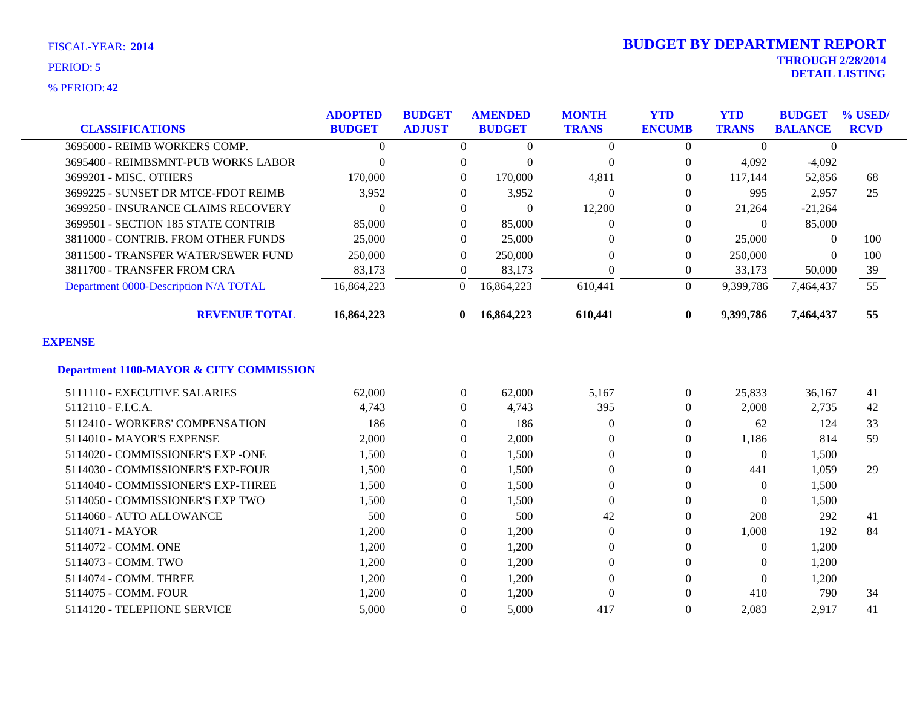FISCAL-YEAR: **2014**

PERIOD: **5**

% PERIOD: **42**

# BUDGET BY DEPARTMENT REPORT

**THROUGH 2/28/2014**
**DETAIL LISTING**

| CLASSIFICATIONS | ADOPTED BUDGET | BUDGET ADJUST | AMENDED BUDGET | MONTH TRANS | YTD ENCUMB | YTD TRANS | BUDGET BALANCE | % USED/ RCVD |
|---|---|---|---|---|---|---|---|---|
| 3695000 - REIMB WORKERS COMP. | 0 | 0 | 0 | 0 | 0 | 0 | 0 | |
| 3695400 - REIMBSMNT-PUB WORKS LABOR | 0 | 0 | 0 | 0 | 0 | 4,092 | -4,092 | |
| 3699201 - MISC. OTHERS | 170,000 | 0 | 170,000 | 4,811 | 0 | 117,144 | 52,856 | 68 |
| 3699225 - SUNSET DR MTCE-FDOT REIMB | 3,952 | 0 | 3,952 | 0 | 0 | 995 | 2,957 | 25 |
| 3699250 - INSURANCE CLAIMS RECOVERY | 0 | 0 | 0 | 12,200 | 0 | 21,264 | -21,264 | |
| 3699501 - SECTION 185 STATE CONTRIB | 85,000 | 0 | 85,000 | 0 | 0 | 0 | 85,000 | |
| 3811000 - CONTRIB. FROM OTHER FUNDS | 25,000 | 0 | 25,000 | 0 | 0 | 25,000 | 0 | 100 |
| 3811500 - TRANSFER WATER/SEWER FUND | 250,000 | 0 | 250,000 | 0 | 0 | 250,000 | 0 | 100 |
| 3811700 - TRANSFER FROM CRA | 83,173 | 0 | 83,173 | 0 | 0 | 33,173 | 50,000 | 39 |
| Department 0000-Description N/A TOTAL | 16,864,223 | 0 | 16,864,223 | 610,441 | 0 | 9,399,786 | 7,464,437 | 55 |
| **REVENUE TOTAL** | **16,864,223** | **0** | **16,864,223** | **610,441** | **0** | **9,399,786** | **7,464,437** | **55** |

## EXPENSE

### Department 1100-MAYOR & CITY COMMISSION

| CLASSIFICATIONS | ADOPTED BUDGET | BUDGET ADJUST | AMENDED BUDGET | MONTH TRANS | YTD ENCUMB | YTD TRANS | BUDGET BALANCE | % USED/ RCVD |
|---|---|---|---|---|---|---|---|---|
| 5111110 - EXECUTIVE SALARIES | 62,000 | 0 | 62,000 | 5,167 | 0 | 25,833 | 36,167 | 41 |
| 5112110 - F.I.C.A. | 4,743 | 0 | 4,743 | 395 | 0 | 2,008 | 2,735 | 42 |
| 5112410 - WORKERS' COMPENSATION | 186 | 0 | 186 | 0 | 0 | 62 | 124 | 33 |
| 5114010 - MAYOR'S EXPENSE | 2,000 | 0 | 2,000 | 0 | 0 | 1,186 | 814 | 59 |
| 5114020 - COMMISSIONER'S EXP -ONE | 1,500 | 0 | 1,500 | 0 | 0 | 0 | 1,500 | |
| 5114030 - COMMISSIONER'S EXP-FOUR | 1,500 | 0 | 1,500 | 0 | 0 | 441 | 1,059 | 29 |
| 5114040 - COMMISSIONER'S EXP-THREE | 1,500 | 0 | 1,500 | 0 | 0 | 0 | 1,500 | |
| 5114050 - COMMISSIONER'S EXP TWO | 1,500 | 0 | 1,500 | 0 | 0 | 0 | 1,500 | |
| 5114060 - AUTO ALLOWANCE | 500 | 0 | 500 | 42 | 0 | 208 | 292 | 41 |
| 5114071 - MAYOR | 1,200 | 0 | 1,200 | 0 | 0 | 1,008 | 192 | 84 |
| 5114072 - COMM. ONE | 1,200 | 0 | 1,200 | 0 | 0 | 0 | 1,200 | |
| 5114073 - COMM. TWO | 1,200 | 0 | 1,200 | 0 | 0 | 0 | 1,200 | |
| 5114074 - COMM. THREE | 1,200 | 0 | 1,200 | 0 | 0 | 0 | 1,200 | |
| 5114075 - COMM. FOUR | 1,200 | 0 | 1,200 | 0 | 0 | 410 | 790 | 34 |
| 5114120 - TELEPHONE SERVICE | 5,000 | 0 | 5,000 | 417 | 0 | 2,083 | 2,917 | 41 |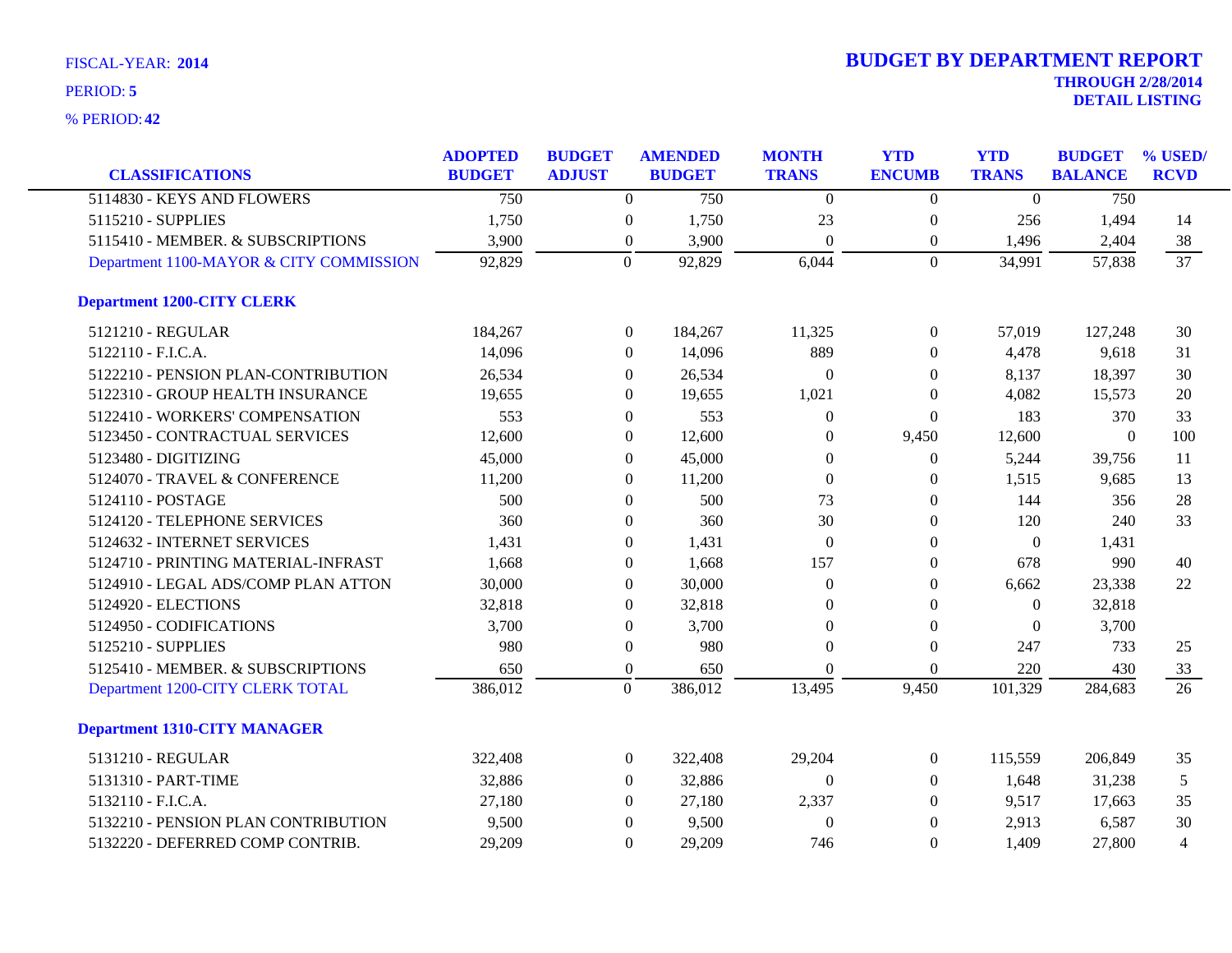FISCAL-YEAR: **2014**

PERIOD: **5**

% PERIOD: **42**

# BUDGET BY DEPARTMENT REPORT

**THROUGH 2/28/2014**
**DETAIL LISTING**

| CLASSIFICATIONS | ADOPTED BUDGET | BUDGET ADJUST | AMENDED BUDGET | MONTH TRANS | YTD ENCUMB | YTD TRANS | BUDGET BALANCE | % USED/ RCVD |
|---|---|---|---|---|---|---|---|---|
| 5114830 - KEYS AND FLOWERS | 750 | 0 | 750 | 0 | 0 | 0 | 750 | |
| 5115210 - SUPPLIES | 1,750 | 0 | 1,750 | 23 | 0 | 256 | 1,494 | 14 |
| 5115410 - MEMBER. & SUBSCRIPTIONS | 3,900 | 0 | 3,900 | 0 | 0 | 1,496 | 2,404 | 38 |
| Department 1100-MAYOR & CITY COMMISSION | 92,829 | 0 | 92,829 | 6,044 | 0 | 34,991 | 57,838 | 37 |
| **Department 1200-CITY CLERK** | | | | | | | | |
| 5121210 - REGULAR | 184,267 | 0 | 184,267 | 11,325 | 0 | 57,019 | 127,248 | 30 |
| 5122110 - F.I.C.A. | 14,096 | 0 | 14,096 | 889 | 0 | 4,478 | 9,618 | 31 |
| 5122210 - PENSION PLAN-CONTRIBUTION | 26,534 | 0 | 26,534 | 0 | 0 | 8,137 | 18,397 | 30 |
| 5122310 - GROUP HEALTH INSURANCE | 19,655 | 0 | 19,655 | 1,021 | 0 | 4,082 | 15,573 | 20 |
| 5122410 - WORKERS' COMPENSATION | 553 | 0 | 553 | 0 | 0 | 183 | 370 | 33 |
| 5123450 - CONTRACTUAL SERVICES | 12,600 | 0 | 12,600 | 0 | 9,450 | 12,600 | 0 | 100 |
| 5123480 - DIGITIZING | 45,000 | 0 | 45,000 | 0 | 0 | 5,244 | 39,756 | 11 |
| 5124070 - TRAVEL & CONFERENCE | 11,200 | 0 | 11,200 | 0 | 0 | 1,515 | 9,685 | 13 |
| 5124110 - POSTAGE | 500 | 0 | 500 | 73 | 0 | 144 | 356 | 28 |
| 5124120 - TELEPHONE SERVICES | 360 | 0 | 360 | 30 | 0 | 120 | 240 | 33 |
| 5124632 - INTERNET SERVICES | 1,431 | 0 | 1,431 | 0 | 0 | 0 | 1,431 | |
| 5124710 - PRINTING MATERIAL-INFRAST | 1,668 | 0 | 1,668 | 157 | 0 | 678 | 990 | 40 |
| 5124910 - LEGAL ADS/COMP PLAN ATTON | 30,000 | 0 | 30,000 | 0 | 0 | 6,662 | 23,338 | 22 |
| 5124920 - ELECTIONS | 32,818 | 0 | 32,818 | 0 | 0 | 0 | 32,818 | |
| 5124950 - CODIFICATIONS | 3,700 | 0 | 3,700 | 0 | 0 | 0 | 3,700 | |
| 5125210 - SUPPLIES | 980 | 0 | 980 | 0 | 0 | 247 | 733 | 25 |
| 5125410 - MEMBER. & SUBSCRIPTIONS | 650 | 0 | 650 | 0 | 0 | 220 | 430 | 33 |
| Department 1200-CITY CLERK TOTAL | 386,012 | 0 | 386,012 | 13,495 | 9,450 | 101,329 | 284,683 | 26 |
| **Department 1310-CITY MANAGER** | | | | | | | | |
| 5131210 - REGULAR | 322,408 | 0 | 322,408 | 29,204 | 0 | 115,559 | 206,849 | 35 |
| 5131310 - PART-TIME | 32,886 | 0 | 32,886 | 0 | 0 | 1,648 | 31,238 | 5 |
| 5132110 - F.I.C.A. | 27,180 | 0 | 27,180 | 2,337 | 0 | 9,517 | 17,663 | 35 |
| 5132210 - PENSION PLAN CONTRIBUTION | 9,500 | 0 | 9,500 | 0 | 0 | 2,913 | 6,587 | 30 |
| 5132220 - DEFERRED COMP CONTRIB. | 29,209 | 0 | 29,209 | 746 | 0 | 1,409 | 27,800 | 4 |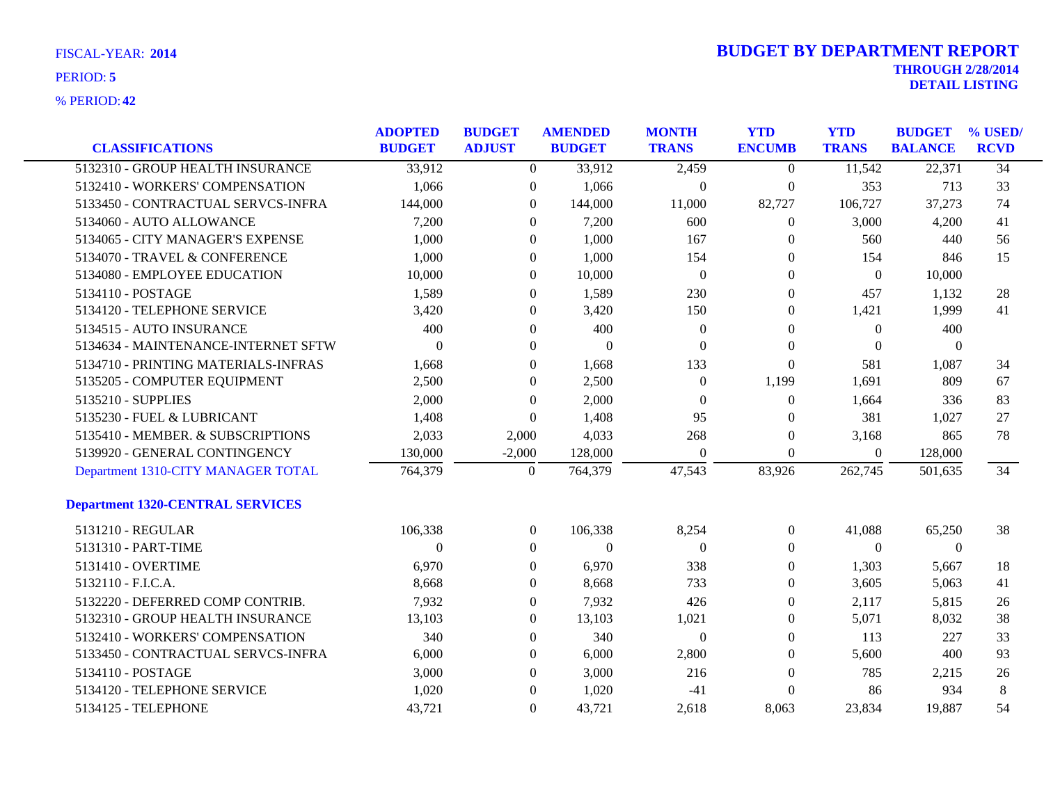FISCAL-YEAR: **2014**

PERIOD: **5**

% PERIOD: **42**

# BUDGET BY DEPARTMENT REPORT

**THROUGH 2/28/2014**

**DETAIL LISTING**

| CLASSIFICATIONS | ADOPTED BUDGET | BUDGET ADJUST | AMENDED BUDGET | MONTH TRANS | YTD ENCUMB | YTD TRANS | BUDGET BALANCE | % USED/ RCVD |
|---|---|---|---|---|---|---|---|---|
| 5132310 - GROUP HEALTH INSURANCE | 33,912 | 0 | 33,912 | 2,459 | 0 | 11,542 | 22,371 | 34 |
| 5132410 - WORKERS' COMPENSATION | 1,066 | 0 | 1,066 | 0 | 0 | 353 | 713 | 33 |
| 5133450 - CONTRACTUAL SERVCS-INFRA | 144,000 | 0 | 144,000 | 11,000 | 82,727 | 106,727 | 37,273 | 74 |
| 5134060 - AUTO ALLOWANCE | 7,200 | 0 | 7,200 | 600 | 0 | 3,000 | 4,200 | 41 |
| 5134065 - CITY MANAGER'S EXPENSE | 1,000 | 0 | 1,000 | 167 | 0 | 560 | 440 | 56 |
| 5134070 - TRAVEL & CONFERENCE | 1,000 | 0 | 1,000 | 154 | 0 | 154 | 846 | 15 |
| 5134080 - EMPLOYEE EDUCATION | 10,000 | 0 | 10,000 | 0 | 0 | 0 | 10,000 | |
| 5134110 - POSTAGE | 1,589 | 0 | 1,589 | 230 | 0 | 457 | 1,132 | 28 |
| 5134120 - TELEPHONE SERVICE | 3,420 | 0 | 3,420 | 150 | 0 | 1,421 | 1,999 | 41 |
| 5134515 - AUTO INSURANCE | 400 | 0 | 400 | 0 | 0 | 0 | 400 | |
| 5134634 - MAINTENANCE-INTERNET SFTW | 0 | 0 | 0 | 0 | 0 | 0 | 0 | |
| 5134710 - PRINTING MATERIALS-INFRAS | 1,668 | 0 | 1,668 | 133 | 0 | 581 | 1,087 | 34 |
| 5135205 - COMPUTER EQUIPMENT | 2,500 | 0 | 2,500 | 0 | 1,199 | 1,691 | 809 | 67 |
| 5135210 - SUPPLIES | 2,000 | 0 | 2,000 | 0 | 0 | 1,664 | 336 | 83 |
| 5135230 - FUEL & LUBRICANT | 1,408 | 0 | 1,408 | 95 | 0 | 381 | 1,027 | 27 |
| 5135410 - MEMBER. & SUBSCRIPTIONS | 2,033 | 2,000 | 4,033 | 268 | 0 | 3,168 | 865 | 78 |
| 5139920 - GENERAL CONTINGENCY | 130,000 | -2,000 | 128,000 | 0 | 0 | 0 | 128,000 | |
| Department 1310-CITY MANAGER TOTAL | 764,379 | 0 | 764,379 | 47,543 | 83,926 | 262,745 | 501,635 | 34 |
| **Department 1320-CENTRAL SERVICES** | | | | | | | | |
| 5131210 - REGULAR | 106,338 | 0 | 106,338 | 8,254 | 0 | 41,088 | 65,250 | 38 |
| 5131310 - PART-TIME | 0 | 0 | 0 | 0 | 0 | 0 | 0 | |
| 5131410 - OVERTIME | 6,970 | 0 | 6,970 | 338 | 0 | 1,303 | 5,667 | 18 |
| 5132110 - F.I.C.A. | 8,668 | 0 | 8,668 | 733 | 0 | 3,605 | 5,063 | 41 |
| 5132220 - DEFERRED COMP CONTRIB. | 7,932 | 0 | 7,932 | 426 | 0 | 2,117 | 5,815 | 26 |
| 5132310 - GROUP HEALTH INSURANCE | 13,103 | 0 | 13,103 | 1,021 | 0 | 5,071 | 8,032 | 38 |
| 5132410 - WORKERS' COMPENSATION | 340 | 0 | 340 | 0 | 0 | 113 | 227 | 33 |
| 5133450 - CONTRACTUAL SERVCS-INFRA | 6,000 | 0 | 6,000 | 2,800 | 0 | 5,600 | 400 | 93 |
| 5134110 - POSTAGE | 3,000 | 0 | 3,000 | 216 | 0 | 785 | 2,215 | 26 |
| 5134120 - TELEPHONE SERVICE | 1,020 | 0 | 1,020 | -41 | 0 | 86 | 934 | 8 |
| 5134125 - TELEPHONE | 43,721 | 0 | 43,721 | 2,618 | 8,063 | 23,834 | 19,887 | 54 |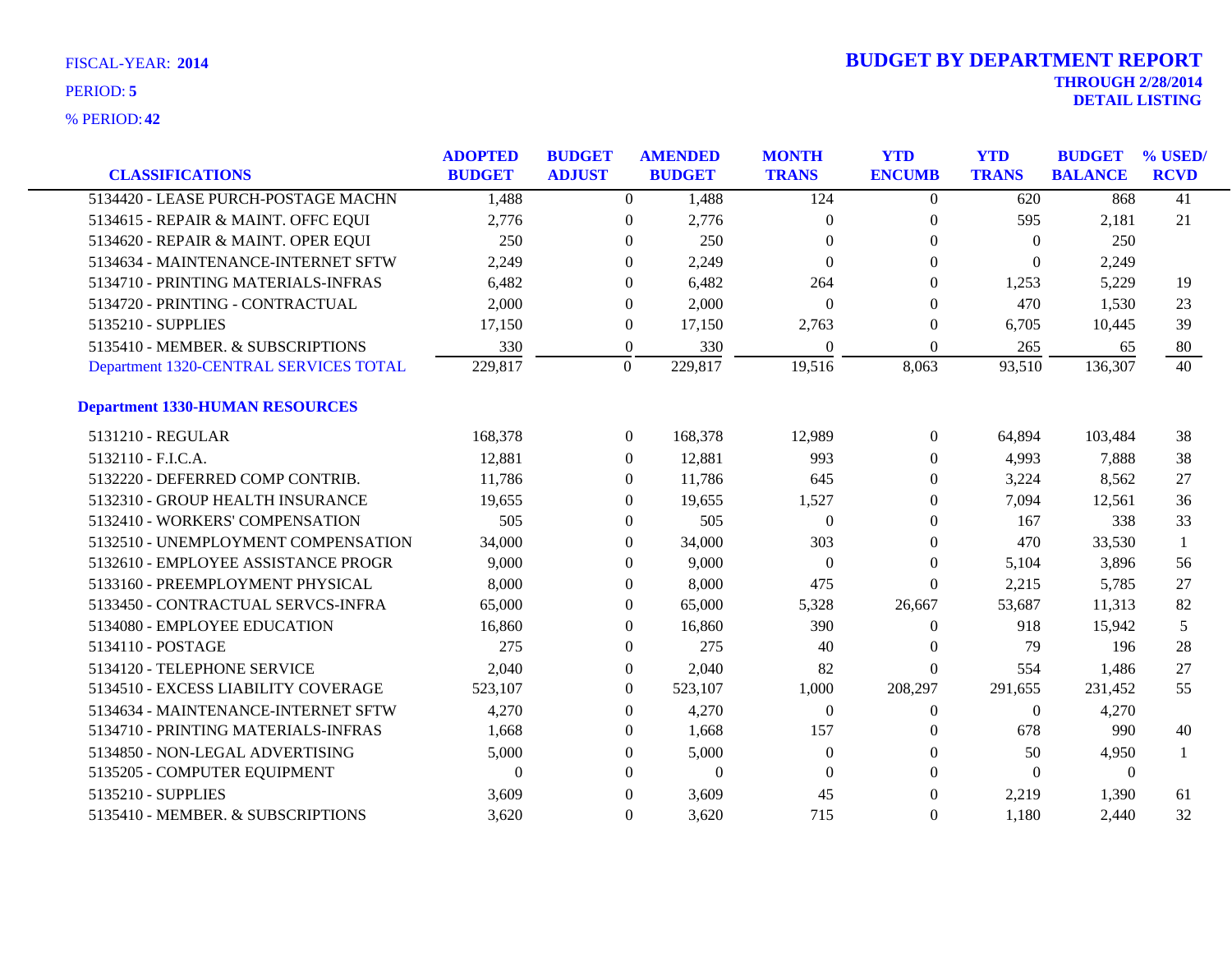FISCAL-YEAR: **2014**

PERIOD: **5**

% PERIOD: **42**

# BUDGET BY DEPARTMENT REPORT

**THROUGH 2/28/2014**

**DETAIL LISTING**

| CLASSIFICATIONS | ADOPTED BUDGET | BUDGET ADJUST | AMENDED BUDGET | MONTH TRANS | YTD ENCUMB | YTD TRANS | BUDGET BALANCE | % USED/ RCVD |
|---|---|---|---|---|---|---|---|---|
| 5134420 - LEASE PURCH-POSTAGE MACHN | 1,488 | 0 | 1,488 | 124 | 0 | 620 | 868 | 41 |
| 5134615 - REPAIR & MAINT. OFFC EQUI | 2,776 | 0 | 2,776 | 0 | 0 | 595 | 2,181 | 21 |
| 5134620 - REPAIR & MAINT. OPER EQUI | 250 | 0 | 250 | 0 | 0 | 0 | 250 | |
| 5134634 - MAINTENANCE-INTERNET SFTW | 2,249 | 0 | 2,249 | 0 | 0 | 0 | 2,249 | |
| 5134710 - PRINTING MATERIALS-INFRAS | 6,482 | 0 | 6,482 | 264 | 0 | 1,253 | 5,229 | 19 |
| 5134720 - PRINTING - CONTRACTUAL | 2,000 | 0 | 2,000 | 0 | 0 | 470 | 1,530 | 23 |
| 5135210 - SUPPLIES | 17,150 | 0 | 17,150 | 2,763 | 0 | 6,705 | 10,445 | 39 |
| 5135410 - MEMBER. & SUBSCRIPTIONS | 330 | 0 | 330 | 0 | 0 | 265 | 65 | 80 |
| Department 1320-CENTRAL SERVICES TOTAL | 229,817 | 0 | 229,817 | 19,516 | 8,063 | 93,510 | 136,307 | 40 |
| **Department 1330-HUMAN RESOURCES** | | | | | | | | |
| 5131210 - REGULAR | 168,378 | 0 | 168,378 | 12,989 | 0 | 64,894 | 103,484 | 38 |
| 5132110 - F.I.C.A. | 12,881 | 0 | 12,881 | 993 | 0 | 4,993 | 7,888 | 38 |
| 5132220 - DEFERRED COMP CONTRIB. | 11,786 | 0 | 11,786 | 645 | 0 | 3,224 | 8,562 | 27 |
| 5132310 - GROUP HEALTH INSURANCE | 19,655 | 0 | 19,655 | 1,527 | 0 | 7,094 | 12,561 | 36 |
| 5132410 - WORKERS' COMPENSATION | 505 | 0 | 505 | 0 | 0 | 167 | 338 | 33 |
| 5132510 - UNEMPLOYMENT COMPENSATION | 34,000 | 0 | 34,000 | 303 | 0 | 470 | 33,530 | 1 |
| 5132610 - EMPLOYEE ASSISTANCE PROGR | 9,000 | 0 | 9,000 | 0 | 0 | 5,104 | 3,896 | 56 |
| 5133160 - PREEMPLOYMENT PHYSICAL | 8,000 | 0 | 8,000 | 475 | 0 | 2,215 | 5,785 | 27 |
| 5133450 - CONTRACTUAL SERVCS-INFRA | 65,000 | 0 | 65,000 | 5,328 | 26,667 | 53,687 | 11,313 | 82 |
| 5134080 - EMPLOYEE EDUCATION | 16,860 | 0 | 16,860 | 390 | 0 | 918 | 15,942 | 5 |
| 5134110 - POSTAGE | 275 | 0 | 275 | 40 | 0 | 79 | 196 | 28 |
| 5134120 - TELEPHONE SERVICE | 2,040 | 0 | 2,040 | 82 | 0 | 554 | 1,486 | 27 |
| 5134510 - EXCESS LIABILITY COVERAGE | 523,107 | 0 | 523,107 | 1,000 | 208,297 | 291,655 | 231,452 | 55 |
| 5134634 - MAINTENANCE-INTERNET SFTW | 4,270 | 0 | 4,270 | 0 | 0 | 0 | 4,270 | |
| 5134710 - PRINTING MATERIALS-INFRAS | 1,668 | 0 | 1,668 | 157 | 0 | 678 | 990 | 40 |
| 5134850 - NON-LEGAL ADVERTISING | 5,000 | 0 | 5,000 | 0 | 0 | 50 | 4,950 | 1 |
| 5135205 - COMPUTER EQUIPMENT | 0 | 0 | 0 | 0 | 0 | 0 | 0 | |
| 5135210 - SUPPLIES | 3,609 | 0 | 3,609 | 45 | 0 | 2,219 | 1,390 | 61 |
| 5135410 - MEMBER. & SUBSCRIPTIONS | 3,620 | 0 | 3,620 | 715 | 0 | 1,180 | 2,440 | 32 |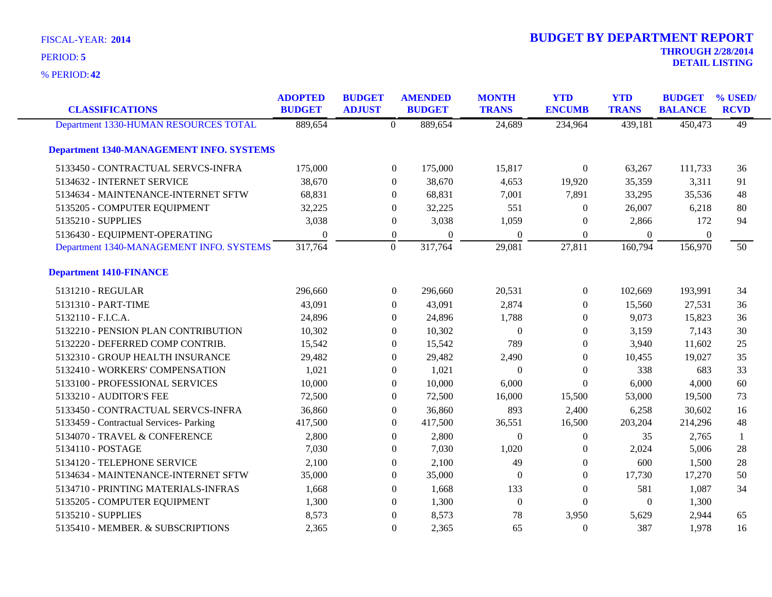FISCAL-YEAR: **2014**

PERIOD: **5**

% PERIOD: **42**

# BUDGET BY DEPARTMENT REPORT

**THROUGH 2/28/2014**

**DETAIL LISTING**

| CLASSIFICATIONS | ADOPTED BUDGET | BUDGET ADJUST | AMENDED BUDGET | MONTH TRANS | YTD ENCUMB | YTD TRANS | BUDGET BALANCE | % USED/ RCVD |
|---|---|---|---|---|---|---|---|---|
| Department 1330-HUMAN RESOURCES TOTAL | 889,654 | 0 | 889,654 | 24,689 | 234,964 | 439,181 | 450,473 | 49 |
| **Department 1340-MANAGEMENT INFO. SYSTEMS** | | | | | | | | |
| 5133450 - CONTRACTUAL SERVCS-INFRA | 175,000 | 0 | 175,000 | 15,817 | 0 | 63,267 | 111,733 | 36 |
| 5134632 - INTERNET SERVICE | 38,670 | 0 | 38,670 | 4,653 | 19,920 | 35,359 | 3,311 | 91 |
| 5134634 - MAINTENANCE-INTERNET SFTW | 68,831 | 0 | 68,831 | 7,001 | 7,891 | 33,295 | 35,536 | 48 |
| 5135205 - COMPUTER EQUIPMENT | 32,225 | 0 | 32,225 | 551 | 0 | 26,007 | 6,218 | 80 |
| 5135210 - SUPPLIES | 3,038 | 0 | 3,038 | 1,059 | 0 | 2,866 | 172 | 94 |
| 5136430 - EQUIPMENT-OPERATING | 0 | 0 | 0 | 0 | 0 | 0 | 0 | |
| Department 1340-MANAGEMENT INFO. SYSTEMS | 317,764 | 0 | 317,764 | 29,081 | 27,811 | 160,794 | 156,970 | 50 |
| **Department 1410-FINANCE** | | | | | | | | |
| 5131210 - REGULAR | 296,660 | 0 | 296,660 | 20,531 | 0 | 102,669 | 193,991 | 34 |
| 5131310 - PART-TIME | 43,091 | 0 | 43,091 | 2,874 | 0 | 15,560 | 27,531 | 36 |
| 5132110 - F.I.C.A. | 24,896 | 0 | 24,896 | 1,788 | 0 | 9,073 | 15,823 | 36 |
| 5132210 - PENSION PLAN CONTRIBUTION | 10,302 | 0 | 10,302 | 0 | 0 | 3,159 | 7,143 | 30 |
| 5132220 - DEFERRED COMP CONTRIB. | 15,542 | 0 | 15,542 | 789 | 0 | 3,940 | 11,602 | 25 |
| 5132310 - GROUP HEALTH INSURANCE | 29,482 | 0 | 29,482 | 2,490 | 0 | 10,455 | 19,027 | 35 |
| 5132410 - WORKERS' COMPENSATION | 1,021 | 0 | 1,021 | 0 | 0 | 338 | 683 | 33 |
| 5133100 - PROFESSIONAL SERVICES | 10,000 | 0 | 10,000 | 6,000 | 0 | 6,000 | 4,000 | 60 |
| 5133210 - AUDITOR'S FEE | 72,500 | 0 | 72,500 | 16,000 | 15,500 | 53,000 | 19,500 | 73 |
| 5133450 - CONTRACTUAL SERVCS-INFRA | 36,860 | 0 | 36,860 | 893 | 2,400 | 6,258 | 30,602 | 16 |
| 5133459 - Contractual Services- Parking | 417,500 | 0 | 417,500 | 36,551 | 16,500 | 203,204 | 214,296 | 48 |
| 5134070 - TRAVEL & CONFERENCE | 2,800 | 0 | 2,800 | 0 | 0 | 35 | 2,765 | 1 |
| 5134110 - POSTAGE | 7,030 | 0 | 7,030 | 1,020 | 0 | 2,024 | 5,006 | 28 |
| 5134120 - TELEPHONE SERVICE | 2,100 | 0 | 2,100 | 49 | 0 | 600 | 1,500 | 28 |
| 5134634 - MAINTENANCE-INTERNET SFTW | 35,000 | 0 | 35,000 | 0 | 0 | 17,730 | 17,270 | 50 |
| 5134710 - PRINTING MATERIALS-INFRAS | 1,668 | 0 | 1,668 | 133 | 0 | 581 | 1,087 | 34 |
| 5135205 - COMPUTER EQUIPMENT | 1,300 | 0 | 1,300 | 0 | 0 | 0 | 1,300 | |
| 5135210 - SUPPLIES | 8,573 | 0 | 8,573 | 78 | 3,950 | 5,629 | 2,944 | 65 |
| 5135410 - MEMBER. & SUBSCRIPTIONS | 2,365 | 0 | 2,365 | 65 | 0 | 387 | 1,978 | 16 |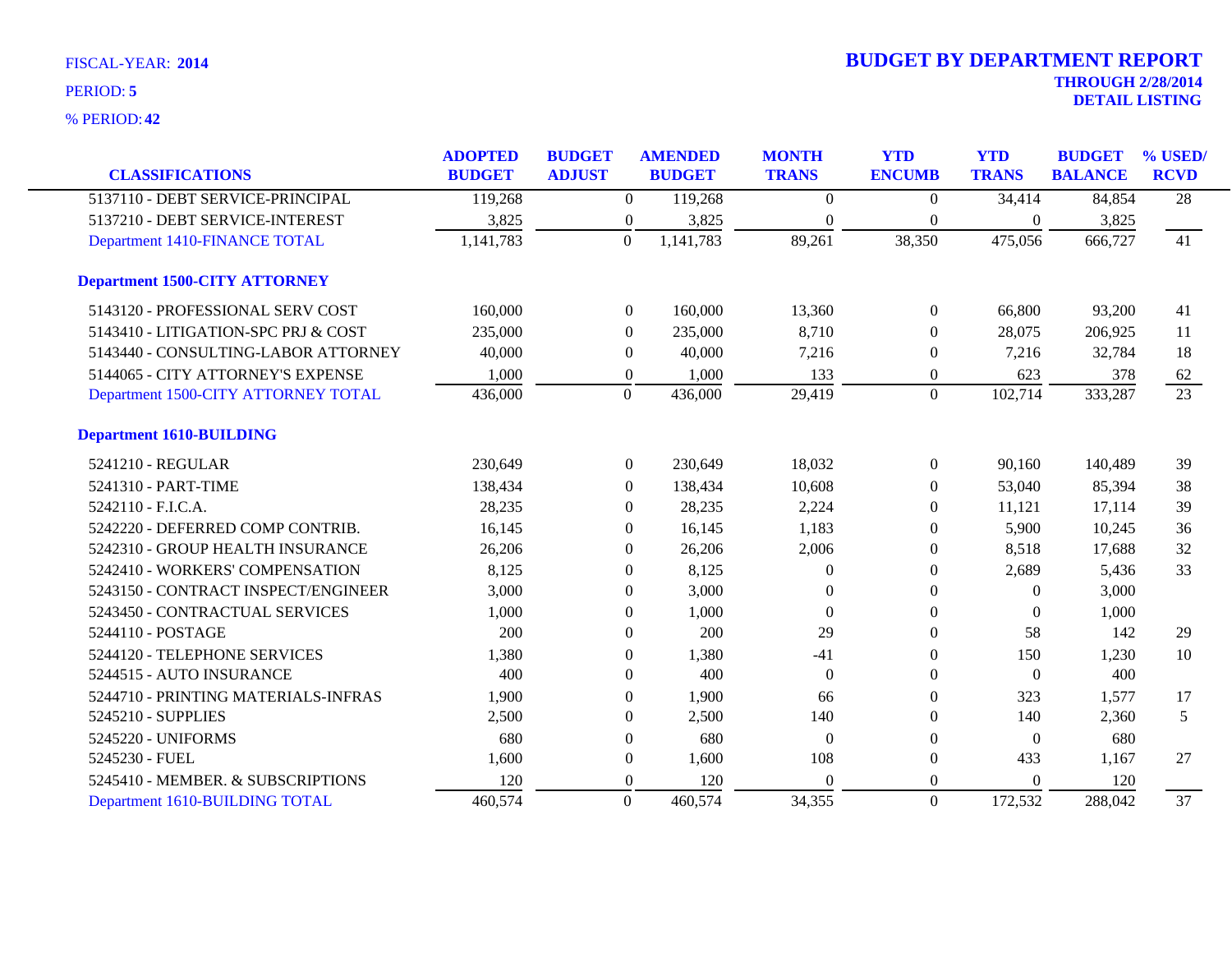FISCAL-YEAR: **2014**

PERIOD: **5**

% PERIOD: **42**

## BUDGET BY DEPARTMENT REPORT

**THROUGH 2/28/2014**

**DETAIL LISTING**

| CLASSIFICATIONS | ADOPTED BUDGET | BUDGET ADJUST | AMENDED BUDGET | MONTH TRANS | YTD ENCUMB | YTD TRANS | BUDGET BALANCE | % USED/ RCVD |
|---|---|---|---|---|---|---|---|---|
| 5137110 - DEBT SERVICE-PRINCIPAL | 119,268 | 0 | 119,268 | 0 | 0 | 34,414 | 84,854 | 28 |
| 5137210 - DEBT SERVICE-INTEREST | 3,825 | 0 | 3,825 | 0 | 0 | 0 | 3,825 | |
| Department 1410-FINANCE TOTAL | 1,141,783 | 0 | 1,141,783 | 89,261 | 38,350 | 475,056 | 666,727 | 41 |
| **Department 1500-CITY ATTORNEY** | | | | | | | | |
| 5143120 - PROFESSIONAL SERV COST | 160,000 | 0 | 160,000 | 13,360 | 0 | 66,800 | 93,200 | 41 |
| 5143410 - LITIGATION-SPC PRJ & COST | 235,000 | 0 | 235,000 | 8,710 | 0 | 28,075 | 206,925 | 11 |
| 5143440 - CONSULTING-LABOR ATTORNEY | 40,000 | 0 | 40,000 | 7,216 | 0 | 7,216 | 32,784 | 18 |
| 5144065 - CITY ATTORNEY'S EXPENSE | 1,000 | 0 | 1,000 | 133 | 0 | 623 | 378 | 62 |
| Department 1500-CITY ATTORNEY TOTAL | 436,000 | 0 | 436,000 | 29,419 | 0 | 102,714 | 333,287 | 23 |
| **Department 1610-BUILDING** | | | | | | | | |
| 5241210 - REGULAR | 230,649 | 0 | 230,649 | 18,032 | 0 | 90,160 | 140,489 | 39 |
| 5241310 - PART-TIME | 138,434 | 0 | 138,434 | 10,608 | 0 | 53,040 | 85,394 | 38 |
| 5242110 - F.I.C.A. | 28,235 | 0 | 28,235 | 2,224 | 0 | 11,121 | 17,114 | 39 |
| 5242220 - DEFERRED COMP CONTRIB. | 16,145 | 0 | 16,145 | 1,183 | 0 | 5,900 | 10,245 | 36 |
| 5242310 - GROUP HEALTH INSURANCE | 26,206 | 0 | 26,206 | 2,006 | 0 | 8,518 | 17,688 | 32 |
| 5242410 - WORKERS' COMPENSATION | 8,125 | 0 | 8,125 | 0 | 0 | 2,689 | 5,436 | 33 |
| 5243150 - CONTRACT INSPECT/ENGINEER | 3,000 | 0 | 3,000 | 0 | 0 | 0 | 3,000 | |
| 5243450 - CONTRACTUAL SERVICES | 1,000 | 0 | 1,000 | 0 | 0 | 0 | 1,000 | |
| 5244110 - POSTAGE | 200 | 0 | 200 | 29 | 0 | 58 | 142 | 29 |
| 5244120 - TELEPHONE SERVICES | 1,380 | 0 | 1,380 | -41 | 0 | 150 | 1,230 | 10 |
| 5244515 - AUTO INSURANCE | 400 | 0 | 400 | 0 | 0 | 0 | 400 | |
| 5244710 - PRINTING MATERIALS-INFRAS | 1,900 | 0 | 1,900 | 66 | 0 | 323 | 1,577 | 17 |
| 5245210 - SUPPLIES | 2,500 | 0 | 2,500 | 140 | 0 | 140 | 2,360 | 5 |
| 5245220 - UNIFORMS | 680 | 0 | 680 | 0 | 0 | 0 | 680 | |
| 5245230 - FUEL | 1,600 | 0 | 1,600 | 108 | 0 | 433 | 1,167 | 27 |
| 5245410 - MEMBER. & SUBSCRIPTIONS | 120 | 0 | 120 | 0 | 0 | 0 | 120 | |
| Department 1610-BUILDING TOTAL | 460,574 | 0 | 460,574 | 34,355 | 0 | 172,532 | 288,042 | 37 |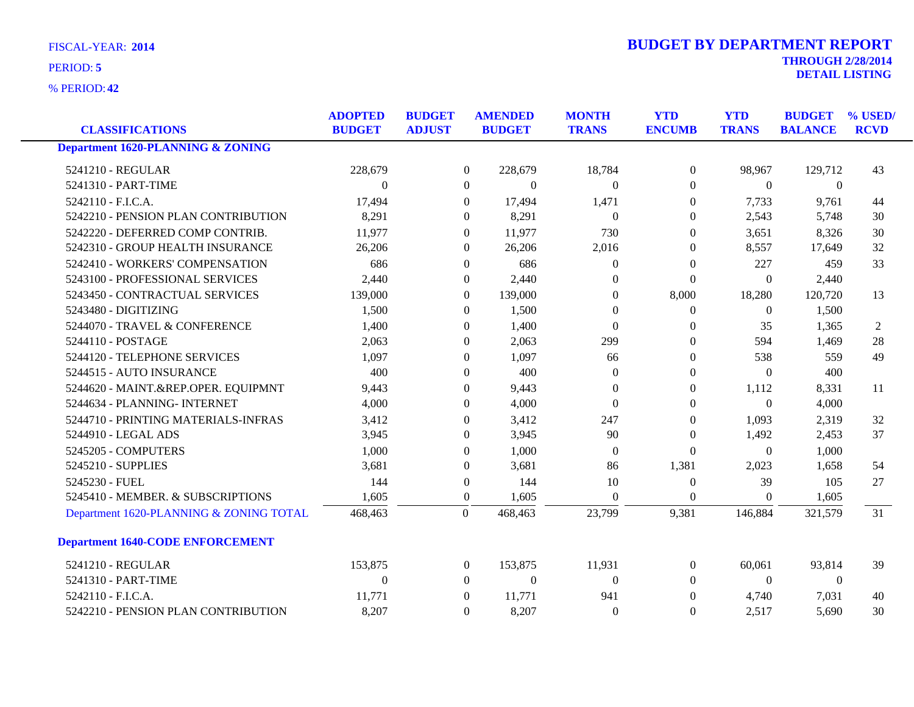FISCAL-YEAR: **2014**

PERIOD: **5**

% PERIOD: **42**

# BUDGET BY DEPARTMENT REPORT

**THROUGH 2/28/2014**

**DETAIL LISTING**

| CLASSIFICATIONS | ADOPTED BUDGET | BUDGET ADJUST | AMENDED BUDGET | MONTH TRANS | YTD ENCUMB | YTD TRANS | BUDGET BALANCE | % USED/ RCVD |
|---|---|---|---|---|---|---|---|---|
| **Department 1620-PLANNING & ZONING** | | | | | | | | |
| 5241210 - REGULAR | 228,679 | 0 | 228,679 | 18,784 | 0 | 98,967 | 129,712 | 43 |
| 5241310 - PART-TIME | 0 | 0 | 0 | 0 | 0 | 0 | 0 | |
| 5242110 - F.I.C.A. | 17,494 | 0 | 17,494 | 1,471 | 0 | 7,733 | 9,761 | 44 |
| 5242210 - PENSION PLAN CONTRIBUTION | 8,291 | 0 | 8,291 | 0 | 0 | 2,543 | 5,748 | 30 |
| 5242220 - DEFERRED COMP CONTRIB. | 11,977 | 0 | 11,977 | 730 | 0 | 3,651 | 8,326 | 30 |
| 5242310 - GROUP HEALTH INSURANCE | 26,206 | 0 | 26,206 | 2,016 | 0 | 8,557 | 17,649 | 32 |
| 5242410 - WORKERS' COMPENSATION | 686 | 0 | 686 | 0 | 0 | 227 | 459 | 33 |
| 5243100 - PROFESSIONAL SERVICES | 2,440 | 0 | 2,440 | 0 | 0 | 0 | 2,440 | |
| 5243450 - CONTRACTUAL SERVICES | 139,000 | 0 | 139,000 | 0 | 8,000 | 18,280 | 120,720 | 13 |
| 5243480 - DIGITIZING | 1,500 | 0 | 1,500 | 0 | 0 | 0 | 1,500 | |
| 5244070 - TRAVEL & CONFERENCE | 1,400 | 0 | 1,400 | 0 | 0 | 35 | 1,365 | 2 |
| 5244110 - POSTAGE | 2,063 | 0 | 2,063 | 299 | 0 | 594 | 1,469 | 28 |
| 5244120 - TELEPHONE SERVICES | 1,097 | 0 | 1,097 | 66 | 0 | 538 | 559 | 49 |
| 5244515 - AUTO INSURANCE | 400 | 0 | 400 | 0 | 0 | 0 | 400 | |
| 5244620 - MAINT.&REP.OPER. EQUIPMNT | 9,443 | 0 | 9,443 | 0 | 0 | 1,112 | 8,331 | 11 |
| 5244634 - PLANNING- INTERNET | 4,000 | 0 | 4,000 | 0 | 0 | 0 | 4,000 | |
| 5244710 - PRINTING MATERIALS-INFRAS | 3,412 | 0 | 3,412 | 247 | 0 | 1,093 | 2,319 | 32 |
| 5244910 - LEGAL ADS | 3,945 | 0 | 3,945 | 90 | 0 | 1,492 | 2,453 | 37 |
| 5245205 - COMPUTERS | 1,000 | 0 | 1,000 | 0 | 0 | 0 | 1,000 | |
| 5245210 - SUPPLIES | 3,681 | 0 | 3,681 | 86 | 1,381 | 2,023 | 1,658 | 54 |
| 5245230 - FUEL | 144 | 0 | 144 | 10 | 0 | 39 | 105 | 27 |
| 5245410 - MEMBER. & SUBSCRIPTIONS | 1,605 | 0 | 1,605 | 0 | 0 | 0 | 1,605 | |
| Department 1620-PLANNING & ZONING TOTAL | 468,463 | 0 | 468,463 | 23,799 | 9,381 | 146,884 | 321,579 | 31 |
| **Department 1640-CODE ENFORCEMENT** | | | | | | | | |
| 5241210 - REGULAR | 153,875 | 0 | 153,875 | 11,931 | 0 | 60,061 | 93,814 | 39 |
| 5241310 - PART-TIME | 0 | 0 | 0 | 0 | 0 | 0 | 0 | |
| 5242110 - F.I.C.A. | 11,771 | 0 | 11,771 | 941 | 0 | 4,740 | 7,031 | 40 |
| 5242210 - PENSION PLAN CONTRIBUTION | 8,207 | 0 | 8,207 | 0 | 0 | 2,517 | 5,690 | 30 |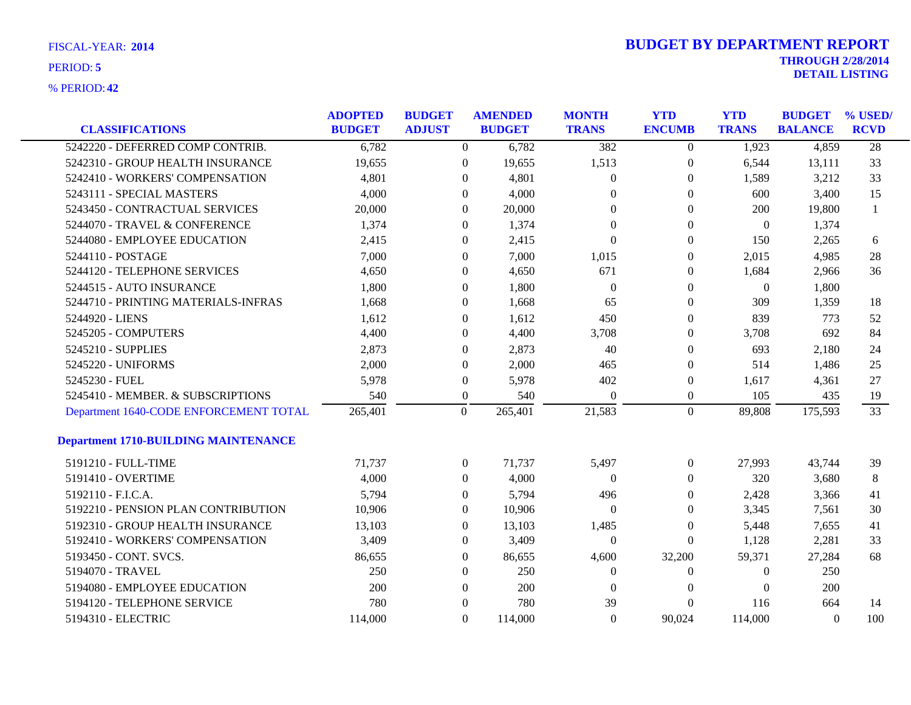FISCAL-YEAR: **2014**

PERIOD: **5**

% PERIOD: **42**

# BUDGET BY DEPARTMENT REPORT

**THROUGH 2/28/2014**

**DETAIL LISTING**

| CLASSIFICATIONS | ADOPTED BUDGET | BUDGET ADJUST | AMENDED BUDGET | MONTH TRANS | YTD ENCUMB | YTD TRANS | BUDGET BALANCE | % USED/ RCVD |
|---|---|---|---|---|---|---|---|---|
| 5242220 - DEFERRED COMP CONTRIB. | 6,782 | 0 | 6,782 | 382 | 0 | 1,923 | 4,859 | 28 |
| 5242310 - GROUP HEALTH INSURANCE | 19,655 | 0 | 19,655 | 1,513 | 0 | 6,544 | 13,111 | 33 |
| 5242410 - WORKERS' COMPENSATION | 4,801 | 0 | 4,801 | 0 | 0 | 1,589 | 3,212 | 33 |
| 5243111 - SPECIAL MASTERS | 4,000 | 0 | 4,000 | 0 | 0 | 600 | 3,400 | 15 |
| 5243450 - CONTRACTUAL SERVICES | 20,000 | 0 | 20,000 | 0 | 0 | 200 | 19,800 | 1 |
| 5244070 - TRAVEL & CONFERENCE | 1,374 | 0 | 1,374 | 0 | 0 | 0 | 1,374 | |
| 5244080 - EMPLOYEE EDUCATION | 2,415 | 0 | 2,415 | 0 | 0 | 150 | 2,265 | 6 |
| 5244110 - POSTAGE | 7,000 | 0 | 7,000 | 1,015 | 0 | 2,015 | 4,985 | 28 |
| 5244120 - TELEPHONE SERVICES | 4,650 | 0 | 4,650 | 671 | 0 | 1,684 | 2,966 | 36 |
| 5244515 - AUTO INSURANCE | 1,800 | 0 | 1,800 | 0 | 0 | 0 | 1,800 | |
| 5244710 - PRINTING MATERIALS-INFRAS | 1,668 | 0 | 1,668 | 65 | 0 | 309 | 1,359 | 18 |
| 5244920 - LIENS | 1,612 | 0 | 1,612 | 450 | 0 | 839 | 773 | 52 |
| 5245205 - COMPUTERS | 4,400 | 0 | 4,400 | 3,708 | 0 | 3,708 | 692 | 84 |
| 5245210 - SUPPLIES | 2,873 | 0 | 2,873 | 40 | 0 | 693 | 2,180 | 24 |
| 5245220 - UNIFORMS | 2,000 | 0 | 2,000 | 465 | 0 | 514 | 1,486 | 25 |
| 5245230 - FUEL | 5,978 | 0 | 5,978 | 402 | 0 | 1,617 | 4,361 | 27 |
| 5245410 - MEMBER. & SUBSCRIPTIONS | 540 | 0 | 540 | 0 | 0 | 105 | 435 | 19 |
| Department 1640-CODE ENFORCEMENT TOTAL | 265,401 | 0 | 265,401 | 21,583 | 0 | 89,808 | 175,593 | 33 |
| **Department 1710-BUILDING MAINTENANCE** | | | | | | | | |
| 5191210 - FULL-TIME | 71,737 | 0 | 71,737 | 5,497 | 0 | 27,993 | 43,744 | 39 |
| 5191410 - OVERTIME | 4,000 | 0 | 4,000 | 0 | 0 | 320 | 3,680 | 8 |
| 5192110 - F.I.C.A. | 5,794 | 0 | 5,794 | 496 | 0 | 2,428 | 3,366 | 41 |
| 5192210 - PENSION PLAN CONTRIBUTION | 10,906 | 0 | 10,906 | 0 | 0 | 3,345 | 7,561 | 30 |
| 5192310 - GROUP HEALTH INSURANCE | 13,103 | 0 | 13,103 | 1,485 | 0 | 5,448 | 7,655 | 41 |
| 5192410 - WORKERS' COMPENSATION | 3,409 | 0 | 3,409 | 0 | 0 | 1,128 | 2,281 | 33 |
| 5193450 - CONT. SVCS. | 86,655 | 0 | 86,655 | 4,600 | 32,200 | 59,371 | 27,284 | 68 |
| 5194070 - TRAVEL | 250 | 0 | 250 | 0 | 0 | 0 | 250 | |
| 5194080 - EMPLOYEE EDUCATION | 200 | 0 | 200 | 0 | 0 | 0 | 200 | |
| 5194120 - TELEPHONE SERVICE | 780 | 0 | 780 | 39 | 0 | 116 | 664 | 14 |
| 5194310 - ELECTRIC | 114,000 | 0 | 114,000 | 0 | 90,024 | 114,000 | 0 | 100 |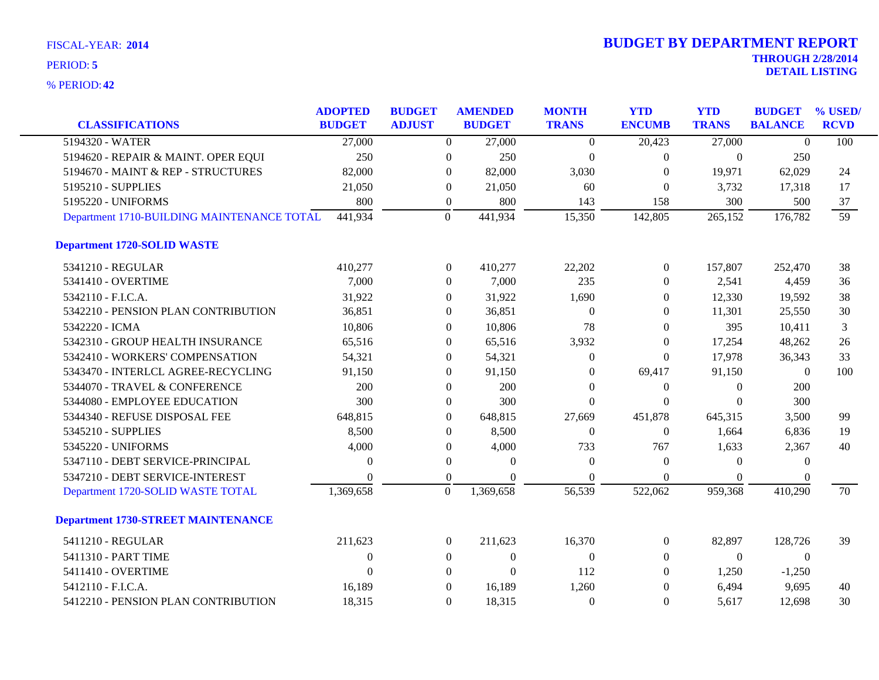FISCAL-YEAR: **2014**

PERIOD: **5**

% PERIOD: **42**

# BUDGET BY DEPARTMENT REPORT

**THROUGH 2/28/2014**

**DETAIL LISTING**

| CLASSIFICATIONS | ADOPTED BUDGET | BUDGET ADJUST | AMENDED BUDGET | MONTH TRANS | YTD ENCUMB | YTD TRANS | BUDGET BALANCE | % USED/ RCVD |
|---|---|---|---|---|---|---|---|---|
| 5194320 - WATER | 27,000 | 0 | 27,000 | 0 | 20,423 | 27,000 | 0 | 100 |
| 5194620 - REPAIR & MAINT. OPER EQUI | 250 | 0 | 250 | 0 | 0 | 0 | 250 | |
| 5194670 - MAINT & REP - STRUCTURES | 82,000 | 0 | 82,000 | 3,030 | 0 | 19,971 | 62,029 | 24 |
| 5195210 - SUPPLIES | 21,050 | 0 | 21,050 | 60 | 0 | 3,732 | 17,318 | 17 |
| 5195220 - UNIFORMS | 800 | 0 | 800 | 143 | 158 | 300 | 500 | 37 |
| Department 1710-BUILDING MAINTENANCE TOTAL | 441,934 | 0 | 441,934 | 15,350 | 142,805 | 265,152 | 176,782 | 59 |
| **Department 1720-SOLID WASTE** | | | | | | | | |
| 5341210 - REGULAR | 410,277 | 0 | 410,277 | 22,202 | 0 | 157,807 | 252,470 | 38 |
| 5341410 - OVERTIME | 7,000 | 0 | 7,000 | 235 | 0 | 2,541 | 4,459 | 36 |
| 5342110 - F.I.C.A. | 31,922 | 0 | 31,922 | 1,690 | 0 | 12,330 | 19,592 | 38 |
| 5342210 - PENSION PLAN CONTRIBUTION | 36,851 | 0 | 36,851 | 0 | 0 | 11,301 | 25,550 | 30 |
| 5342220 - ICMA | 10,806 | 0 | 10,806 | 78 | 0 | 395 | 10,411 | 3 |
| 5342310 - GROUP HEALTH INSURANCE | 65,516 | 0 | 65,516 | 3,932 | 0 | 17,254 | 48,262 | 26 |
| 5342410 - WORKERS' COMPENSATION | 54,321 | 0 | 54,321 | 0 | 0 | 17,978 | 36,343 | 33 |
| 5343470 - INTERLCL AGREE-RECYCLING | 91,150 | 0 | 91,150 | 0 | 69,417 | 91,150 | 0 | 100 |
| 5344070 - TRAVEL & CONFERENCE | 200 | 0 | 200 | 0 | 0 | 0 | 200 | |
| 5344080 - EMPLOYEE EDUCATION | 300 | 0 | 300 | 0 | 0 | 0 | 300 | |
| 5344340 - REFUSE DISPOSAL FEE | 648,815 | 0 | 648,815 | 27,669 | 451,878 | 645,315 | 3,500 | 99 |
| 5345210 - SUPPLIES | 8,500 | 0 | 8,500 | 0 | 0 | 1,664 | 6,836 | 19 |
| 5345220 - UNIFORMS | 4,000 | 0 | 4,000 | 733 | 767 | 1,633 | 2,367 | 40 |
| 5347110 - DEBT SERVICE-PRINCIPAL | 0 | 0 | 0 | 0 | 0 | 0 | 0 | |
| 5347210 - DEBT SERVICE-INTEREST | 0 | 0 | 0 | 0 | 0 | 0 | 0 | |
| Department 1720-SOLID WASTE TOTAL | 1,369,658 | 0 | 1,369,658 | 56,539 | 522,062 | 959,368 | 410,290 | 70 |
| **Department 1730-STREET MAINTENANCE** | | | | | | | | |
| 5411210 - REGULAR | 211,623 | 0 | 211,623 | 16,370 | 0 | 82,897 | 128,726 | 39 |
| 5411310 - PART TIME | 0 | 0 | 0 | 0 | 0 | 0 | 0 | |
| 5411410 - OVERTIME | 0 | 0 | 0 | 112 | 0 | 1,250 | -1,250 | |
| 5412110 - F.I.C.A. | 16,189 | 0 | 16,189 | 1,260 | 0 | 6,494 | 9,695 | 40 |
| 5412210 - PENSION PLAN CONTRIBUTION | 18,315 | 0 | 18,315 | 0 | 0 | 5,617 | 12,698 | 30 |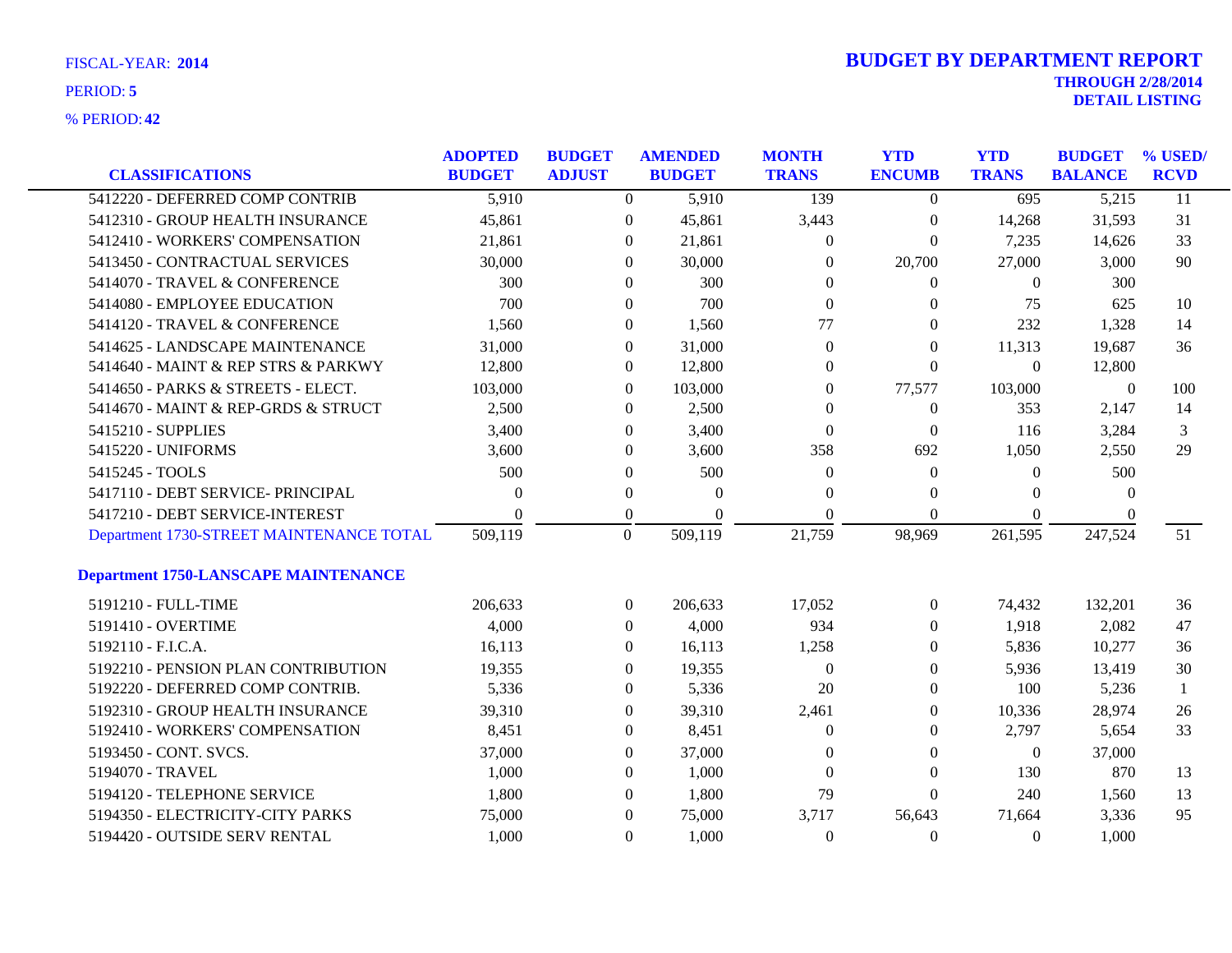FISCAL-YEAR: **2014**

PERIOD: **5**

% PERIOD: **42**

# BUDGET BY DEPARTMENT REPORT

**THROUGH 2/28/2014**

**DETAIL LISTING**

| CLASSIFICATIONS | ADOPTED BUDGET | BUDGET ADJUST | AMENDED BUDGET | MONTH TRANS | YTD ENCUMB | YTD TRANS | BUDGET BALANCE | % USED/ RCVD |
|---|---|---|---|---|---|---|---|---|
| 5412220 - DEFERRED COMP CONTRIB | 5,910 | 0 | 5,910 | 139 | 0 | 695 | 5,215 | 11 |
| 5412310 - GROUP HEALTH INSURANCE | 45,861 | 0 | 45,861 | 3,443 | 0 | 14,268 | 31,593 | 31 |
| 5412410 - WORKERS' COMPENSATION | 21,861 | 0 | 21,861 | 0 | 0 | 7,235 | 14,626 | 33 |
| 5413450 - CONTRACTUAL SERVICES | 30,000 | 0 | 30,000 | 0 | 20,700 | 27,000 | 3,000 | 90 |
| 5414070 - TRAVEL & CONFERENCE | 300 | 0 | 300 | 0 | 0 | 0 | 300 | |
| 5414080 - EMPLOYEE EDUCATION | 700 | 0 | 700 | 0 | 0 | 75 | 625 | 10 |
| 5414120 - TRAVEL & CONFERENCE | 1,560 | 0 | 1,560 | 77 | 0 | 232 | 1,328 | 14 |
| 5414625 - LANDSCAPE MAINTENANCE | 31,000 | 0 | 31,000 | 0 | 0 | 11,313 | 19,687 | 36 |
| 5414640 - MAINT & REP STRS & PARKWY | 12,800 | 0 | 12,800 | 0 | 0 | 0 | 12,800 | |
| 5414650 - PARKS & STREETS - ELECT. | 103,000 | 0 | 103,000 | 0 | 77,577 | 103,000 | 0 | 100 |
| 5414670 - MAINT & REP-GRDS & STRUCT | 2,500 | 0 | 2,500 | 0 | 0 | 353 | 2,147 | 14 |
| 5415210 - SUPPLIES | 3,400 | 0 | 3,400 | 0 | 0 | 116 | 3,284 | 3 |
| 5415220 - UNIFORMS | 3,600 | 0 | 3,600 | 358 | 692 | 1,050 | 2,550 | 29 |
| 5415245 - TOOLS | 500 | 0 | 500 | 0 | 0 | 0 | 500 | |
| 5417110 - DEBT SERVICE- PRINCIPAL | 0 | 0 | 0 | 0 | 0 | 0 | 0 | |
| 5417210 - DEBT SERVICE-INTEREST | 0 | 0 | 0 | 0 | 0 | 0 | 0 | |
| Department 1730-STREET MAINTENANCE TOTAL | 509,119 | 0 | 509,119 | 21,759 | 98,969 | 261,595 | 247,524 | 51 |
| **Department 1750-LANSCAPE MAINTENANCE** | | | | | | | | |
| 5191210 - FULL-TIME | 206,633 | 0 | 206,633 | 17,052 | 0 | 74,432 | 132,201 | 36 |
| 5191410 - OVERTIME | 4,000 | 0 | 4,000 | 934 | 0 | 1,918 | 2,082 | 47 |
| 5192110 - F.I.C.A. | 16,113 | 0 | 16,113 | 1,258 | 0 | 5,836 | 10,277 | 36 |
| 5192210 - PENSION PLAN CONTRIBUTION | 19,355 | 0 | 19,355 | 0 | 0 | 5,936 | 13,419 | 30 |
| 5192220 - DEFERRED COMP CONTRIB. | 5,336 | 0 | 5,336 | 20 | 0 | 100 | 5,236 | 1 |
| 5192310 - GROUP HEALTH INSURANCE | 39,310 | 0 | 39,310 | 2,461 | 0 | 10,336 | 28,974 | 26 |
| 5192410 - WORKERS' COMPENSATION | 8,451 | 0 | 8,451 | 0 | 0 | 2,797 | 5,654 | 33 |
| 5193450 - CONT. SVCS. | 37,000 | 0 | 37,000 | 0 | 0 | 0 | 37,000 | |
| 5194070 - TRAVEL | 1,000 | 0 | 1,000 | 0 | 0 | 130 | 870 | 13 |
| 5194120 - TELEPHONE SERVICE | 1,800 | 0 | 1,800 | 79 | 0 | 240 | 1,560 | 13 |
| 5194350 - ELECTRICITY-CITY PARKS | 75,000 | 0 | 75,000 | 3,717 | 56,643 | 71,664 | 3,336 | 95 |
| 5194420 - OUTSIDE SERV RENTAL | 1,000 | 0 | 1,000 | 0 | 0 | 0 | 1,000 | |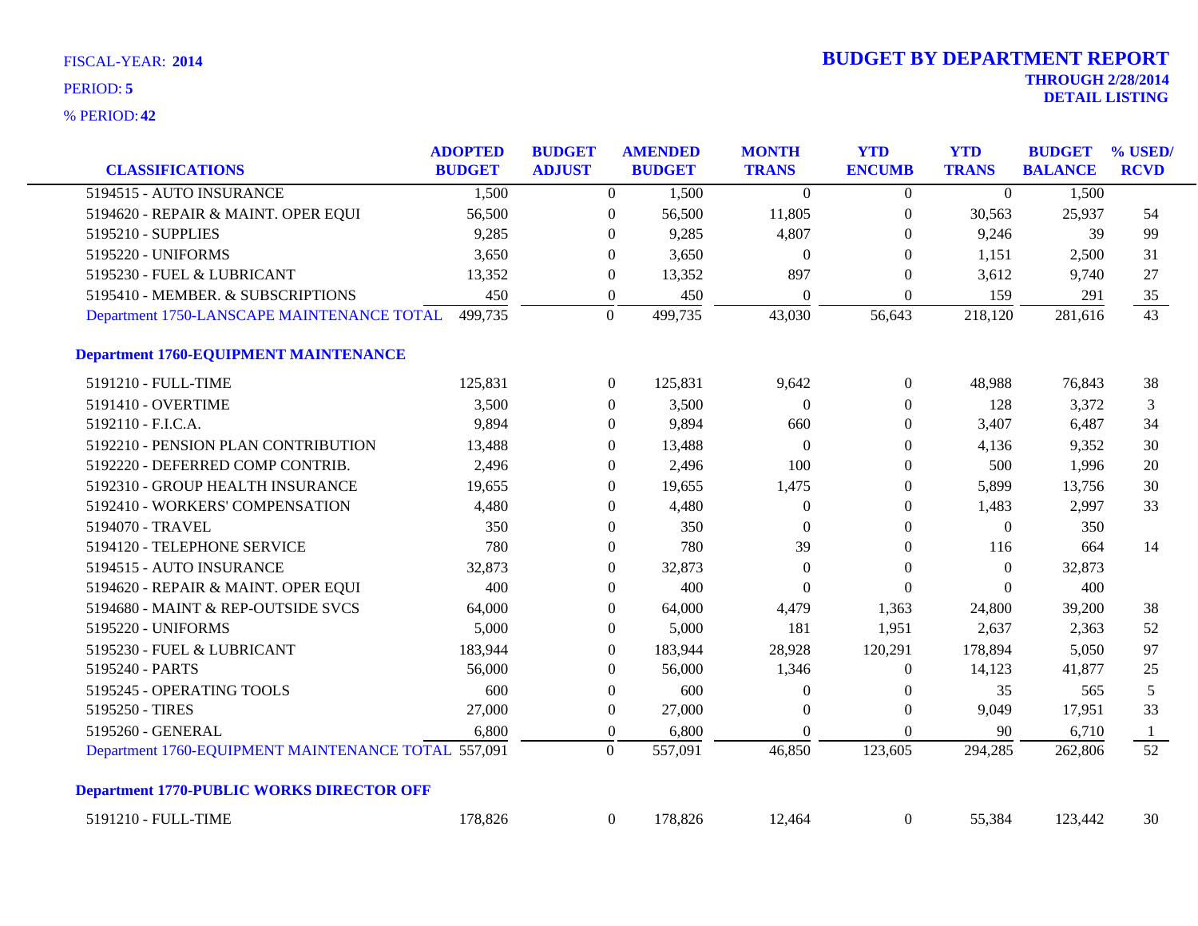FISCAL-YEAR: **2014**

PERIOD: **5**

% PERIOD: **42**

# BUDGET BY DEPARTMENT REPORT

**THROUGH 2/28/2014**
**DETAIL LISTING**

| CLASSIFICATIONS | ADOPTED BUDGET | BUDGET ADJUST | AMENDED BUDGET | MONTH TRANS | YTD ENCUMB | YTD TRANS | BUDGET BALANCE | % USED/ RCVD |
|---|---|---|---|---|---|---|---|---|
| 5194515 - AUTO INSURANCE | 1,500 | 0 | 1,500 | 0 | 0 | 0 | 1,500 | |
| 5194620 - REPAIR & MAINT. OPER EQUI | 56,500 | 0 | 56,500 | 11,805 | 0 | 30,563 | 25,937 | 54 |
| 5195210 - SUPPLIES | 9,285 | 0 | 9,285 | 4,807 | 0 | 9,246 | 39 | 99 |
| 5195220 - UNIFORMS | 3,650 | 0 | 3,650 | 0 | 0 | 1,151 | 2,500 | 31 |
| 5195230 - FUEL & LUBRICANT | 13,352 | 0 | 13,352 | 897 | 0 | 3,612 | 9,740 | 27 |
| 5195410 - MEMBER. & SUBSCRIPTIONS | 450 | 0 | 450 | 0 | 0 | 159 | 291 | 35 |
| Department 1750-LANSCAPE MAINTENANCE TOTAL | 499,735 | 0 | 499,735 | 43,030 | 56,643 | 218,120 | 281,616 | 43 |
| **Department 1760-EQUIPMENT MAINTENANCE** | | | | | | | | |
| 5191210 - FULL-TIME | 125,831 | 0 | 125,831 | 9,642 | 0 | 48,988 | 76,843 | 38 |
| 5191410 - OVERTIME | 3,500 | 0 | 3,500 | 0 | 0 | 128 | 3,372 | 3 |
| 5192110 - F.I.C.A. | 9,894 | 0 | 9,894 | 660 | 0 | 3,407 | 6,487 | 34 |
| 5192210 - PENSION PLAN CONTRIBUTION | 13,488 | 0 | 13,488 | 0 | 0 | 4,136 | 9,352 | 30 |
| 5192220 - DEFERRED COMP CONTRIB. | 2,496 | 0 | 2,496 | 100 | 0 | 500 | 1,996 | 20 |
| 5192310 - GROUP HEALTH INSURANCE | 19,655 | 0 | 19,655 | 1,475 | 0 | 5,899 | 13,756 | 30 |
| 5192410 - WORKERS' COMPENSATION | 4,480 | 0 | 4,480 | 0 | 0 | 1,483 | 2,997 | 33 |
| 5194070 - TRAVEL | 350 | 0 | 350 | 0 | 0 | 0 | 350 | |
| 5194120 - TELEPHONE SERVICE | 780 | 0 | 780 | 39 | 0 | 116 | 664 | 14 |
| 5194515 - AUTO INSURANCE | 32,873 | 0 | 32,873 | 0 | 0 | 0 | 32,873 | |
| 5194620 - REPAIR & MAINT. OPER EQUI | 400 | 0 | 400 | 0 | 0 | 0 | 400 | |
| 5194680 - MAINT & REP-OUTSIDE SVCS | 64,000 | 0 | 64,000 | 4,479 | 1,363 | 24,800 | 39,200 | 38 |
| 5195220 - UNIFORMS | 5,000 | 0 | 5,000 | 181 | 1,951 | 2,637 | 2,363 | 52 |
| 5195230 - FUEL & LUBRICANT | 183,944 | 0 | 183,944 | 28,928 | 120,291 | 178,894 | 5,050 | 97 |
| 5195240 - PARTS | 56,000 | 0 | 56,000 | 1,346 | 0 | 14,123 | 41,877 | 25 |
| 5195245 - OPERATING TOOLS | 600 | 0 | 600 | 0 | 0 | 35 | 565 | 5 |
| 5195250 - TIRES | 27,000 | 0 | 27,000 | 0 | 0 | 9,049 | 17,951 | 33 |
| 5195260 - GENERAL | 6,800 | 0 | 6,800 | 0 | 0 | 90 | 6,710 | 1 |
| Department 1760-EQUIPMENT MAINTENANCE TOTAL | 557,091 | 0 | 557,091 | 46,850 | 123,605 | 294,285 | 262,806 | 52 |
| **Department 1770-PUBLIC WORKS DIRECTOR OFF** | | | | | | | | |
| 5191210 - FULL-TIME | 178,826 | 0 | 178,826 | 12,464 | 0 | 55,384 | 123,442 | 30 |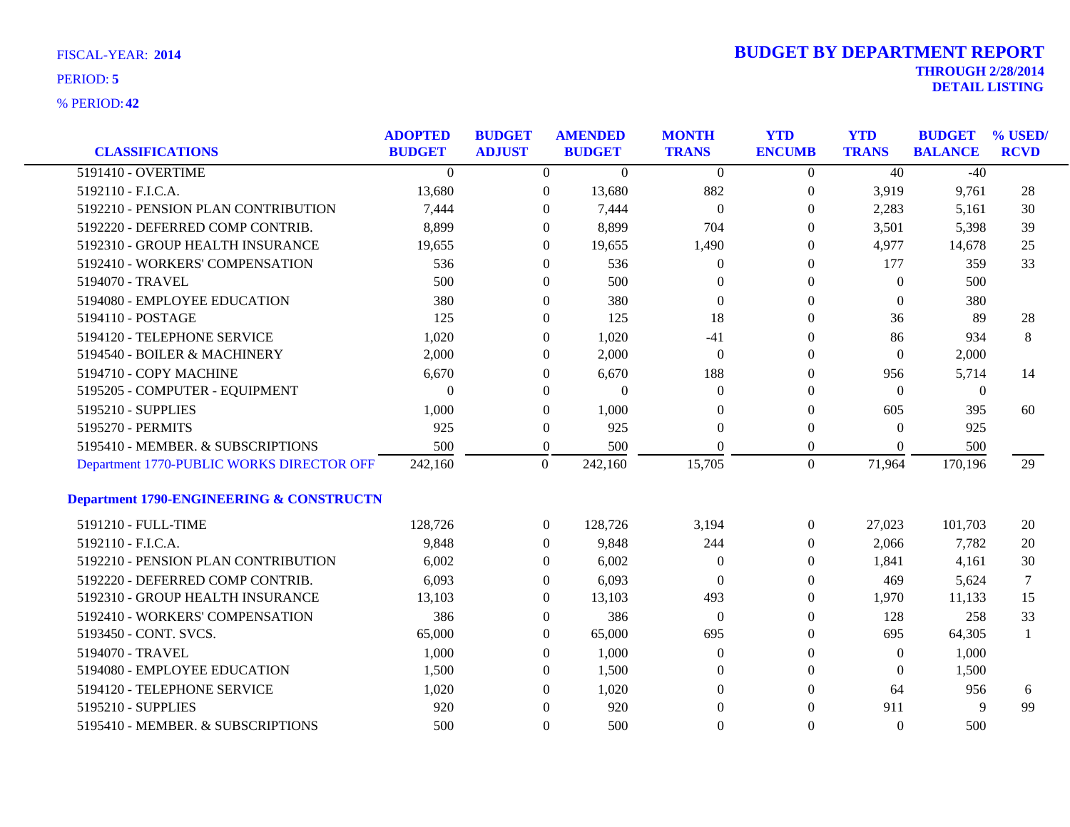FISCAL-YEAR: **2014**

PERIOD: **5**

% PERIOD: **42**

# BUDGET BY DEPARTMENT REPORT

**THROUGH 2/28/2014**

**DETAIL LISTING**

| CLASSIFICATIONS | ADOPTED BUDGET | BUDGET ADJUST | AMENDED BUDGET | MONTH TRANS | YTD ENCUMB | YTD TRANS | BUDGET BALANCE | % USED/ RCVD |
|---|---|---|---|---|---|---|---|---|
| 5191410 - OVERTIME | 0 | 0 | 0 | 0 | 0 | 40 | -40 | |
| 5192110 - F.I.C.A. | 13,680 | 0 | 13,680 | 882 | 0 | 3,919 | 9,761 | 28 |
| 5192210 - PENSION PLAN CONTRIBUTION | 7,444 | 0 | 7,444 | 0 | 0 | 2,283 | 5,161 | 30 |
| 5192220 - DEFERRED COMP CONTRIB. | 8,899 | 0 | 8,899 | 704 | 0 | 3,501 | 5,398 | 39 |
| 5192310 - GROUP HEALTH INSURANCE | 19,655 | 0 | 19,655 | 1,490 | 0 | 4,977 | 14,678 | 25 |
| 5192410 - WORKERS' COMPENSATION | 536 | 0 | 536 | 0 | 0 | 177 | 359 | 33 |
| 5194070 - TRAVEL | 500 | 0 | 500 | 0 | 0 | 0 | 500 | |
| 5194080 - EMPLOYEE EDUCATION | 380 | 0 | 380 | 0 | 0 | 0 | 380 | |
| 5194110 - POSTAGE | 125 | 0 | 125 | 18 | 0 | 36 | 89 | 28 |
| 5194120 - TELEPHONE SERVICE | 1,020 | 0 | 1,020 | -41 | 0 | 86 | 934 | 8 |
| 5194540 - BOILER & MACHINERY | 2,000 | 0 | 2,000 | 0 | 0 | 0 | 2,000 | |
| 5194710 - COPY MACHINE | 6,670 | 0 | 6,670 | 188 | 0 | 956 | 5,714 | 14 |
| 5195205 - COMPUTER - EQUIPMENT | 0 | 0 | 0 | 0 | 0 | 0 | 0 | |
| 5195210 - SUPPLIES | 1,000 | 0 | 1,000 | 0 | 0 | 605 | 395 | 60 |
| 5195270 - PERMITS | 925 | 0 | 925 | 0 | 0 | 0 | 925 | |
| 5195410 - MEMBER. & SUBSCRIPTIONS | 500 | 0 | 500 | 0 | 0 | 0 | 500 | |
| Department 1770-PUBLIC WORKS DIRECTOR OFF | 242,160 | 0 | 242,160 | 15,705 | 0 | 71,964 | 170,196 | 29 |
| **Department 1790-ENGINEERING & CONSTRUCTN** | | | | | | | | |
| 5191210 - FULL-TIME | 128,726 | 0 | 128,726 | 3,194 | 0 | 27,023 | 101,703 | 20 |
| 5192110 - F.I.C.A. | 9,848 | 0 | 9,848 | 244 | 0 | 2,066 | 7,782 | 20 |
| 5192210 - PENSION PLAN CONTRIBUTION | 6,002 | 0 | 6,002 | 0 | 0 | 1,841 | 4,161 | 30 |
| 5192220 - DEFERRED COMP CONTRIB. | 6,093 | 0 | 6,093 | 0 | 0 | 469 | 5,624 | 7 |
| 5192310 - GROUP HEALTH INSURANCE | 13,103 | 0 | 13,103 | 493 | 0 | 1,970 | 11,133 | 15 |
| 5192410 - WORKERS' COMPENSATION | 386 | 0 | 386 | 0 | 0 | 128 | 258 | 33 |
| 5193450 - CONT. SVCS. | 65,000 | 0 | 65,000 | 695 | 0 | 695 | 64,305 | 1 |
| 5194070 - TRAVEL | 1,000 | 0 | 1,000 | 0 | 0 | 0 | 1,000 | |
| 5194080 - EMPLOYEE EDUCATION | 1,500 | 0 | 1,500 | 0 | 0 | 0 | 1,500 | |
| 5194120 - TELEPHONE SERVICE | 1,020 | 0 | 1,020 | 0 | 0 | 64 | 956 | 6 |
| 5195210 - SUPPLIES | 920 | 0 | 920 | 0 | 0 | 911 | 9 | 99 |
| 5195410 - MEMBER. & SUBSCRIPTIONS | 500 | 0 | 500 | 0 | 0 | 0 | 500 | |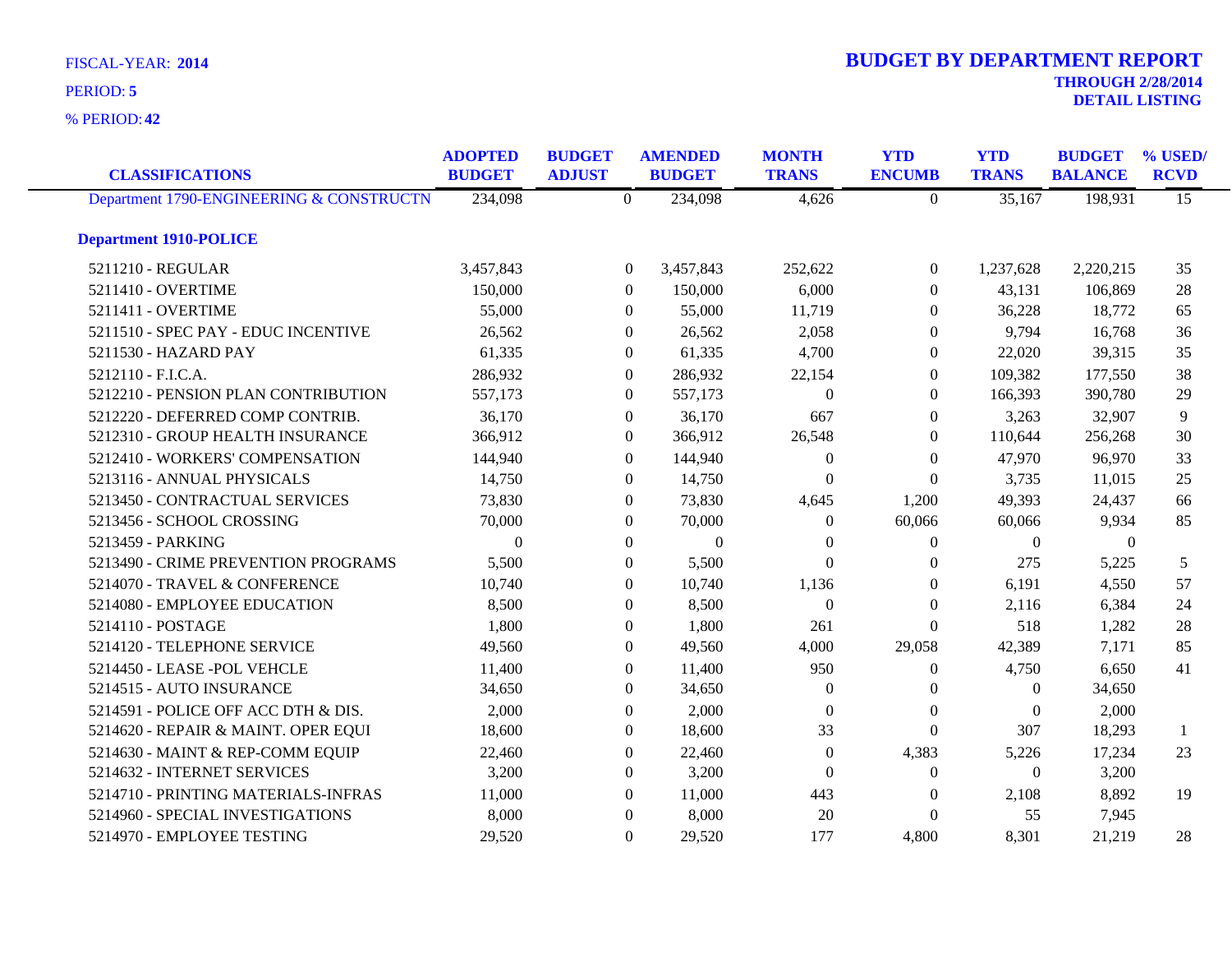FISCAL-YEAR: **2014**

PERIOD: **5**

% PERIOD: **42**

# BUDGET BY DEPARTMENT REPORT

**THROUGH 2/28/2014**

**DETAIL LISTING**

| CLASSIFICATIONS | ADOPTED BUDGET | BUDGET ADJUST | AMENDED BUDGET | MONTH TRANS | YTD ENCUMB | YTD TRANS | BUDGET BALANCE | % USED/ RCVD |
|---|---|---|---|---|---|---|---|---|
| Department 1790-ENGINEERING & CONSTRUCTN | 234,098 | 0 | 234,098 | 4,626 | 0 | 35,167 | 198,931 | 15 |
| **Department 1910-POLICE** | | | | | | | | |
| 5211210 - REGULAR | 3,457,843 | 0 | 3,457,843 | 252,622 | 0 | 1,237,628 | 2,220,215 | 35 |
| 5211410 - OVERTIME | 150,000 | 0 | 150,000 | 6,000 | 0 | 43,131 | 106,869 | 28 |
| 5211411 - OVERTIME | 55,000 | 0 | 55,000 | 11,719 | 0 | 36,228 | 18,772 | 65 |
| 5211510 - SPEC PAY - EDUC INCENTIVE | 26,562 | 0 | 26,562 | 2,058 | 0 | 9,794 | 16,768 | 36 |
| 5211530 - HAZARD PAY | 61,335 | 0 | 61,335 | 4,700 | 0 | 22,020 | 39,315 | 35 |
| 5212110 - F.I.C.A. | 286,932 | 0 | 286,932 | 22,154 | 0 | 109,382 | 177,550 | 38 |
| 5212210 - PENSION PLAN CONTRIBUTION | 557,173 | 0 | 557,173 | 0 | 0 | 166,393 | 390,780 | 29 |
| 5212220 - DEFERRED COMP CONTRIB. | 36,170 | 0 | 36,170 | 667 | 0 | 3,263 | 32,907 | 9 |
| 5212310 - GROUP HEALTH INSURANCE | 366,912 | 0 | 366,912 | 26,548 | 0 | 110,644 | 256,268 | 30 |
| 5212410 - WORKERS' COMPENSATION | 144,940 | 0 | 144,940 | 0 | 0 | 47,970 | 96,970 | 33 |
| 5213116 - ANNUAL PHYSICALS | 14,750 | 0 | 14,750 | 0 | 0 | 3,735 | 11,015 | 25 |
| 5213450 - CONTRACTUAL SERVICES | 73,830 | 0 | 73,830 | 4,645 | 1,200 | 49,393 | 24,437 | 66 |
| 5213456 - SCHOOL CROSSING | 70,000 | 0 | 70,000 | 0 | 60,066 | 60,066 | 9,934 | 85 |
| 5213459 - PARKING | 0 | 0 | 0 | 0 | 0 | 0 | 0 | |
| 5213490 - CRIME PREVENTION PROGRAMS | 5,500 | 0 | 5,500 | 0 | 0 | 275 | 5,225 | 5 |
| 5214070 - TRAVEL & CONFERENCE | 10,740 | 0 | 10,740 | 1,136 | 0 | 6,191 | 4,550 | 57 |
| 5214080 - EMPLOYEE EDUCATION | 8,500 | 0 | 8,500 | 0 | 0 | 2,116 | 6,384 | 24 |
| 5214110 - POSTAGE | 1,800 | 0 | 1,800 | 261 | 0 | 518 | 1,282 | 28 |
| 5214120 - TELEPHONE SERVICE | 49,560 | 0 | 49,560 | 4,000 | 29,058 | 42,389 | 7,171 | 85 |
| 5214450 - LEASE -POL VEHCLE | 11,400 | 0 | 11,400 | 950 | 0 | 4,750 | 6,650 | 41 |
| 5214515 - AUTO INSURANCE | 34,650 | 0 | 34,650 | 0 | 0 | 0 | 34,650 | |
| 5214591 - POLICE OFF ACC DTH & DIS. | 2,000 | 0 | 2,000 | 0 | 0 | 0 | 2,000 | |
| 5214620 - REPAIR & MAINT. OPER EQUI | 18,600 | 0 | 18,600 | 33 | 0 | 307 | 18,293 | 1 |
| 5214630 - MAINT & REP-COMM EQUIP | 22,460 | 0 | 22,460 | 0 | 4,383 | 5,226 | 17,234 | 23 |
| 5214632 - INTERNET SERVICES | 3,200 | 0 | 3,200 | 0 | 0 | 0 | 3,200 | |
| 5214710 - PRINTING MATERIALS-INFRAS | 11,000 | 0 | 11,000 | 443 | 0 | 2,108 | 8,892 | 19 |
| 5214960 - SPECIAL INVESTIGATIONS | 8,000 | 0 | 8,000 | 20 | 0 | 55 | 7,945 | |
| 5214970 - EMPLOYEE TESTING | 29,520 | 0 | 29,520 | 177 | 4,800 | 8,301 | 21,219 | 28 |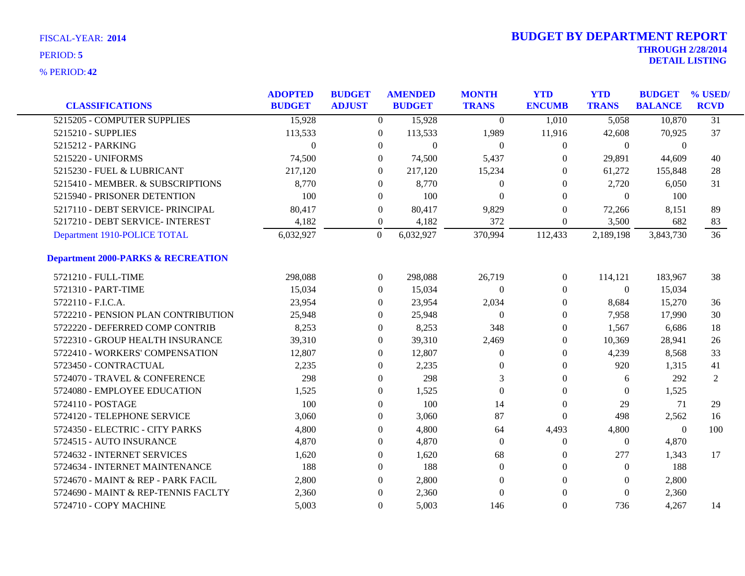FISCAL-YEAR: **2014**

PERIOD: **5**

% PERIOD: **42**

# BUDGET BY DEPARTMENT REPORT

**THROUGH 2/28/2014**

**DETAIL LISTING**

| CLASSIFICATIONS | ADOPTED BUDGET | BUDGET ADJUST | AMENDED BUDGET | MONTH TRANS | YTD ENCUMB | YTD TRANS | BUDGET BALANCE | % USED/ RCVD |
|---|---|---|---|---|---|---|---|---|
| 5215205 - COMPUTER SUPPLIES | 15,928 | 0 | 15,928 | 0 | 1,010 | 5,058 | 10,870 | 31 |
| 5215210 - SUPPLIES | 113,533 | 0 | 113,533 | 1,989 | 11,916 | 42,608 | 70,925 | 37 |
| 5215212 - PARKING | 0 | 0 | 0 | 0 | 0 | 0 | 0 | |
| 5215220 - UNIFORMS | 74,500 | 0 | 74,500 | 5,437 | 0 | 29,891 | 44,609 | 40 |
| 5215230 - FUEL & LUBRICANT | 217,120 | 0 | 217,120 | 15,234 | 0 | 61,272 | 155,848 | 28 |
| 5215410 - MEMBER. & SUBSCRIPTIONS | 8,770 | 0 | 8,770 | 0 | 0 | 2,720 | 6,050 | 31 |
| 5215940 - PRISONER DETENTION | 100 | 0 | 100 | 0 | 0 | 0 | 100 | |
| 5217110 - DEBT SERVICE- PRINCIPAL | 80,417 | 0 | 80,417 | 9,829 | 0 | 72,266 | 8,151 | 89 |
| 5217210 - DEBT SERVICE- INTEREST | 4,182 | 0 | 4,182 | 372 | 0 | 3,500 | 682 | 83 |
| Department 1910-POLICE TOTAL | 6,032,927 | 0 | 6,032,927 | 370,994 | 112,433 | 2,189,198 | 3,843,730 | 36 |
| **Department 2000-PARKS & RECREATION** | | | | | | | | |
| 5721210 - FULL-TIME | 298,088 | 0 | 298,088 | 26,719 | 0 | 114,121 | 183,967 | 38 |
| 5721310 - PART-TIME | 15,034 | 0 | 15,034 | 0 | 0 | 0 | 15,034 | |
| 5722110 - F.I.C.A. | 23,954 | 0 | 23,954 | 2,034 | 0 | 8,684 | 15,270 | 36 |
| 5722210 - PENSION PLAN CONTRIBUTION | 25,948 | 0 | 25,948 | 0 | 0 | 7,958 | 17,990 | 30 |
| 5722220 - DEFERRED COMP CONTRIB | 8,253 | 0 | 8,253 | 348 | 0 | 1,567 | 6,686 | 18 |
| 5722310 - GROUP HEALTH INSURANCE | 39,310 | 0 | 39,310 | 2,469 | 0 | 10,369 | 28,941 | 26 |
| 5722410 - WORKERS' COMPENSATION | 12,807 | 0 | 12,807 | 0 | 0 | 4,239 | 8,568 | 33 |
| 5723450 - CONTRACTUAL | 2,235 | 0 | 2,235 | 0 | 0 | 920 | 1,315 | 41 |
| 5724070 - TRAVEL & CONFERENCE | 298 | 0 | 298 | 3 | 0 | 6 | 292 | 2 |
| 5724080 - EMPLOYEE EDUCATION | 1,525 | 0 | 1,525 | 0 | 0 | 0 | 1,525 | |
| 5724110 - POSTAGE | 100 | 0 | 100 | 14 | 0 | 29 | 71 | 29 |
| 5724120 - TELEPHONE SERVICE | 3,060 | 0 | 3,060 | 87 | 0 | 498 | 2,562 | 16 |
| 5724350 - ELECTRIC - CITY PARKS | 4,800 | 0 | 4,800 | 64 | 4,493 | 4,800 | 0 | 100 |
| 5724515 - AUTO INSURANCE | 4,870 | 0 | 4,870 | 0 | 0 | 0 | 4,870 | |
| 5724632 - INTERNET SERVICES | 1,620 | 0 | 1,620 | 68 | 0 | 277 | 1,343 | 17 |
| 5724634 - INTERNET MAINTENANCE | 188 | 0 | 188 | 0 | 0 | 0 | 188 | |
| 5724670 - MAINT & REP - PARK FACIL | 2,800 | 0 | 2,800 | 0 | 0 | 0 | 2,800 | |
| 5724690 - MAINT & REP-TENNIS FACLTY | 2,360 | 0 | 2,360 | 0 | 0 | 0 | 2,360 | |
| 5724710 - COPY MACHINE | 5,003 | 0 | 5,003 | 146 | 0 | 736 | 4,267 | 14 |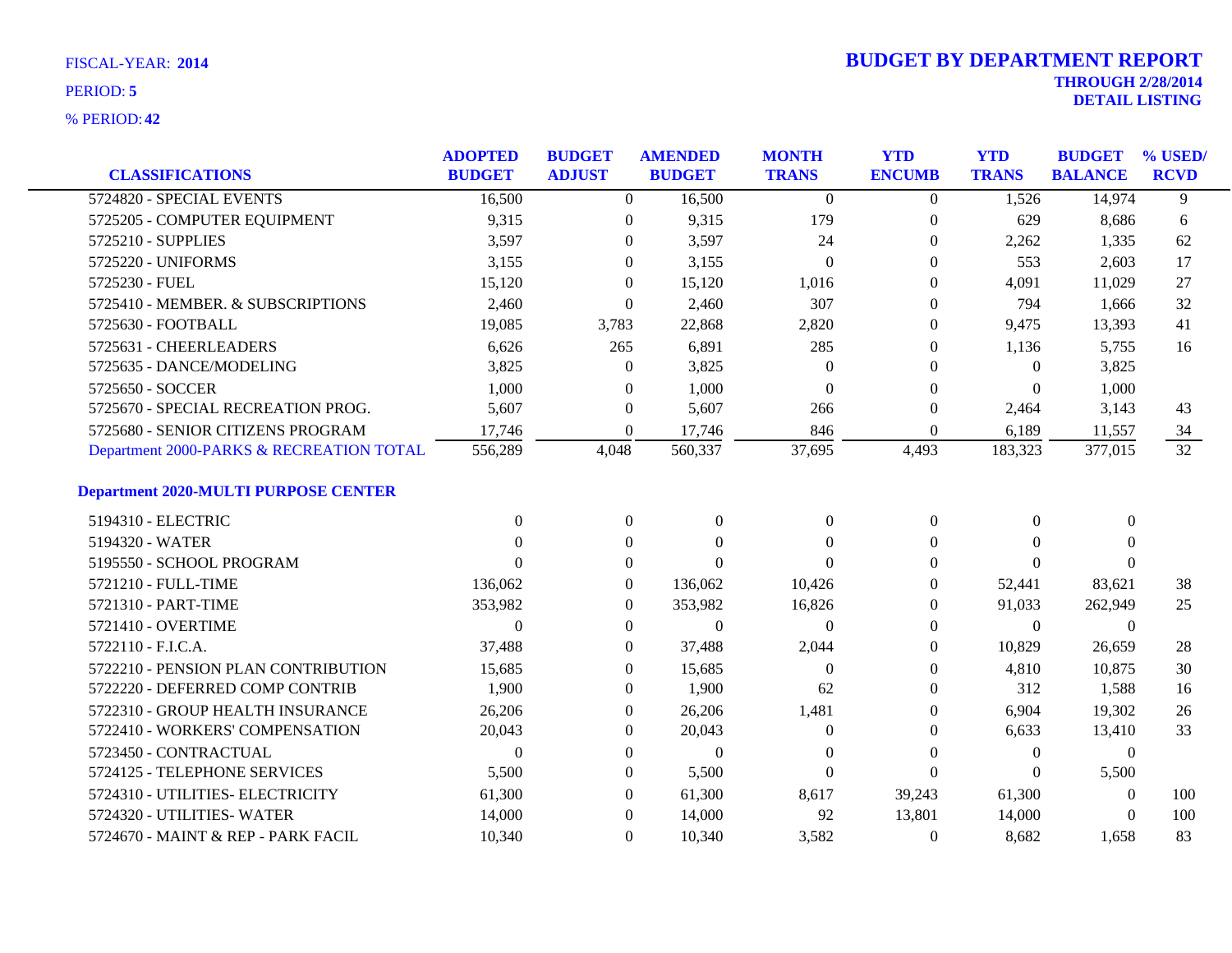FISCAL-YEAR: **2014**

PERIOD: **5**

% PERIOD: **42**

# BUDGET BY DEPARTMENT REPORT

**THROUGH 2/28/2014**

**DETAIL LISTING**

| CLASSIFICATIONS | ADOPTED BUDGET | BUDGET ADJUST | AMENDED BUDGET | MONTH TRANS | YTD ENCUMB | YTD TRANS | BUDGET BALANCE | % USED/ RCVD |
|---|---|---|---|---|---|---|---|---|
| 5724820 - SPECIAL EVENTS | 16,500 | 0 | 16,500 | 0 | 0 | 1,526 | 14,974 | 9 |
| 5725205 - COMPUTER EQUIPMENT | 9,315 | 0 | 9,315 | 179 | 0 | 629 | 8,686 | 6 |
| 5725210 - SUPPLIES | 3,597 | 0 | 3,597 | 24 | 0 | 2,262 | 1,335 | 62 |
| 5725220 - UNIFORMS | 3,155 | 0 | 3,155 | 0 | 0 | 553 | 2,603 | 17 |
| 5725230 - FUEL | 15,120 | 0 | 15,120 | 1,016 | 0 | 4,091 | 11,029 | 27 |
| 5725410 - MEMBER. & SUBSCRIPTIONS | 2,460 | 0 | 2,460 | 307 | 0 | 794 | 1,666 | 32 |
| 5725630 - FOOTBALL | 19,085 | 3,783 | 22,868 | 2,820 | 0 | 9,475 | 13,393 | 41 |
| 5725631 - CHEERLEADERS | 6,626 | 265 | 6,891 | 285 | 0 | 1,136 | 5,755 | 16 |
| 5725635 - DANCE/MODELING | 3,825 | 0 | 3,825 | 0 | 0 | 0 | 3,825 | |
| 5725650 - SOCCER | 1,000 | 0 | 1,000 | 0 | 0 | 0 | 1,000 | |
| 5725670 - SPECIAL RECREATION PROG. | 5,607 | 0 | 5,607 | 266 | 0 | 2,464 | 3,143 | 43 |
| 5725680 - SENIOR CITIZENS PROGRAM | 17,746 | 0 | 17,746 | 846 | 0 | 6,189 | 11,557 | 34 |
| Department 2000-PARKS & RECREATION TOTAL | 556,289 | 4,048 | 560,337 | 37,695 | 4,493 | 183,323 | 377,015 | 32 |
| **Department 2020-MULTI PURPOSE CENTER** | | | | | | | | |
| 5194310 - ELECTRIC | 0 | 0 | 0 | 0 | 0 | 0 | 0 | |
| 5194320 - WATER | 0 | 0 | 0 | 0 | 0 | 0 | 0 | |
| 5195550 - SCHOOL PROGRAM | 0 | 0 | 0 | 0 | 0 | 0 | 0 | |
| 5721210 - FULL-TIME | 136,062 | 0 | 136,062 | 10,426 | 0 | 52,441 | 83,621 | 38 |
| 5721310 - PART-TIME | 353,982 | 0 | 353,982 | 16,826 | 0 | 91,033 | 262,949 | 25 |
| 5721410 - OVERTIME | 0 | 0 | 0 | 0 | 0 | 0 | 0 | |
| 5722110 - F.I.C.A. | 37,488 | 0 | 37,488 | 2,044 | 0 | 10,829 | 26,659 | 28 |
| 5722210 - PENSION PLAN CONTRIBUTION | 15,685 | 0 | 15,685 | 0 | 0 | 4,810 | 10,875 | 30 |
| 5722220 - DEFERRED COMP CONTRIB | 1,900 | 0 | 1,900 | 62 | 0 | 312 | 1,588 | 16 |
| 5722310 - GROUP HEALTH INSURANCE | 26,206 | 0 | 26,206 | 1,481 | 0 | 6,904 | 19,302 | 26 |
| 5722410 - WORKERS' COMPENSATION | 20,043 | 0 | 20,043 | 0 | 0 | 6,633 | 13,410 | 33 |
| 5723450 - CONTRACTUAL | 0 | 0 | 0 | 0 | 0 | 0 | 0 | |
| 5724125 - TELEPHONE SERVICES | 5,500 | 0 | 5,500 | 0 | 0 | 0 | 5,500 | |
| 5724310 - UTILITIES- ELECTRICITY | 61,300 | 0 | 61,300 | 8,617 | 39,243 | 61,300 | 0 | 100 |
| 5724320 - UTILITIES- WATER | 14,000 | 0 | 14,000 | 92 | 13,801 | 14,000 | 0 | 100 |
| 5724670 - MAINT & REP - PARK FACIL | 10,340 | 0 | 10,340 | 3,582 | 0 | 8,682 | 1,658 | 83 |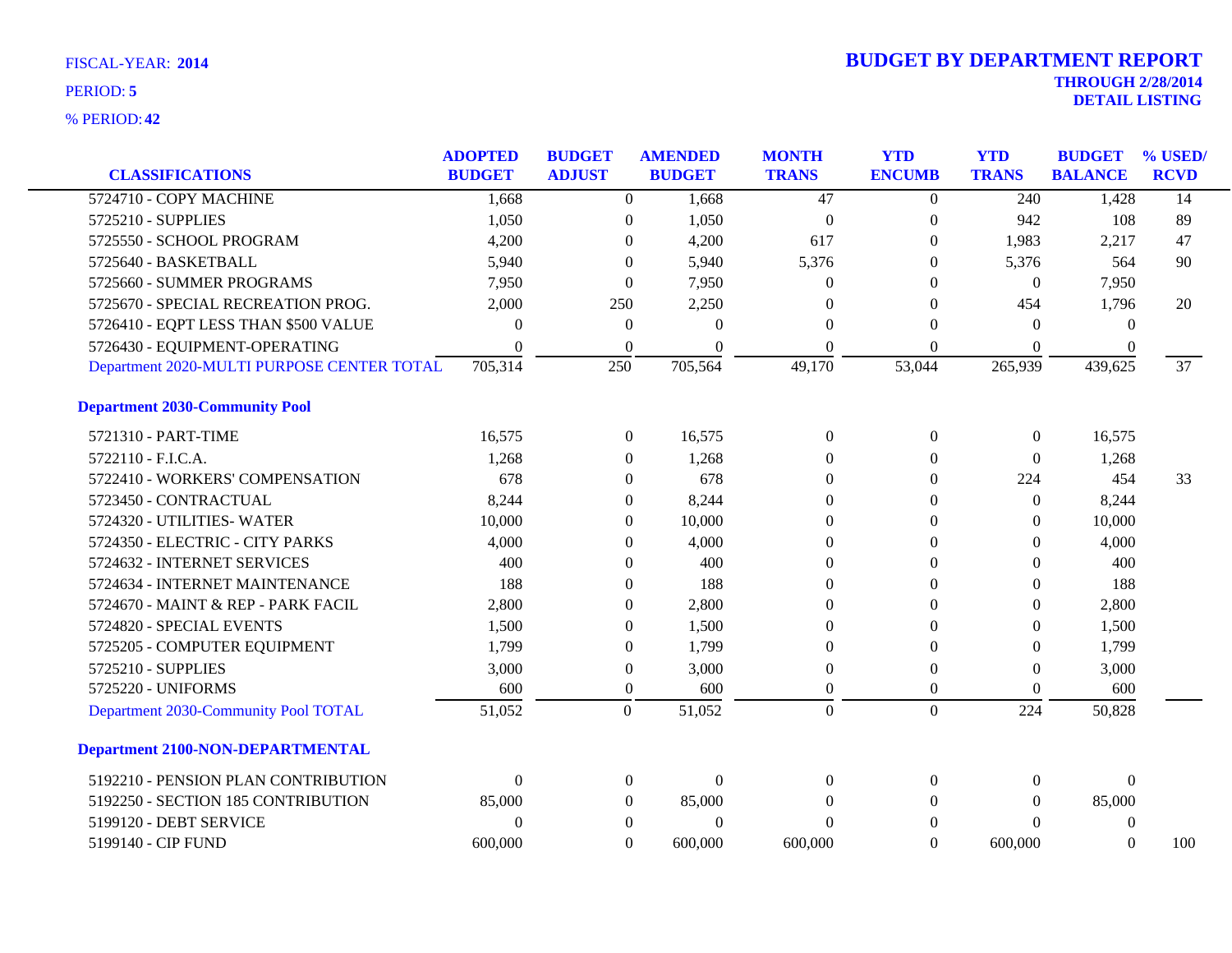FISCAL-YEAR: **2014**

PERIOD: **5**

% PERIOD: **42**

# BUDGET BY DEPARTMENT REPORT

**THROUGH 2/28/2014**
**DETAIL LISTING**

| CLASSIFICATIONS | ADOPTED BUDGET | BUDGET ADJUST | AMENDED BUDGET | MONTH TRANS | YTD ENCUMB | YTD TRANS | BUDGET BALANCE | % USED/ RCVD |
|---|---|---|---|---|---|---|---|---|
| 5724710 - COPY MACHINE | 1,668 | 0 | 1,668 | 47 | 0 | 240 | 1,428 | 14 |
| 5725210 - SUPPLIES | 1,050 | 0 | 1,050 | 0 | 0 | 942 | 108 | 89 |
| 5725550 - SCHOOL PROGRAM | 4,200 | 0 | 4,200 | 617 | 0 | 1,983 | 2,217 | 47 |
| 5725640 - BASKETBALL | 5,940 | 0 | 5,940 | 5,376 | 0 | 5,376 | 564 | 90 |
| 5725660 - SUMMER PROGRAMS | 7,950 | 0 | 7,950 | 0 | 0 | 0 | 7,950 | |
| 5725670 - SPECIAL RECREATION PROG. | 2,000 | 250 | 2,250 | 0 | 0 | 454 | 1,796 | 20 |
| 5726410 - EQPT LESS THAN $500 VALUE | 0 | 0 | 0 | 0 | 0 | 0 | 0 | |
| 5726430 - EQUIPMENT-OPERATING | 0 | 0 | 0 | 0 | 0 | 0 | 0 | |
| Department 2020-MULTI PURPOSE CENTER TOTAL | 705,314 | 250 | 705,564 | 49,170 | 53,044 | 265,939 | 439,625 | 37 |
| **Department 2030-Community Pool** | | | | | | | | |
| 5721310 - PART-TIME | 16,575 | 0 | 16,575 | 0 | 0 | 0 | 16,575 | |
| 5722110 - F.I.C.A. | 1,268 | 0 | 1,268 | 0 | 0 | 0 | 1,268 | |
| 5722410 - WORKERS' COMPENSATION | 678 | 0 | 678 | 0 | 0 | 224 | 454 | 33 |
| 5723450 - CONTRACTUAL | 8,244 | 0 | 8,244 | 0 | 0 | 0 | 8,244 | |
| 5724320 - UTILITIES- WATER | 10,000 | 0 | 10,000 | 0 | 0 | 0 | 10,000 | |
| 5724350 - ELECTRIC - CITY PARKS | 4,000 | 0 | 4,000 | 0 | 0 | 0 | 4,000 | |
| 5724632 - INTERNET SERVICES | 400 | 0 | 400 | 0 | 0 | 0 | 400 | |
| 5724634 - INTERNET MAINTENANCE | 188 | 0 | 188 | 0 | 0 | 0 | 188 | |
| 5724670 - MAINT & REP - PARK FACIL | 2,800 | 0 | 2,800 | 0 | 0 | 0 | 2,800 | |
| 5724820 - SPECIAL EVENTS | 1,500 | 0 | 1,500 | 0 | 0 | 0 | 1,500 | |
| 5725205 - COMPUTER EQUIPMENT | 1,799 | 0 | 1,799 | 0 | 0 | 0 | 1,799 | |
| 5725210 - SUPPLIES | 3,000 | 0 | 3,000 | 0 | 0 | 0 | 3,000 | |
| 5725220 - UNIFORMS | 600 | 0 | 600 | 0 | 0 | 0 | 600 | |
| Department 2030-Community Pool TOTAL | 51,052 | 0 | 51,052 | 0 | 0 | 224 | 50,828 | |
| **Department 2100-NON-DEPARTMENTAL** | | | | | | | | |
| 5192210 - PENSION PLAN CONTRIBUTION | 0 | 0 | 0 | 0 | 0 | 0 | 0 | |
| 5192250 - SECTION 185 CONTRIBUTION | 85,000 | 0 | 85,000 | 0 | 0 | 0 | 85,000 | |
| 5199120 - DEBT SERVICE | 0 | 0 | 0 | 0 | 0 | 0 | 0 | |
| 5199140 - CIP FUND | 600,000 | 0 | 600,000 | 600,000 | 0 | 600,000 | 0 | 100 |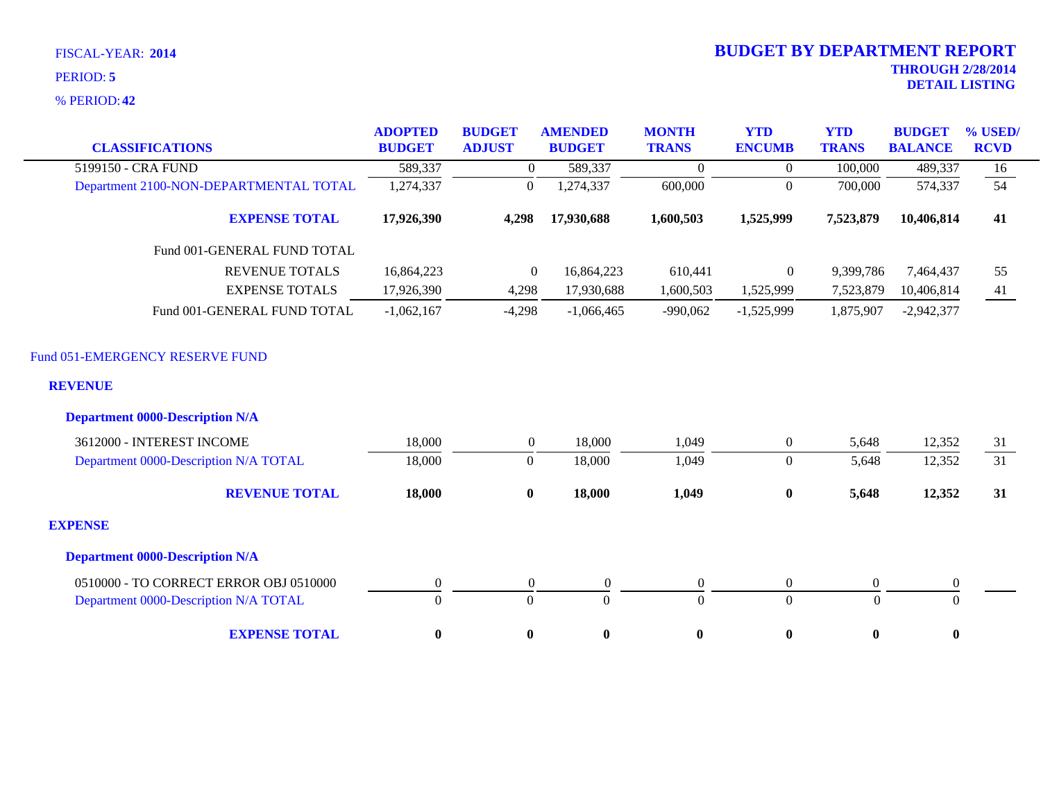FISCAL-YEAR: **2014**

PERIOD: **5**

% PERIOD: **42**

# BUDGET BY DEPARTMENT REPORT

**THROUGH 2/28/2014**
**DETAIL LISTING**

| CLASSIFICATIONS | ADOPTED BUDGET | BUDGET ADJUST | AMENDED BUDGET | MONTH TRANS | YTD ENCUMB | YTD TRANS | BUDGET BALANCE | % USED/ RCVD |
|---|---|---|---|---|---|---|---|---|
| 5199150 - CRA FUND | 589,337 | 0 | 589,337 | 0 | 0 | 100,000 | 489,337 | 16 |
| Department 2100-NON-DEPARTMENTAL TOTAL | 1,274,337 | 0 | 1,274,337 | 600,000 | 0 | 700,000 | 574,337 | 54 |
| **EXPENSE TOTAL** | **17,926,390** | **4,298** | **17,930,688** | **1,600,503** | **1,525,999** | **7,523,879** | **10,406,814** | **41** |
| Fund 001-GENERAL FUND TOTAL | | | | | | | | |
| REVENUE TOTALS | 16,864,223 | 0 | 16,864,223 | 610,441 | 0 | 9,399,786 | 7,464,437 | 55 |
| EXPENSE TOTALS | 17,926,390 | 4,298 | 17,930,688 | 1,600,503 | 1,525,999 | 7,523,879 | 10,406,814 | 41 |
| Fund 001-GENERAL FUND TOTAL | -1,062,167 | -4,298 | -1,066,465 | -990,062 | -1,525,999 | 1,875,907 | -2,942,377 | |
| Fund 051-EMERGENCY RESERVE FUND | | | | | | | | |
| **REVENUE** | | | | | | | | |
| **Department 0000-Description N/A** | | | | | | | | |
| 3612000 - INTEREST INCOME | 18,000 | 0 | 18,000 | 1,049 | 0 | 5,648 | 12,352 | 31 |
| Department 0000-Description N/A TOTAL | 18,000 | 0 | 18,000 | 1,049 | 0 | 5,648 | 12,352 | 31 |
| **REVENUE TOTAL** | **18,000** | **0** | **18,000** | **1,049** | **0** | **5,648** | **12,352** | **31** |
| **EXPENSE** | | | | | | | | |
| **Department 0000-Description N/A** | | | | | | | | |
| 0510000 - TO CORRECT ERROR OBJ 0510000 | 0 | 0 | 0 | 0 | 0 | 0 | 0 | |
| Department 0000-Description N/A TOTAL | 0 | 0 | 0 | 0 | 0 | 0 | 0 | |
| **EXPENSE TOTAL** | **0** | **0** | **0** | **0** | **0** | **0** | **0** | |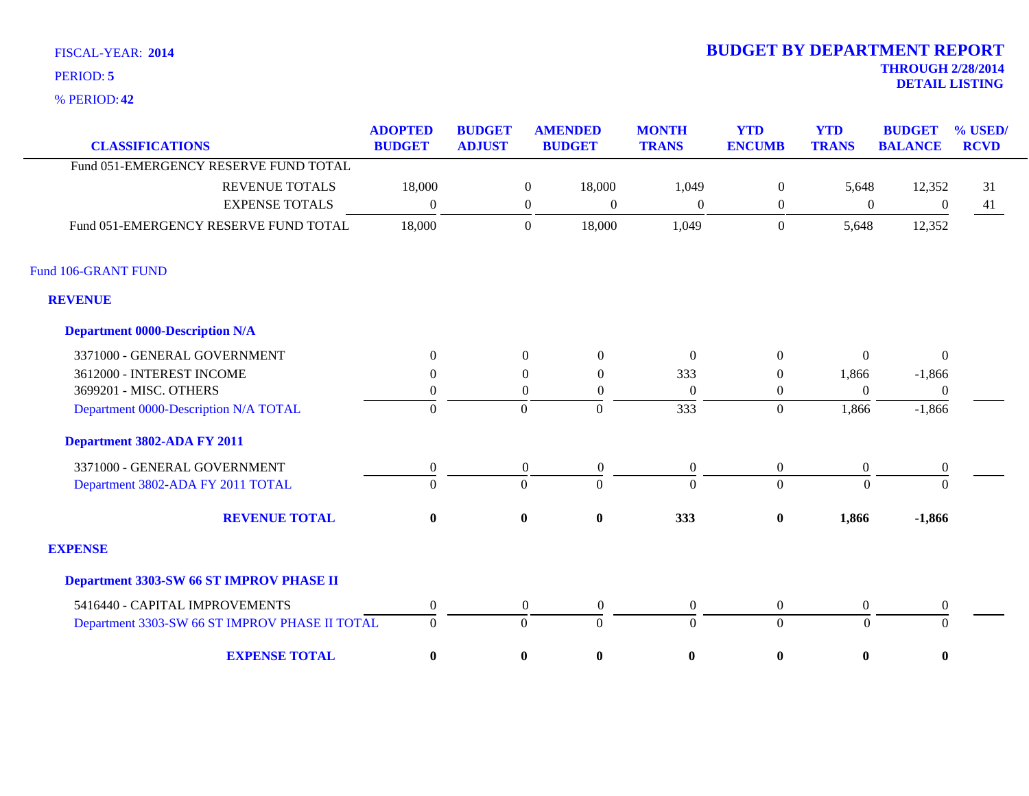FISCAL-YEAR: **2014**

PERIOD: **5**

% PERIOD: **42**

# BUDGET BY DEPARTMENT REPORT

**THROUGH 2/28/2014**

**DETAIL LISTING**

| CLASSIFICATIONS | ADOPTED BUDGET | BUDGET ADJUST | AMENDED BUDGET | MONTH TRANS | YTD ENCUMB | YTD TRANS | BUDGET BALANCE | % USED/ RCVD |
|---|---|---|---|---|---|---|---|---|
| Fund 051-EMERGENCY RESERVE FUND TOTAL | | | | | | | | |
| REVENUE TOTALS | 18,000 | 0 | 18,000 | 1,049 | 0 | 5,648 | 12,352 | 31 |
| EXPENSE TOTALS | 0 | 0 | 0 | 0 | 0 | 0 | 0 | 41 |
| Fund 051-EMERGENCY RESERVE FUND TOTAL | 18,000 | 0 | 18,000 | 1,049 | 0 | 5,648 | 12,352 | |
| **Fund 106-GRANT FUND** | | | | | | | | |
| **REVENUE** | | | | | | | | |
| **Department 0000-Description N/A** | | | | | | | | |
| 3371000 - GENERAL GOVERNMENT | 0 | 0 | 0 | 0 | 0 | 0 | 0 | |
| 3612000 - INTEREST INCOME | 0 | 0 | 0 | 333 | 0 | 1,866 | -1,866 | |
| 3699201 - MISC. OTHERS | 0 | 0 | 0 | 0 | 0 | 0 | 0 | |
| Department 0000-Description N/A TOTAL | 0 | 0 | 0 | 333 | 0 | 1,866 | -1,866 | |
| **Department 3802-ADA FY 2011** | | | | | | | | |
| 3371000 - GENERAL GOVERNMENT | 0 | 0 | 0 | 0 | 0 | 0 | 0 | |
| Department 3802-ADA FY 2011 TOTAL | 0 | 0 | 0 | 0 | 0 | 0 | 0 | |
| **REVENUE TOTAL** | **0** | **0** | **0** | **333** | **0** | **1,866** | **-1,866** | |
| **EXPENSE** | | | | | | | | |
| **Department 3303-SW 66 ST IMPROV PHASE II** | | | | | | | | |
| 5416440 - CAPITAL IMPROVEMENTS | 0 | 0 | 0 | 0 | 0 | 0 | 0 | |
| Department 3303-SW 66 ST IMPROV PHASE II TOTAL | 0 | 0 | 0 | 0 | 0 | 0 | 0 | |
| **EXPENSE TOTAL** | **0** | **0** | **0** | **0** | **0** | **0** | **0** | |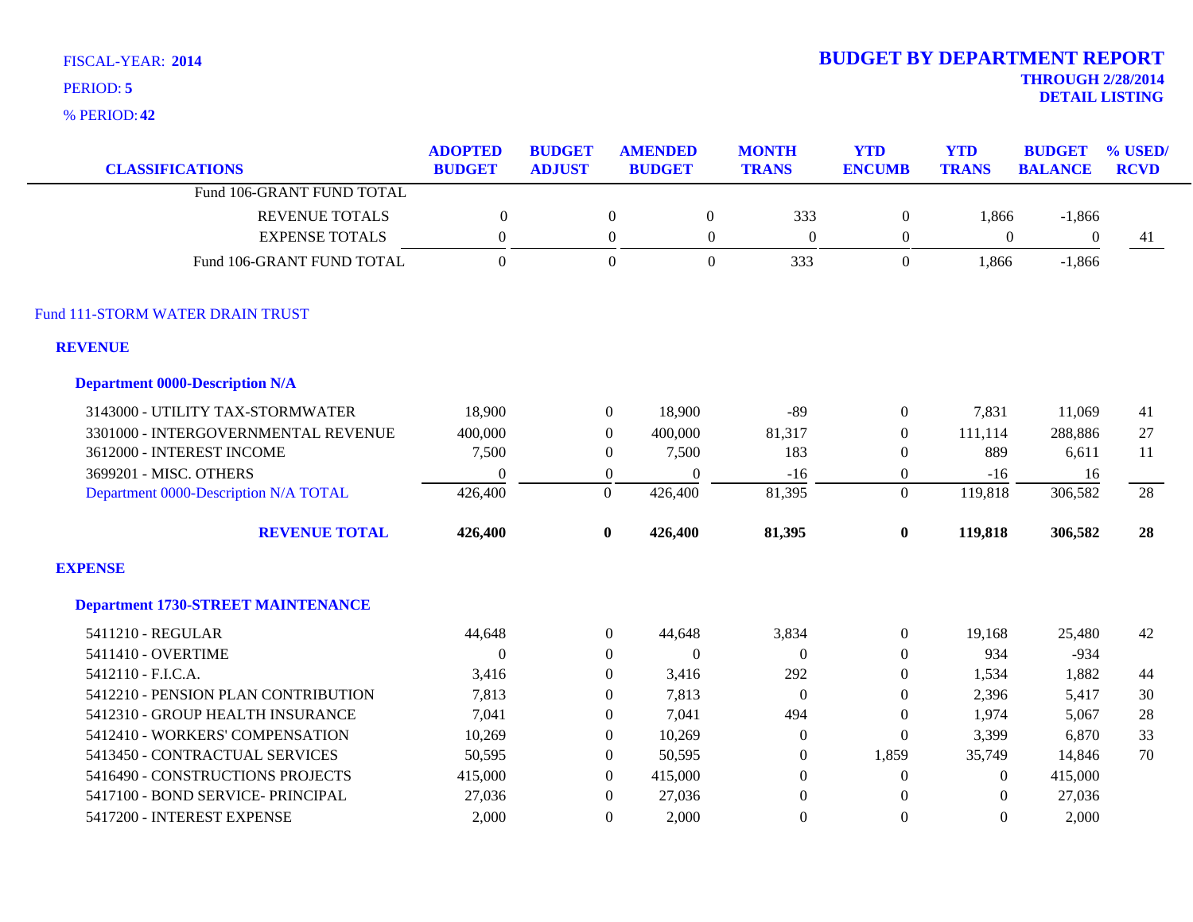FISCAL-YEAR: **2014**

PERIOD: **5**

% PERIOD: **42**

# BUDGET BY DEPARTMENT REPORT

**THROUGH 2/28/2014**
**DETAIL LISTING**

| CLASSIFICATIONS | ADOPTED BUDGET | BUDGET ADJUST | AMENDED BUDGET | MONTH TRANS | YTD ENCUMB | YTD TRANS | BUDGET BALANCE | % USED/ RCVD |
|---|---|---|---|---|---|---|---|---|
| Fund 106-GRANT FUND TOTAL | | | | | | | | |
| REVENUE TOTALS | 0 | 0 | 0 | 333 | 0 | 1,866 | -1,866 | |
| EXPENSE TOTALS | 0 | 0 | 0 | 0 | 0 | 0 | 0 | 41 |
| Fund 106-GRANT FUND TOTAL | 0 | 0 | 0 | 333 | 0 | 1,866 | -1,866 | |
| **Fund 111-STORM WATER DRAIN TRUST** | | | | | | | | |
| **REVENUE** | | | | | | | | |
| **Department 0000-Description N/A** | | | | | | | | |
| 3143000 - UTILITY TAX-STORMWATER | 18,900 | 0 | 18,900 | -89 | 0 | 7,831 | 11,069 | 41 |
| 3301000 - INTERGOVERNMENTAL REVENUE | 400,000 | 0 | 400,000 | 81,317 | 0 | 111,114 | 288,886 | 27 |
| 3612000 - INTEREST INCOME | 7,500 | 0 | 7,500 | 183 | 0 | 889 | 6,611 | 11 |
| 3699201 - MISC. OTHERS | 0 | 0 | 0 | -16 | 0 | -16 | 16 | |
| Department 0000-Description N/A TOTAL | 426,400 | 0 | 426,400 | 81,395 | 0 | 119,818 | 306,582 | 28 |
| **REVENUE TOTAL** | **426,400** | **0** | **426,400** | **81,395** | **0** | **119,818** | **306,582** | **28** |
| **EXPENSE** | | | | | | | | |
| **Department 1730-STREET MAINTENANCE** | | | | | | | | |
| 5411210 - REGULAR | 44,648 | 0 | 44,648 | 3,834 | 0 | 19,168 | 25,480 | 42 |
| 5411410 - OVERTIME | 0 | 0 | 0 | 0 | 0 | 934 | -934 | |
| 5412110 - F.I.C.A. | 3,416 | 0 | 3,416 | 292 | 0 | 1,534 | 1,882 | 44 |
| 5412210 - PENSION PLAN CONTRIBUTION | 7,813 | 0 | 7,813 | 0 | 0 | 2,396 | 5,417 | 30 |
| 5412310 - GROUP HEALTH INSURANCE | 7,041 | 0 | 7,041 | 494 | 0 | 1,974 | 5,067 | 28 |
| 5412410 - WORKERS' COMPENSATION | 10,269 | 0 | 10,269 | 0 | 0 | 3,399 | 6,870 | 33 |
| 5413450 - CONTRACTUAL SERVICES | 50,595 | 0 | 50,595 | 0 | 1,859 | 35,749 | 14,846 | 70 |
| 5416490 - CONSTRUCTIONS PROJECTS | 415,000 | 0 | 415,000 | 0 | 0 | 0 | 415,000 | |
| 5417100 - BOND SERVICE- PRINCIPAL | 27,036 | 0 | 27,036 | 0 | 0 | 0 | 27,036 | |
| 5417200 - INTEREST EXPENSE | 2,000 | 0 | 2,000 | 0 | 0 | 0 | 2,000 | |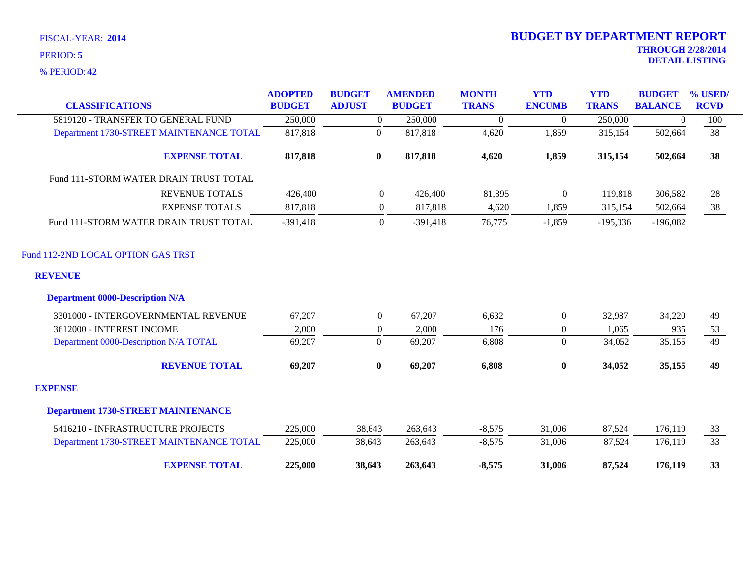FISCAL-YEAR: **2014**

PERIOD: **5**

% PERIOD: **42**

## BUDGET BY DEPARTMENT REPORT

**THROUGH 2/28/2014**

**DETAIL LISTING**

| CLASSIFICATIONS | ADOPTED BUDGET | BUDGET ADJUST | AMENDED BUDGET | MONTH TRANS | YTD ENCUMB | YTD TRANS | BUDGET BALANCE | % USED/ RCVD |
|---|---|---|---|---|---|---|---|---|
| 5819120 - TRANSFER TO GENERAL FUND | 250,000 | 0 | 250,000 | 0 | 0 | 250,000 | 0 | 100 |
| Department 1730-STREET MAINTENANCE TOTAL | 817,818 | 0 | 817,818 | 4,620 | 1,859 | 315,154 | 502,664 | 38 |
| **EXPENSE TOTAL** | **817,818** | **0** | **817,818** | **4,620** | **1,859** | **315,154** | **502,664** | **38** |
| Fund 111-STORM WATER DRAIN TRUST TOTAL | | | | | | | | |
| REVENUE TOTALS | 426,400 | 0 | 426,400 | 81,395 | 0 | 119,818 | 306,582 | 28 |
| EXPENSE TOTALS | 817,818 | 0 | 817,818 | 4,620 | 1,859 | 315,154 | 502,664 | 38 |
| Fund 111-STORM WATER DRAIN TRUST TOTAL | -391,418 | 0 | -391,418 | 76,775 | -1,859 | -195,336 | -196,082 | |
| Fund 112-2ND LOCAL OPTION GAS TRST | | | | | | | | |
| **REVENUE** | | | | | | | | |
| **Department 0000-Description N/A** | | | | | | | | |
| 3301000 - INTERGOVERNMENTAL REVENUE | 67,207 | 0 | 67,207 | 6,632 | 0 | 32,987 | 34,220 | 49 |
| 3612000 - INTEREST INCOME | 2,000 | 0 | 2,000 | 176 | 0 | 1,065 | 935 | 53 |
| Department 0000-Description N/A TOTAL | 69,207 | 0 | 69,207 | 6,808 | 0 | 34,052 | 35,155 | 49 |
| **REVENUE TOTAL** | **69,207** | **0** | **69,207** | **6,808** | **0** | **34,052** | **35,155** | **49** |
| **EXPENSE** | | | | | | | | |
| **Department 1730-STREET MAINTENANCE** | | | | | | | | |
| 5416210 - INFRASTRUCTURE PROJECTS | 225,000 | 38,643 | 263,643 | -8,575 | 31,006 | 87,524 | 176,119 | 33 |
| Department 1730-STREET MAINTENANCE TOTAL | 225,000 | 38,643 | 263,643 | -8,575 | 31,006 | 87,524 | 176,119 | 33 |
| **EXPENSE TOTAL** | **225,000** | **38,643** | **263,643** | **-8,575** | **31,006** | **87,524** | **176,119** | **33** |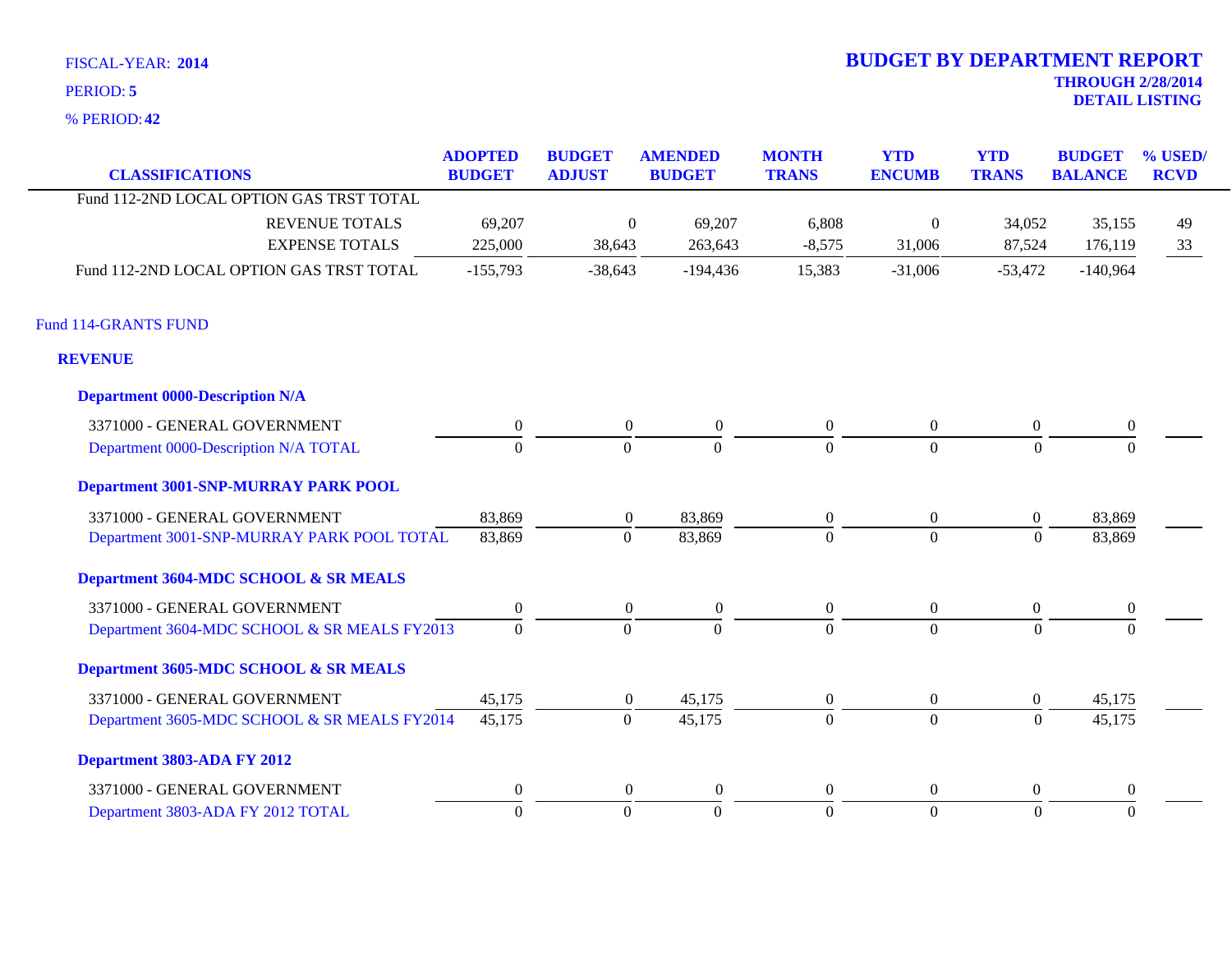FISCAL-YEAR: **2014**
PERIOD: **5**
% PERIOD: **42**

# BUDGET BY DEPARTMENT REPORT
**THROUGH 2/28/2014**
**DETAIL LISTING**

| CLASSIFICATIONS | ADOPTED BUDGET | BUDGET ADJUST | AMENDED BUDGET | MONTH TRANS | YTD ENCUMB | YTD TRANS | BUDGET BALANCE | % USED/ RCVD |
|---|---|---|---|---|---|---|---|---|
| Fund 112-2ND LOCAL OPTION GAS TRST TOTAL | | | | | | | | |
| REVENUE TOTALS | 69,207 | 0 | 69,207 | 6,808 | 0 | 34,052 | 35,155 | 49 |
| EXPENSE TOTALS | 225,000 | 38,643 | 263,643 | -8,575 | 31,006 | 87,524 | 176,119 | 33 |
| Fund 112-2ND LOCAL OPTION GAS TRST TOTAL | -155,793 | -38,643 | -194,436 | 15,383 | -31,006 | -53,472 | -140,964 | |
| **Fund 114-GRANTS FUND** | | | | | | | | |
| **REVENUE** | | | | | | | | |
| **Department 0000-Description N/A** | | | | | | | | |
| 3371000 - GENERAL GOVERNMENT | 0 | 0 | 0 | 0 | 0 | 0 | 0 | |
| Department 0000-Description N/A TOTAL | 0 | 0 | 0 | 0 | 0 | 0 | 0 | |
| **Department 3001-SNP-MURRAY PARK POOL** | | | | | | | | |
| 3371000 - GENERAL GOVERNMENT | 83,869 | 0 | 83,869 | 0 | 0 | 0 | 83,869 | |
| Department 3001-SNP-MURRAY PARK POOL TOTAL | 83,869 | 0 | 83,869 | 0 | 0 | 0 | 83,869 | |
| **Department 3604-MDC SCHOOL & SR MEALS** | | | | | | | | |
| 3371000 - GENERAL GOVERNMENT | 0 | 0 | 0 | 0 | 0 | 0 | 0 | |
| Department 3604-MDC SCHOOL & SR MEALS FY2013 | 0 | 0 | 0 | 0 | 0 | 0 | 0 | |
| **Department 3605-MDC SCHOOL & SR MEALS** | | | | | | | | |
| 3371000 - GENERAL GOVERNMENT | 45,175 | 0 | 45,175 | 0 | 0 | 0 | 45,175 | |
| Department 3605-MDC SCHOOL & SR MEALS FY2014 | 45,175 | 0 | 45,175 | 0 | 0 | 0 | 45,175 | |
| **Department 3803-ADA FY 2012** | | | | | | | | |
| 3371000 - GENERAL GOVERNMENT | 0 | 0 | 0 | 0 | 0 | 0 | 0 | |
| Department 3803-ADA FY 2012 TOTAL | 0 | 0 | 0 | 0 | 0 | 0 | 0 | |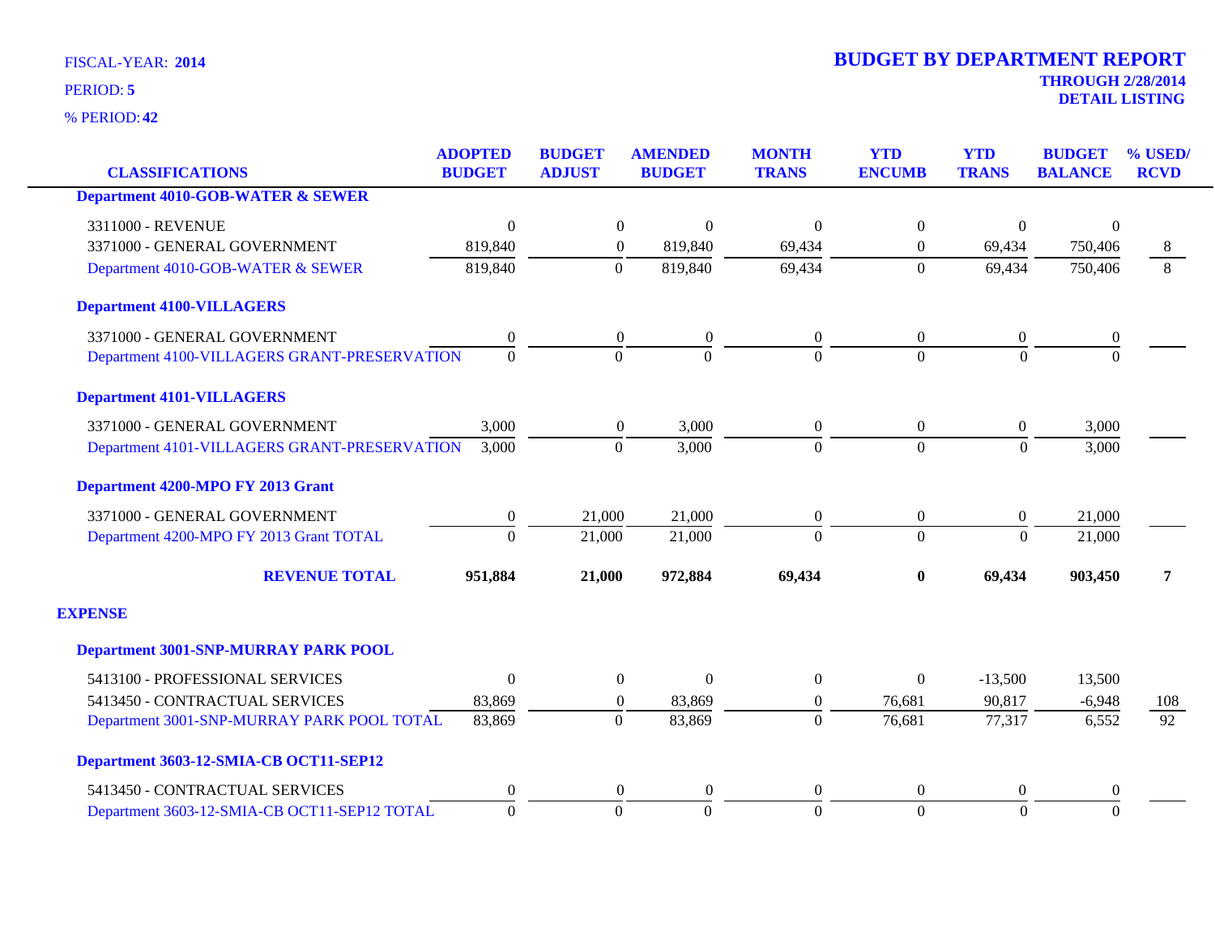FISCAL-YEAR: **2014**

PERIOD: **5**

% PERIOD: **42**

# BUDGET BY DEPARTMENT REPORT

**THROUGH 2/28/2014**

**DETAIL LISTING**

| CLASSIFICATIONS | ADOPTED BUDGET | BUDGET ADJUST | AMENDED BUDGET | MONTH TRANS | YTD ENCUMB | YTD TRANS | BUDGET BALANCE | % USED/ RCVD |
|---|---|---|---|---|---|---|---|---|
| **Department 4010-GOB-WATER & SEWER** | | | | | | | | |
| 3311000 - REVENUE | 0 | 0 | 0 | 0 | 0 | 0 | 0 | |
| 3371000 - GENERAL GOVERNMENT | 819,840 | 0 | 819,840 | 69,434 | 0 | 69,434 | 750,406 | 8 |
| Department 4010-GOB-WATER & SEWER | 819,840 | 0 | 819,840 | 69,434 | 0 | 69,434 | 750,406 | 8 |
| **Department 4100-VILLAGERS** | | | | | | | | |
| 3371000 - GENERAL GOVERNMENT | 0 | 0 | 0 | 0 | 0 | 0 | 0 | |
| Department 4100-VILLAGERS GRANT-PRESERVATION | 0 | 0 | 0 | 0 | 0 | 0 | 0 | |
| **Department 4101-VILLAGERS** | | | | | | | | |
| 3371000 - GENERAL GOVERNMENT | 3,000 | 0 | 3,000 | 0 | 0 | 0 | 3,000 | |
| Department 4101-VILLAGERS GRANT-PRESERVATION | 3,000 | 0 | 3,000 | 0 | 0 | 0 | 3,000 | |
| **Department 4200-MPO FY 2013 Grant** | | | | | | | | |
| 3371000 - GENERAL GOVERNMENT | 0 | 21,000 | 21,000 | 0 | 0 | 0 | 21,000 | |
| Department 4200-MPO FY 2013 Grant TOTAL | 0 | 21,000 | 21,000 | 0 | 0 | 0 | 21,000 | |
| **REVENUE TOTAL** | **951,884** | **21,000** | **972,884** | **69,434** | **0** | **69,434** | **903,450** | **7** |
| **EXPENSE** | | | | | | | | |
| **Department 3001-SNP-MURRAY PARK POOL** | | | | | | | | |
| 5413100 - PROFESSIONAL SERVICES | 0 | 0 | 0 | 0 | 0 | -13,500 | 13,500 | |
| 5413450 - CONTRACTUAL SERVICES | 83,869 | 0 | 83,869 | 0 | 76,681 | 90,817 | -6,948 | 108 |
| Department 3001-SNP-MURRAY PARK POOL TOTAL | 83,869 | 0 | 83,869 | 0 | 76,681 | 77,317 | 6,552 | 92 |
| **Department 3603-12-SMIA-CB OCT11-SEP12** | | | | | | | | |
| 5413450 - CONTRACTUAL SERVICES | 0 | 0 | 0 | 0 | 0 | 0 | 0 | |
| Department 3603-12-SMIA-CB OCT11-SEP12 TOTAL | 0 | 0 | 0 | 0 | 0 | 0 | 0 | |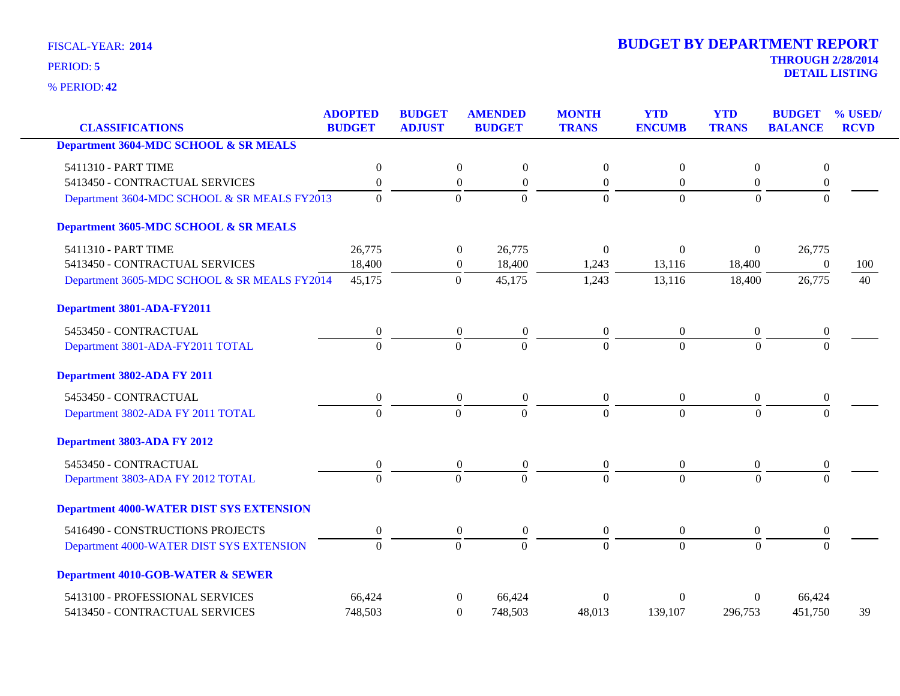FISCAL-YEAR: **2014**

PERIOD: **5**

% PERIOD: **42**

# BUDGET BY DEPARTMENT REPORT

**THROUGH 2/28/2014**

**DETAIL LISTING**

| CLASSIFICATIONS | ADOPTED BUDGET | BUDGET ADJUST | AMENDED BUDGET | MONTH TRANS | YTD ENCUMB | YTD TRANS | BUDGET BALANCE | % USED/ RCVD |
|---|---|---|---|---|---|---|---|---|
| **Department 3604-MDC SCHOOL & SR MEALS** | | | | | | | | |
| 5411310 - PART TIME | 0 | 0 | 0 | 0 | 0 | 0 | 0 | |
| 5413450 - CONTRACTUAL SERVICES | 0 | 0 | 0 | 0 | 0 | 0 | 0 | |
| Department 3604-MDC SCHOOL & SR MEALS FY2013 | 0 | 0 | 0 | 0 | 0 | 0 | 0 | |
| **Department 3605-MDC SCHOOL & SR MEALS** | | | | | | | | |
| 5411310 - PART TIME | 26,775 | 0 | 26,775 | 0 | 0 | 0 | 26,775 | |
| 5413450 - CONTRACTUAL SERVICES | 18,400 | 0 | 18,400 | 1,243 | 13,116 | 18,400 | 0 | 100 |
| Department 3605-MDC SCHOOL & SR MEALS FY2014 | 45,175 | 0 | 45,175 | 1,243 | 13,116 | 18,400 | 26,775 | 40 |
| **Department 3801-ADA-FY2011** | | | | | | | | |
| 5453450 - CONTRACTUAL | 0 | 0 | 0 | 0 | 0 | 0 | 0 | |
| Department 3801-ADA-FY2011 TOTAL | 0 | 0 | 0 | 0 | 0 | 0 | 0 | |
| **Department 3802-ADA FY 2011** | | | | | | | | |
| 5453450 - CONTRACTUAL | 0 | 0 | 0 | 0 | 0 | 0 | 0 | |
| Department 3802-ADA FY 2011 TOTAL | 0 | 0 | 0 | 0 | 0 | 0 | 0 | |
| **Department 3803-ADA FY 2012** | | | | | | | | |
| 5453450 - CONTRACTUAL | 0 | 0 | 0 | 0 | 0 | 0 | 0 | |
| Department 3803-ADA FY 2012 TOTAL | 0 | 0 | 0 | 0 | 0 | 0 | 0 | |
| **Department 4000-WATER DIST SYS EXTENSION** | | | | | | | | |
| 5416490 - CONSTRUCTIONS PROJECTS | 0 | 0 | 0 | 0 | 0 | 0 | 0 | |
| Department 4000-WATER DIST SYS EXTENSION | 0 | 0 | 0 | 0 | 0 | 0 | 0 | |
| **Department 4010-GOB-WATER & SEWER** | | | | | | | | |
| 5413100 - PROFESSIONAL SERVICES | 66,424 | 0 | 66,424 | 0 | 0 | 0 | 66,424 | |
| 5413450 - CONTRACTUAL SERVICES | 748,503 | 0 | 748,503 | 48,013 | 139,107 | 296,753 | 451,750 | 39 |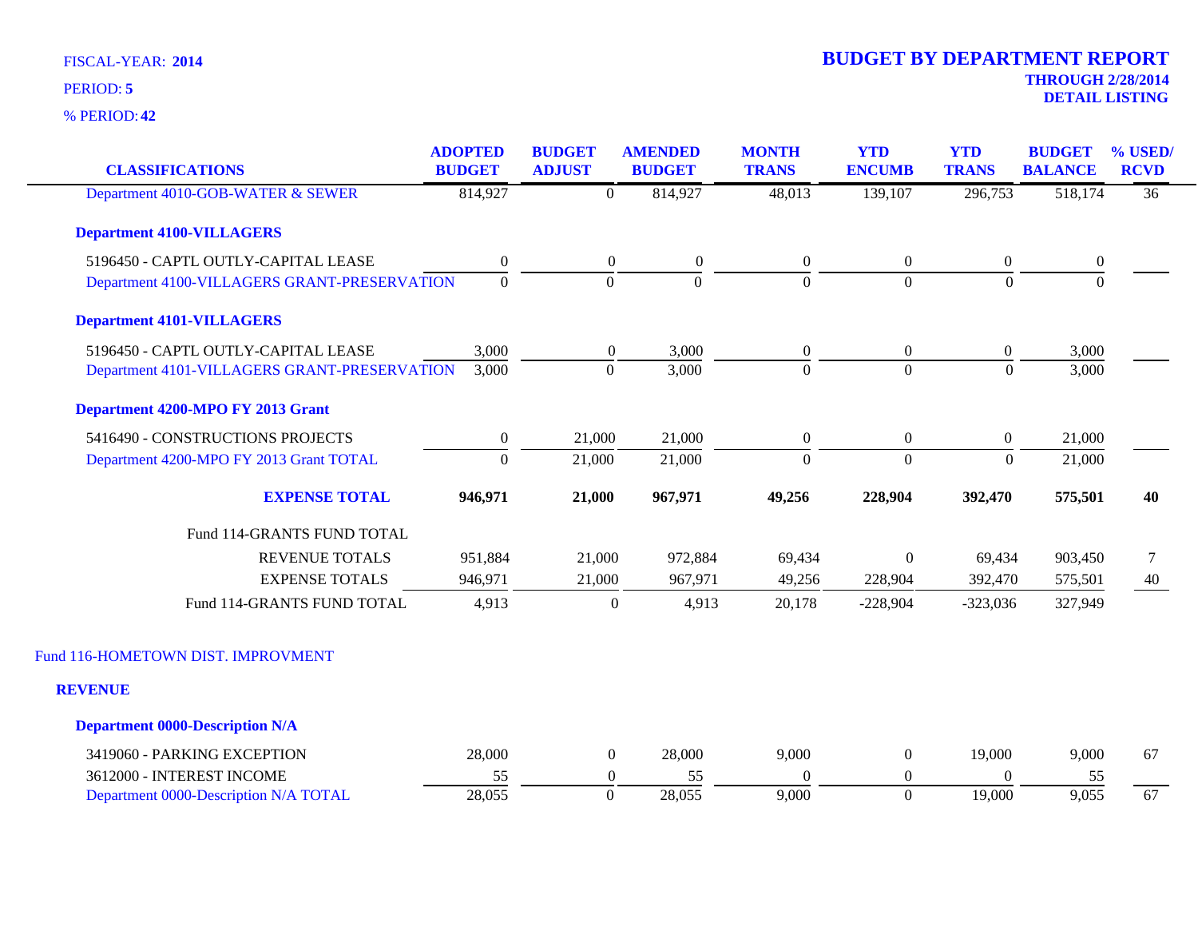FISCAL-YEAR: **2014**

PERIOD: **5**

% PERIOD: **42**

# BUDGET BY DEPARTMENT REPORT

**THROUGH 2/28/2014**
**DETAIL LISTING**

| CLASSIFICATIONS | ADOPTED BUDGET | BUDGET ADJUST | AMENDED BUDGET | MONTH TRANS | YTD ENCUMB | YTD TRANS | BUDGET BALANCE | % USED/ RCVD |
|---|---|---|---|---|---|---|---|---|
| Department 4010-GOB-WATER & SEWER | 814,927 | 0 | 814,927 | 48,013 | 139,107 | 296,753 | 518,174 | 36 |
| **Department 4100-VILLAGERS** | | | | | | | | |
| 5196450 - CAPTL OUTLY-CAPITAL LEASE | 0 | 0 | 0 | 0 | 0 | 0 | 0 | |
| Department 4100-VILLAGERS GRANT-PRESERVATION | 0 | 0 | 0 | 0 | 0 | 0 | 0 | |
| **Department 4101-VILLAGERS** | | | | | | | | |
| 5196450 - CAPTL OUTLY-CAPITAL LEASE | 3,000 | 0 | 3,000 | 0 | 0 | 0 | 3,000 | |
| Department 4101-VILLAGERS GRANT-PRESERVATION | 3,000 | 0 | 3,000 | 0 | 0 | 0 | 3,000 | |
| **Department 4200-MPO FY 2013 Grant** | | | | | | | | |
| 5416490 - CONSTRUCTIONS PROJECTS | 0 | 21,000 | 21,000 | 0 | 0 | 0 | 21,000 | |
| Department 4200-MPO FY 2013 Grant TOTAL | 0 | 21,000 | 21,000 | 0 | 0 | 0 | 21,000 | |
| **EXPENSE TOTAL** | **946,971** | **21,000** | **967,971** | **49,256** | **228,904** | **392,470** | **575,501** | **40** |
| Fund 114-GRANTS FUND TOTAL | | | | | | | | |
| REVENUE TOTALS | 951,884 | 21,000 | 972,884 | 69,434 | 0 | 69,434 | 903,450 | 7 |
| EXPENSE TOTALS | 946,971 | 21,000 | 967,971 | 49,256 | 228,904 | 392,470 | 575,501 | 40 |
| Fund 114-GRANTS FUND TOTAL | 4,913 | 0 | 4,913 | 20,178 | -228,904 | -323,036 | 327,949 | |

Fund 116-HOMETOWN DIST. IMPROVMENT

**REVENUE**

| CLASSIFICATIONS | ADOPTED BUDGET | BUDGET ADJUST | AMENDED BUDGET | MONTH TRANS | YTD ENCUMB | YTD TRANS | BUDGET BALANCE | % USED/ RCVD |
|---|---|---|---|---|---|---|---|---|
| **Department 0000-Description N/A** | | | | | | | | |
| 3419060 - PARKING EXCEPTION | 28,000 | 0 | 28,000 | 9,000 | 0 | 19,000 | 9,000 | 67 |
| 3612000 - INTEREST INCOME | 55 | 0 | 55 | 0 | 0 | 0 | 55 | |
| Department 0000-Description N/A TOTAL | 28,055 | 0 | 28,055 | 9,000 | 0 | 19,000 | 9,055 | 67 |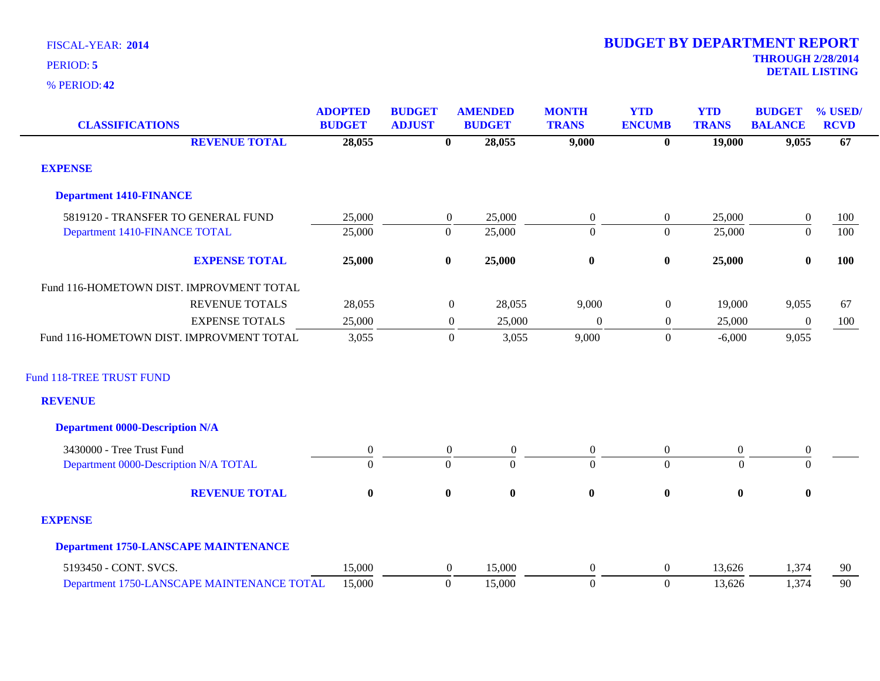FISCAL-YEAR: **2014**

PERIOD: **5**

% PERIOD: **42**

# BUDGET BY DEPARTMENT REPORT

**THROUGH 2/28/2014**

**DETAIL LISTING**

| CLASSIFICATIONS | ADOPTED BUDGET | BUDGET ADJUST | AMENDED BUDGET | MONTH TRANS | YTD ENCUMB | YTD TRANS | BUDGET BALANCE | % USED/ RCVD |
|---|---|---|---|---|---|---|---|---|
| **REVENUE TOTAL** | **28,055** | **0** | **28,055** | **9,000** | **0** | **19,000** | **9,055** | **67** |
| **EXPENSE** | | | | | | | | |
| **Department 1410-FINANCE** | | | | | | | | |
| 5819120 - TRANSFER TO GENERAL FUND | 25,000 | 0 | 25,000 | 0 | 0 | 25,000 | 0 | 100 |
| Department 1410-FINANCE TOTAL | 25,000 | 0 | 25,000 | 0 | 0 | 25,000 | 0 | 100 |
| **EXPENSE TOTAL** | **25,000** | **0** | **25,000** | **0** | **0** | **25,000** | **0** | **100** |
| Fund 116-HOMETOWN DIST. IMPROVMENT TOTAL | | | | | | | | |
| REVENUE TOTALS | 28,055 | 0 | 28,055 | 9,000 | 0 | 19,000 | 9,055 | 67 |
| EXPENSE TOTALS | 25,000 | 0 | 25,000 | 0 | 0 | 25,000 | 0 | 100 |
| Fund 116-HOMETOWN DIST. IMPROVMENT TOTAL | 3,055 | 0 | 3,055 | 9,000 | 0 | -6,000 | 9,055 | |
| Fund 118-TREE TRUST FUND | | | | | | | | |
| **REVENUE** | | | | | | | | |
| **Department 0000-Description N/A** | | | | | | | | |
| 3430000 - Tree Trust Fund | 0 | 0 | 0 | 0 | 0 | 0 | 0 | |
| Department 0000-Description N/A TOTAL | 0 | 0 | 0 | 0 | 0 | 0 | 0 | |
| **REVENUE TOTAL** | **0** | **0** | **0** | **0** | **0** | **0** | **0** | |
| **EXPENSE** | | | | | | | | |
| **Department 1750-LANSCAPE MAINTENANCE** | | | | | | | | |
| 5193450 - CONT. SVCS. | 15,000 | 0 | 15,000 | 0 | 0 | 13,626 | 1,374 | 90 |
| Department 1750-LANSCAPE MAINTENANCE TOTAL | 15,000 | 0 | 15,000 | 0 | 0 | 13,626 | 1,374 | 90 |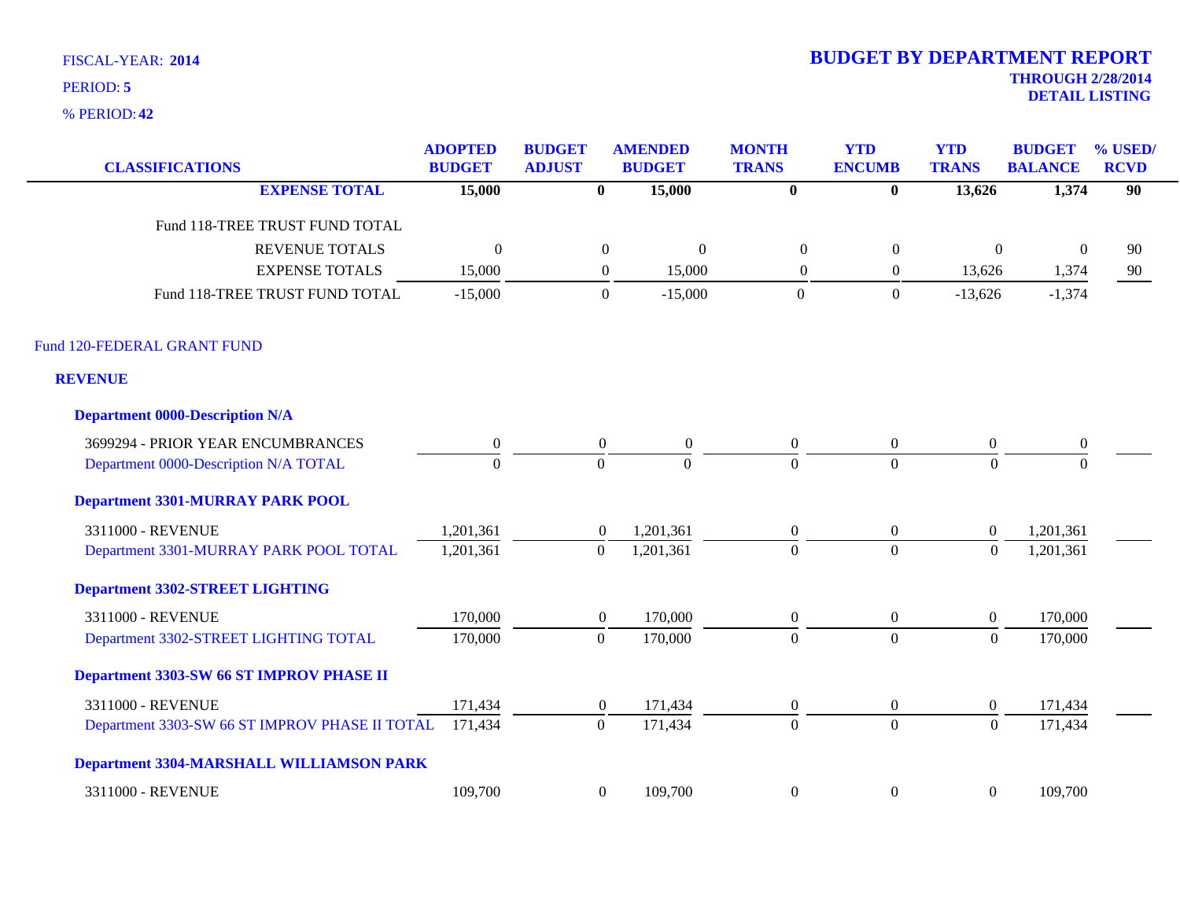FISCAL-YEAR: **2014**

PERIOD: **5**

% PERIOD: **42**

# BUDGET BY DEPARTMENT REPORT

**THROUGH 2/28/2014**

**DETAIL LISTING**

| CLASSIFICATIONS | ADOPTED BUDGET | BUDGET ADJUST | AMENDED BUDGET | MONTH TRANS | YTD ENCUMB | YTD TRANS | BUDGET BALANCE | % USED/ RCVD |
|---|---|---|---|---|---|---|---|---|
| **EXPENSE TOTAL** | **15,000** | **0** | **15,000** | **0** | **0** | **13,626** | **1,374** | **90** |
| Fund 118-TREE TRUST FUND TOTAL | | | | | | | | |
| REVENUE TOTALS | 0 | 0 | 0 | 0 | 0 | 0 | 0 | 90 |
| EXPENSE TOTALS | 15,000 | 0 | 15,000 | 0 | 0 | 13,626 | 1,374 | 90 |
| Fund 118-TREE TRUST FUND TOTAL | -15,000 | 0 | -15,000 | 0 | 0 | -13,626 | -1,374 | |
| Fund 120-FEDERAL GRANT FUND | | | | | | | | |
| **REVENUE** | | | | | | | | |
| **Department 0000-Description N/A** | | | | | | | | |
| 3699294 - PRIOR YEAR ENCUMBRANCES | 0 | 0 | 0 | 0 | 0 | 0 | 0 | |
| Department 0000-Description N/A TOTAL | 0 | 0 | 0 | 0 | 0 | 0 | 0 | |
| **Department 3301-MURRAY PARK POOL** | | | | | | | | |
| 3311000 - REVENUE | 1,201,361 | 0 | 1,201,361 | 0 | 0 | 0 | 1,201,361 | |
| Department 3301-MURRAY PARK POOL TOTAL | 1,201,361 | 0 | 1,201,361 | 0 | 0 | 0 | 1,201,361 | |
| **Department 3302-STREET LIGHTING** | | | | | | | | |
| 3311000 - REVENUE | 170,000 | 0 | 170,000 | 0 | 0 | 0 | 170,000 | |
| Department 3302-STREET LIGHTING TOTAL | 170,000 | 0 | 170,000 | 0 | 0 | 0 | 170,000 | |
| **Department 3303-SW 66 ST IMPROV PHASE II** | | | | | | | | |
| 3311000 - REVENUE | 171,434 | 0 | 171,434 | 0 | 0 | 0 | 171,434 | |
| Department 3303-SW 66 ST IMPROV PHASE II TOTAL | 171,434 | 0 | 171,434 | 0 | 0 | 0 | 171,434 | |
| **Department 3304-MARSHALL WILLIAMSON PARK** | | | | | | | | |
| 3311000 - REVENUE | 109,700 | 0 | 109,700 | 0 | 0 | 0 | 109,700 | |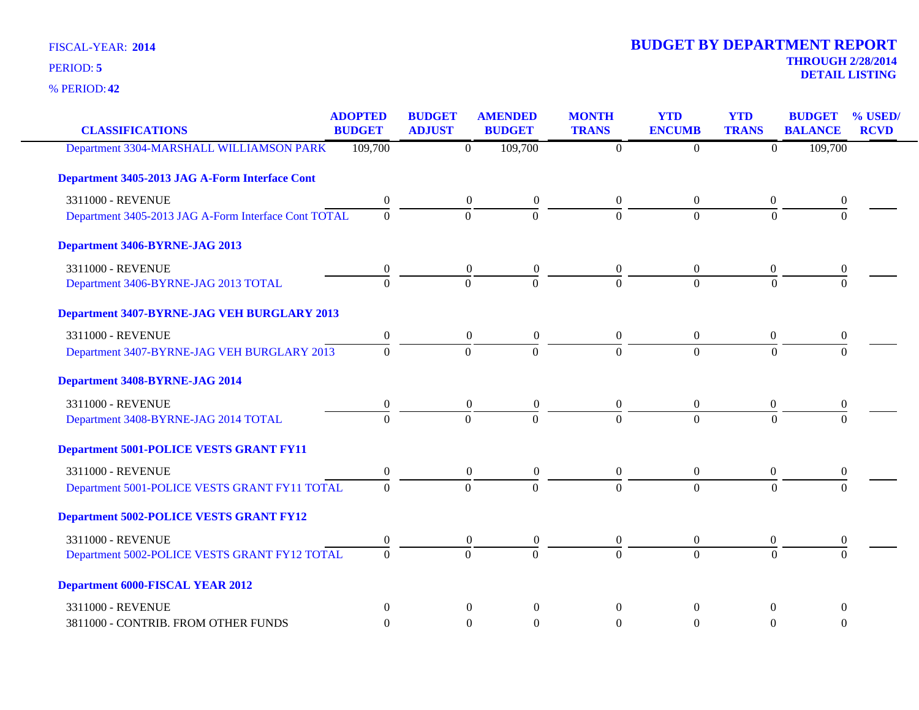FISCAL-YEAR: **2014**
PERIOD: **5**
% PERIOD: **42**

# BUDGET BY DEPARTMENT REPORT

**THROUGH 2/28/2014**
**DETAIL LISTING**

| CLASSIFICATIONS | ADOPTED BUDGET | BUDGET ADJUST | AMENDED BUDGET | MONTH TRANS | YTD ENCUMB | YTD TRANS | BUDGET BALANCE | % USED/ RCVD |
|---|---|---|---|---|---|---|---|---|
| Department 3304-MARSHALL WILLIAMSON PARK | 109,700 | 0 | 109,700 | 0 | 0 | 0 | 109,700 | |
| **Department 3405-2013 JAG A-Form Interface Cont** | | | | | | | | |
| 3311000 - REVENUE | 0 | 0 | 0 | 0 | 0 | 0 | 0 | |
| Department 3405-2013 JAG A-Form Interface Cont TOTAL | 0 | 0 | 0 | 0 | 0 | 0 | 0 | |
| **Department 3406-BYRNE-JAG 2013** | | | | | | | | |
| 3311000 - REVENUE | 0 | 0 | 0 | 0 | 0 | 0 | 0 | |
| Department 3406-BYRNE-JAG 2013 TOTAL | 0 | 0 | 0 | 0 | 0 | 0 | 0 | |
| **Department 3407-BYRNE-JAG VEH BURGLARY 2013** | | | | | | | | |
| 3311000 - REVENUE | 0 | 0 | 0 | 0 | 0 | 0 | 0 | |
| Department 3407-BYRNE-JAG VEH BURGLARY 2013 | 0 | 0 | 0 | 0 | 0 | 0 | 0 | |
| **Department 3408-BYRNE-JAG 2014** | | | | | | | | |
| 3311000 - REVENUE | 0 | 0 | 0 | 0 | 0 | 0 | 0 | |
| Department 3408-BYRNE-JAG 2014 TOTAL | 0 | 0 | 0 | 0 | 0 | 0 | 0 | |
| **Department 5001-POLICE VESTS GRANT FY11** | | | | | | | | |
| 3311000 - REVENUE | 0 | 0 | 0 | 0 | 0 | 0 | 0 | |
| Department 5001-POLICE VESTS GRANT FY11 TOTAL | 0 | 0 | 0 | 0 | 0 | 0 | 0 | |
| **Department 5002-POLICE VESTS GRANT FY12** | | | | | | | | |
| 3311000 - REVENUE | 0 | 0 | 0 | 0 | 0 | 0 | 0 | |
| Department 5002-POLICE VESTS GRANT FY12 TOTAL | 0 | 0 | 0 | 0 | 0 | 0 | 0 | |
| **Department 6000-FISCAL YEAR 2012** | | | | | | | | |
| 3311000 - REVENUE | 0 | 0 | 0 | 0 | 0 | 0 | 0 | |
| 3811000 - CONTRIB. FROM OTHER FUNDS | 0 | 0 | 0 | 0 | 0 | 0 | 0 | |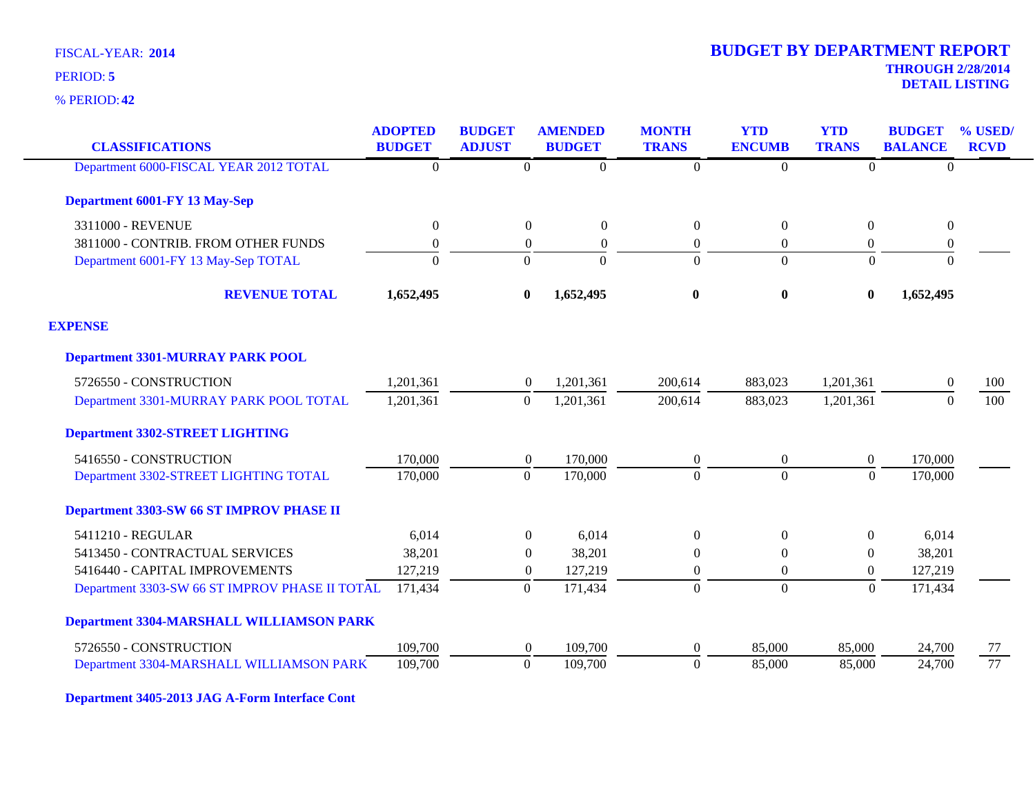FISCAL-YEAR: **2014**

PERIOD: **5**

% PERIOD: **42**

# BUDGET BY DEPARTMENT REPORT

**THROUGH 2/28/2014**

**DETAIL LISTING**

| CLASSIFICATIONS | ADOPTED BUDGET | BUDGET ADJUST | AMENDED BUDGET | MONTH TRANS | YTD ENCUMB | YTD TRANS | BUDGET BALANCE | % USED/ RCVD |
|---|---|---|---|---|---|---|---|---|
| Department 6000-FISCAL YEAR 2012 TOTAL | 0 | 0 | 0 | 0 | 0 | 0 | 0 | |
| **Department 6001-FY 13 May-Sep** | | | | | | | | |
| 3311000 - REVENUE | 0 | 0 | 0 | 0 | 0 | 0 | 0 | |
| 3811000 - CONTRIB. FROM OTHER FUNDS | 0 | 0 | 0 | 0 | 0 | 0 | 0 | |
| Department 6001-FY 13 May-Sep TOTAL | 0 | 0 | 0 | 0 | 0 | 0 | 0 | |
| **REVENUE TOTAL** | **1,652,495** | **0** | **1,652,495** | **0** | **0** | **0** | **1,652,495** | |
| **EXPENSE** | | | | | | | | |
| **Department 3301-MURRAY PARK POOL** | | | | | | | | |
| 5726550 - CONSTRUCTION | 1,201,361 | 0 | 1,201,361 | 200,614 | 883,023 | 1,201,361 | 0 | 100 |
| Department 3301-MURRAY PARK POOL TOTAL | 1,201,361 | 0 | 1,201,361 | 200,614 | 883,023 | 1,201,361 | 0 | 100 |
| **Department 3302-STREET LIGHTING** | | | | | | | | |
| 5416550 - CONSTRUCTION | 170,000 | 0 | 170,000 | 0 | 0 | 0 | 170,000 | |
| Department 3302-STREET LIGHTING TOTAL | 170,000 | 0 | 170,000 | 0 | 0 | 0 | 170,000 | |
| **Department 3303-SW 66 ST IMPROV PHASE II** | | | | | | | | |
| 5411210 - REGULAR | 6,014 | 0 | 6,014 | 0 | 0 | 0 | 6,014 | |
| 5413450 - CONTRACTUAL SERVICES | 38,201 | 0 | 38,201 | 0 | 0 | 0 | 38,201 | |
| 5416440 - CAPITAL IMPROVEMENTS | 127,219 | 0 | 127,219 | 0 | 0 | 0 | 127,219 | |
| Department 3303-SW 66 ST IMPROV PHASE II TOTAL | 171,434 | 0 | 171,434 | 0 | 0 | 0 | 171,434 | |
| **Department 3304-MARSHALL WILLIAMSON PARK** | | | | | | | | |
| 5726550 - CONSTRUCTION | 109,700 | 0 | 109,700 | 0 | 85,000 | 85,000 | 24,700 | 77 |
| Department 3304-MARSHALL WILLIAMSON PARK | 109,700 | 0 | 109,700 | 0 | 85,000 | 85,000 | 24,700 | 77 |
| **Department 3405-2013 JAG A-Form Interface Cont** | | | | | | | | |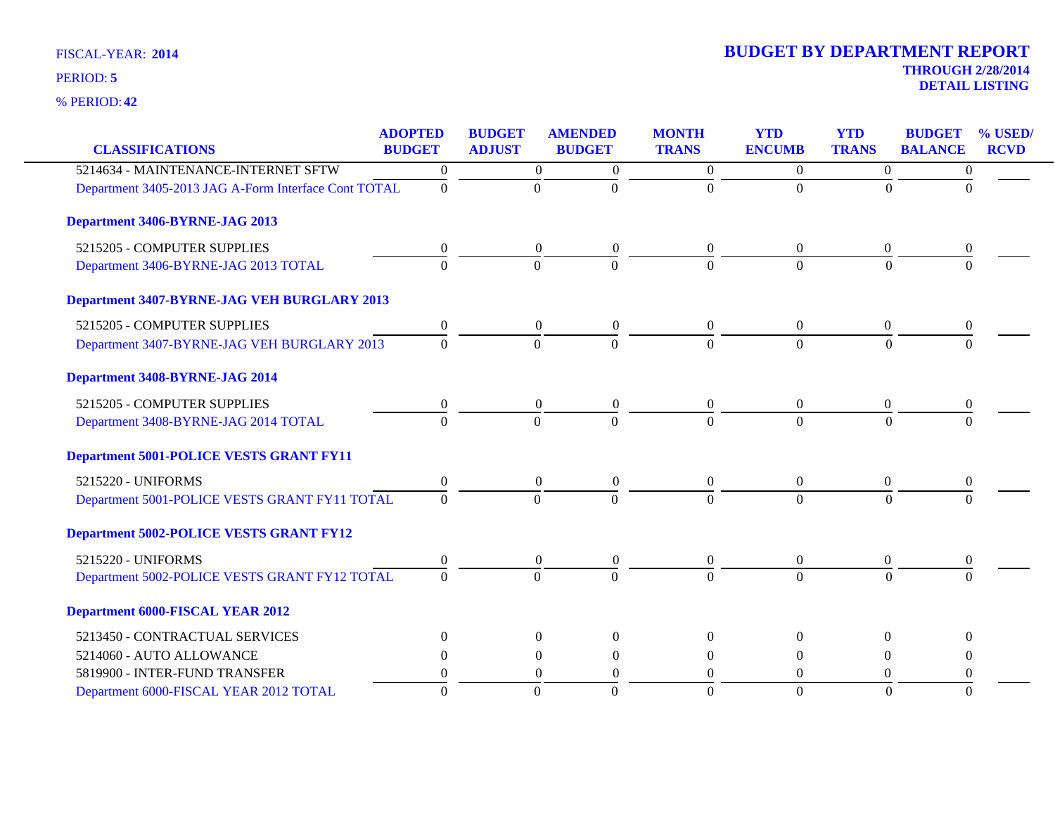FISCAL-YEAR: **2014**

PERIOD: **5**

% PERIOD: **42**

# BUDGET BY DEPARTMENT REPORT

**THROUGH 2/28/2014**

**DETAIL LISTING**

| CLASSIFICATIONS | ADOPTED BUDGET | BUDGET ADJUST | AMENDED BUDGET | MONTH TRANS | YTD ENCUMB | YTD TRANS | BUDGET BALANCE | % USED/ RCVD |
|---|---|---|---|---|---|---|---|---|
| 5214634 - MAINTENANCE-INTERNET SFTW | 0 | 0 | 0 | 0 | 0 | 0 | 0 | |
| Department 3405-2013 JAG A-Form Interface Cont TOTAL | 0 | 0 | 0 | 0 | 0 | 0 | 0 | |
| **Department 3406-BYRNE-JAG 2013** | | | | | | | | |
| 5215205 - COMPUTER SUPPLIES | 0 | 0 | 0 | 0 | 0 | 0 | 0 | |
| Department 3406-BYRNE-JAG 2013 TOTAL | 0 | 0 | 0 | 0 | 0 | 0 | 0 | |
| **Department 3407-BYRNE-JAG VEH BURGLARY 2013** | | | | | | | | |
| 5215205 - COMPUTER SUPPLIES | 0 | 0 | 0 | 0 | 0 | 0 | 0 | |
| Department 3407-BYRNE-JAG VEH BURGLARY 2013 | 0 | 0 | 0 | 0 | 0 | 0 | 0 | |
| **Department 3408-BYRNE-JAG 2014** | | | | | | | | |
| 5215205 - COMPUTER SUPPLIES | 0 | 0 | 0 | 0 | 0 | 0 | 0 | |
| Department 3408-BYRNE-JAG 2014 TOTAL | 0 | 0 | 0 | 0 | 0 | 0 | 0 | |
| **Department 5001-POLICE VESTS GRANT FY11** | | | | | | | | |
| 5215220 - UNIFORMS | 0 | 0 | 0 | 0 | 0 | 0 | 0 | |
| Department 5001-POLICE VESTS GRANT FY11 TOTAL | 0 | 0 | 0 | 0 | 0 | 0 | 0 | |
| **Department 5002-POLICE VESTS GRANT FY12** | | | | | | | | |
| 5215220 - UNIFORMS | 0 | 0 | 0 | 0 | 0 | 0 | 0 | |
| Department 5002-POLICE VESTS GRANT FY12 TOTAL | 0 | 0 | 0 | 0 | 0 | 0 | 0 | |
| **Department 6000-FISCAL YEAR 2012** | | | | | | | | |
| 5213450 - CONTRACTUAL SERVICES | 0 | 0 | 0 | 0 | 0 | 0 | 0 | |
| 5214060 - AUTO ALLOWANCE | 0 | 0 | 0 | 0 | 0 | 0 | 0 | |
| 5819900 - INTER-FUND TRANSFER | 0 | 0 | 0 | 0 | 0 | 0 | 0 | |
| Department 6000-FISCAL YEAR 2012 TOTAL | 0 | 0 | 0 | 0 | 0 | 0 | 0 | |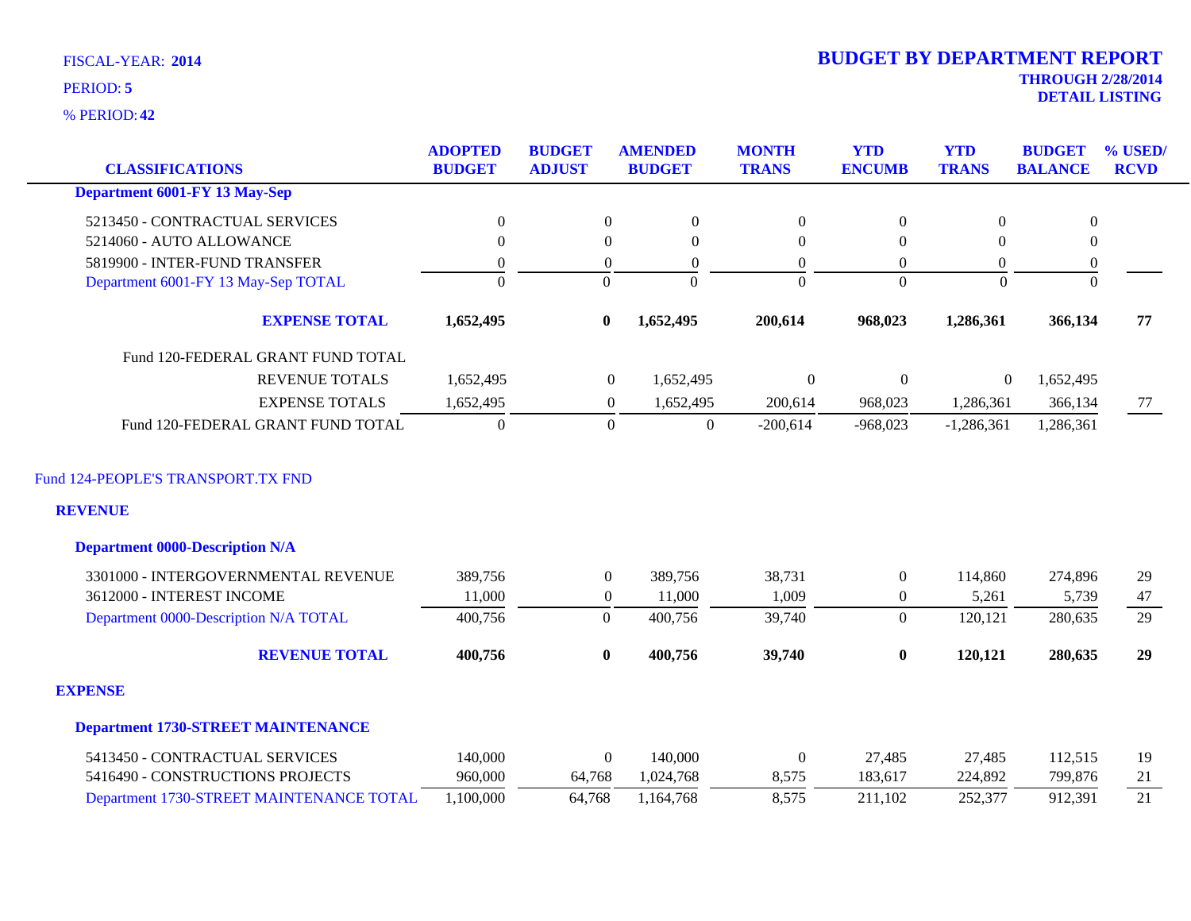FISCAL-YEAR: **2014**

PERIOD: **5**

% PERIOD: **42**

# BUDGET BY DEPARTMENT REPORT

**THROUGH 2/28/2014**

**DETAIL LISTING**

| CLASSIFICATIONS | ADOPTED BUDGET | BUDGET ADJUST | AMENDED BUDGET | MONTH TRANS | YTD ENCUMB | YTD TRANS | BUDGET BALANCE | % USED/ RCVD |
|---|---|---|---|---|---|---|---|---|
| **Department 6001-FY 13 May-Sep** | | | | | | | | |
| 5213450 - CONTRACTUAL SERVICES | 0 | 0 | 0 | 0 | 0 | 0 | 0 | |
| 5214060 - AUTO ALLOWANCE | 0 | 0 | 0 | 0 | 0 | 0 | 0 | |
| 5819900 - INTER-FUND TRANSFER | 0 | 0 | 0 | 0 | 0 | 0 | 0 | |
| Department 6001-FY 13 May-Sep TOTAL | 0 | 0 | 0 | 0 | 0 | 0 | 0 | |
| **EXPENSE TOTAL** | **1,652,495** | **0** | **1,652,495** | **200,614** | **968,023** | **1,286,361** | **366,134** | **77** |
| Fund 120-FEDERAL GRANT FUND TOTAL | | | | | | | | |
| REVENUE TOTALS | 1,652,495 | 0 | 1,652,495 | 0 | 0 | 0 | 1,652,495 | |
| EXPENSE TOTALS | 1,652,495 | 0 | 1,652,495 | 200,614 | 968,023 | 1,286,361 | 366,134 | 77 |
| Fund 120-FEDERAL GRANT FUND TOTAL | 0 | 0 | 0 | -200,614 | -968,023 | -1,286,361 | 1,286,361 | |
| Fund 124-PEOPLE'S TRANSPORT.TX FND | | | | | | | | |
| **REVENUE** | | | | | | | | |
| **Department 0000-Description N/A** | | | | | | | | |
| 3301000 - INTERGOVERNMENTAL REVENUE | 389,756 | 0 | 389,756 | 38,731 | 0 | 114,860 | 274,896 | 29 |
| 3612000 - INTEREST INCOME | 11,000 | 0 | 11,000 | 1,009 | 0 | 5,261 | 5,739 | 47 |
| Department 0000-Description N/A TOTAL | 400,756 | 0 | 400,756 | 39,740 | 0 | 120,121 | 280,635 | 29 |
| **REVENUE TOTAL** | **400,756** | **0** | **400,756** | **39,740** | **0** | **120,121** | **280,635** | **29** |
| **EXPENSE** | | | | | | | | |
| **Department 1730-STREET MAINTENANCE** | | | | | | | | |
| 5413450 - CONTRACTUAL SERVICES | 140,000 | 0 | 140,000 | 0 | 27,485 | 27,485 | 112,515 | 19 |
| 5416490 - CONSTRUCTIONS PROJECTS | 960,000 | 64,768 | 1,024,768 | 8,575 | 183,617 | 224,892 | 799,876 | 21 |
| Department 1730-STREET MAINTENANCE TOTAL | 1,100,000 | 64,768 | 1,164,768 | 8,575 | 211,102 | 252,377 | 912,391 | 21 |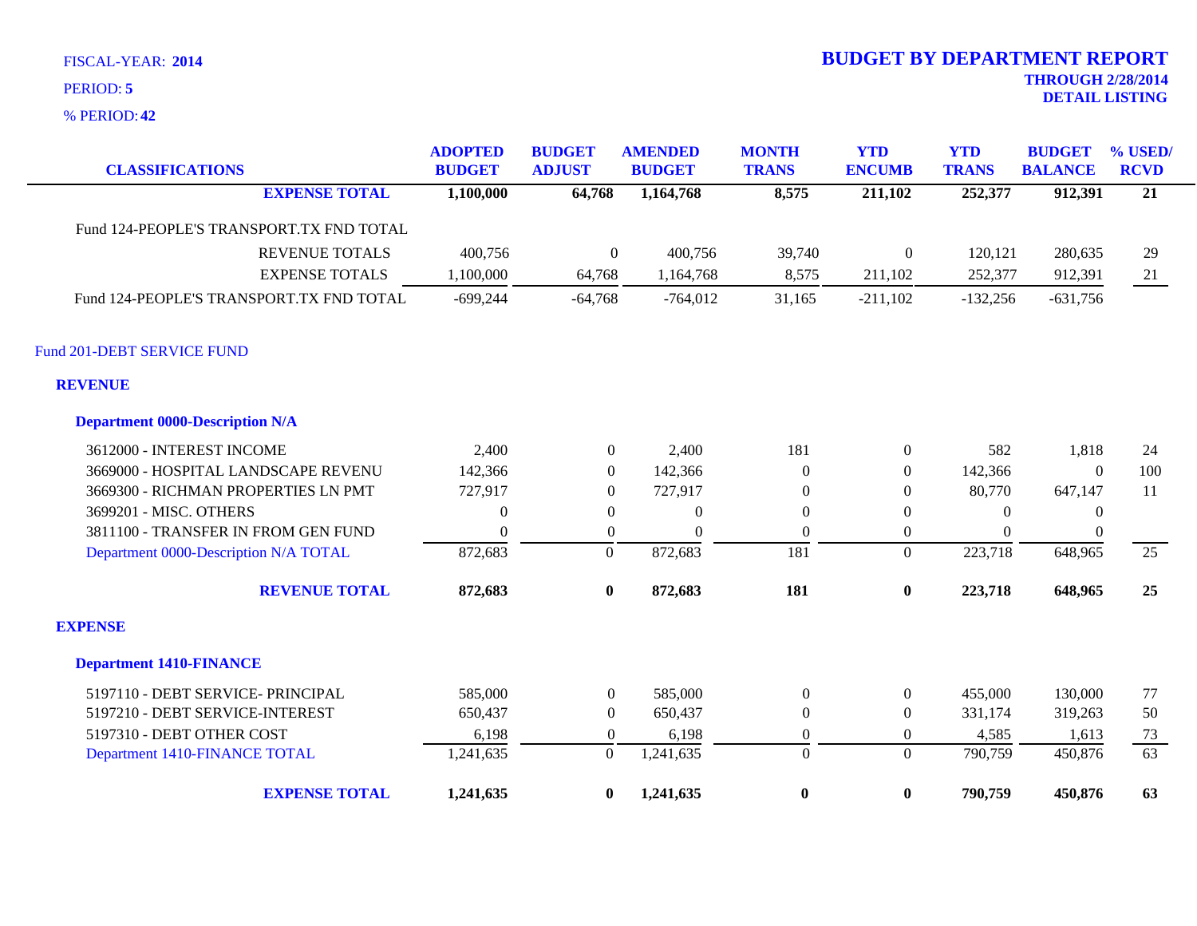FISCAL-YEAR: **2014**

PERIOD: **5**

% PERIOD: **42**

# BUDGET BY DEPARTMENT REPORT

**THROUGH 2/28/2014**

**DETAIL LISTING**

| CLASSIFICATIONS | ADOPTED BUDGET | BUDGET ADJUST | AMENDED BUDGET | MONTH TRANS | YTD ENCUMB | YTD TRANS | BUDGET BALANCE | % USED/ RCVD |
|---|---|---|---|---|---|---|---|---|
| **EXPENSE TOTAL** | **1,100,000** | **64,768** | **1,164,768** | **8,575** | **211,102** | **252,377** | **912,391** | **21** |
| Fund 124-PEOPLE'S TRANSPORT.TX FND TOTAL | | | | | | | | |
| REVENUE TOTALS | 400,756 | 0 | 400,756 | 39,740 | 0 | 120,121 | 280,635 | 29 |
| EXPENSE TOTALS | 1,100,000 | 64,768 | 1,164,768 | 8,575 | 211,102 | 252,377 | 912,391 | 21 |
| Fund 124-PEOPLE'S TRANSPORT.TX FND TOTAL | -699,244 | -64,768 | -764,012 | 31,165 | -211,102 | -132,256 | -631,756 | |
| Fund 201-DEBT SERVICE FUND | | | | | | | | |
| **REVENUE** | | | | | | | | |
| **Department 0000-Description N/A** | | | | | | | | |
| 3612000 - INTEREST INCOME | 2,400 | 0 | 2,400 | 181 | 0 | 582 | 1,818 | 24 |
| 3669000 - HOSPITAL LANDSCAPE REVENU | 142,366 | 0 | 142,366 | 0 | 0 | 142,366 | 0 | 100 |
| 3669300 - RICHMAN PROPERTIES LN PMT | 727,917 | 0 | 727,917 | 0 | 0 | 80,770 | 647,147 | 11 |
| 3699201 - MISC. OTHERS | 0 | 0 | 0 | 0 | 0 | 0 | 0 | |
| 3811100 - TRANSFER IN FROM GEN FUND | 0 | 0 | 0 | 0 | 0 | 0 | 0 | |
| Department 0000-Description N/A TOTAL | 872,683 | 0 | 872,683 | 181 | 0 | 223,718 | 648,965 | 25 |
| **REVENUE TOTAL** | **872,683** | **0** | **872,683** | **181** | **0** | **223,718** | **648,965** | **25** |
| **EXPENSE** | | | | | | | | |
| **Department 1410-FINANCE** | | | | | | | | |
| 5197110 - DEBT SERVICE- PRINCIPAL | 585,000 | 0 | 585,000 | 0 | 0 | 455,000 | 130,000 | 77 |
| 5197210 - DEBT SERVICE-INTEREST | 650,437 | 0 | 650,437 | 0 | 0 | 331,174 | 319,263 | 50 |
| 5197310 - DEBT OTHER COST | 6,198 | 0 | 6,198 | 0 | 0 | 4,585 | 1,613 | 73 |
| Department 1410-FINANCE TOTAL | 1,241,635 | 0 | 1,241,635 | 0 | 0 | 790,759 | 450,876 | 63 |
| **EXPENSE TOTAL** | **1,241,635** | **0** | **1,241,635** | **0** | **0** | **790,759** | **450,876** | **63** |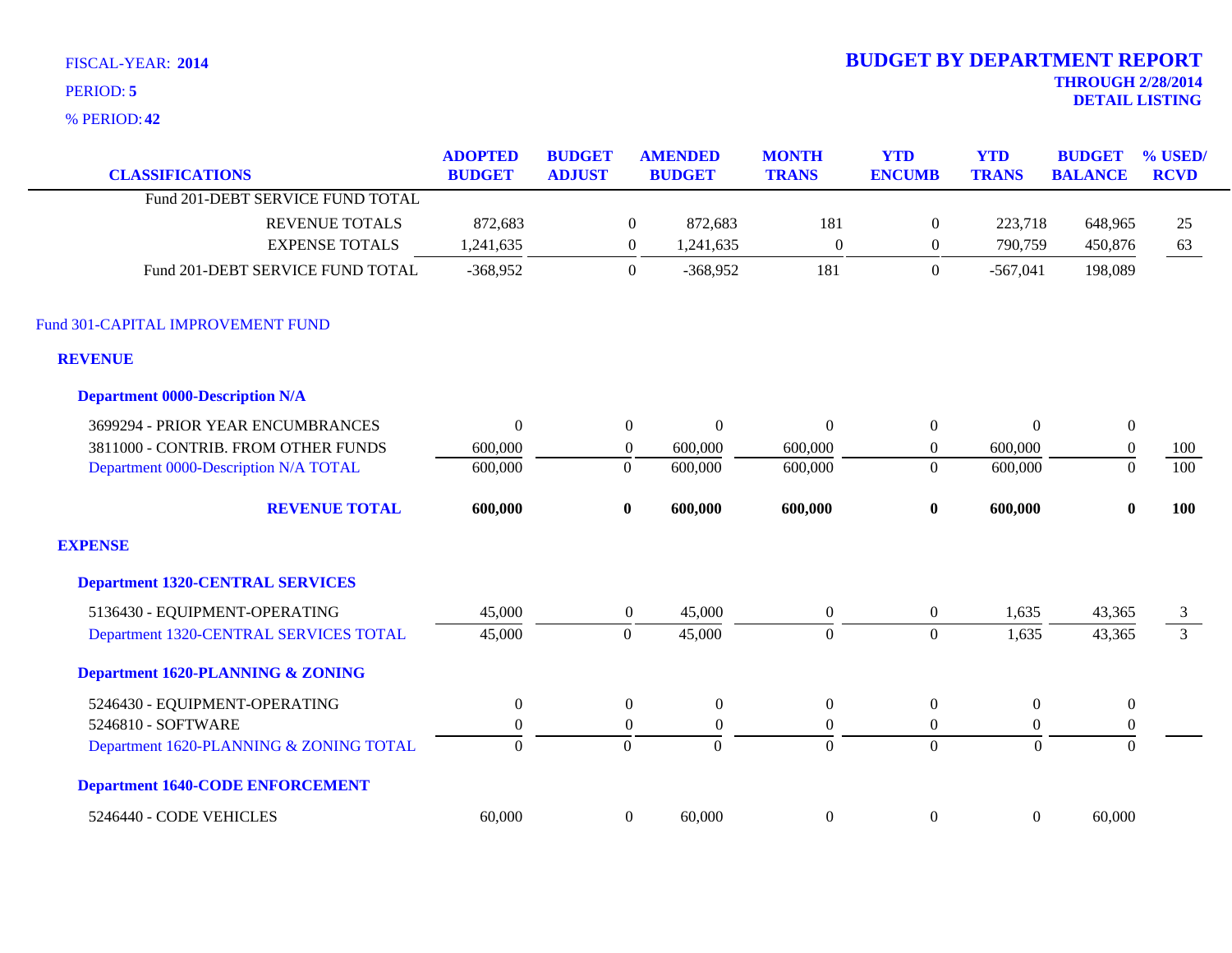FISCAL-YEAR: **2014**

PERIOD: **5**

% PERIOD: **42**

# BUDGET BY DEPARTMENT REPORT

**THROUGH 2/28/2014**

**DETAIL LISTING**

| CLASSIFICATIONS | ADOPTED BUDGET | BUDGET ADJUST | AMENDED BUDGET | MONTH TRANS | YTD ENCUMB | YTD TRANS | BUDGET BALANCE | % USED/ RCVD |
|---|---|---|---|---|---|---|---|---|
| Fund 201-DEBT SERVICE FUND TOTAL | | | | | | | | |
| REVENUE TOTALS | 872,683 | 0 | 872,683 | 181 | 0 | 223,718 | 648,965 | 25 |
| EXPENSE TOTALS | 1,241,635 | 0 | 1,241,635 | 0 | 0 | 790,759 | 450,876 | 63 |
| Fund 201-DEBT SERVICE FUND TOTAL | -368,952 | 0 | -368,952 | 181 | 0 | -567,041 | 198,089 | |
| Fund 301-CAPITAL IMPROVEMENT FUND | | | | | | | | |
| **REVENUE** | | | | | | | | |
| **Department 0000-Description N/A** | | | | | | | | |
| 3699294 - PRIOR YEAR ENCUMBRANCES | 0 | 0 | 0 | 0 | 0 | 0 | 0 | |
| 3811000 - CONTRIB. FROM OTHER FUNDS | 600,000 | 0 | 600,000 | 600,000 | 0 | 600,000 | 0 | 100 |
| Department 0000-Description N/A TOTAL | 600,000 | 0 | 600,000 | 600,000 | 0 | 600,000 | 0 | 100 |
| **REVENUE TOTAL** | **600,000** | **0** | **600,000** | **600,000** | **0** | **600,000** | **0** | **100** |
| **EXPENSE** | | | | | | | | |
| **Department 1320-CENTRAL SERVICES** | | | | | | | | |
| 5136430 - EQUIPMENT-OPERATING | 45,000 | 0 | 45,000 | 0 | 0 | 1,635 | 43,365 | 3 |
| Department 1320-CENTRAL SERVICES TOTAL | 45,000 | 0 | 45,000 | 0 | 0 | 1,635 | 43,365 | 3 |
| **Department 1620-PLANNING & ZONING** | | | | | | | | |
| 5246430 - EQUIPMENT-OPERATING | 0 | 0 | 0 | 0 | 0 | 0 | 0 | |
| 5246810 - SOFTWARE | 0 | 0 | 0 | 0 | 0 | 0 | 0 | |
| Department 1620-PLANNING & ZONING TOTAL | 0 | 0 | 0 | 0 | 0 | 0 | 0 | |
| **Department 1640-CODE ENFORCEMENT** | | | | | | | | |
| 5246440 - CODE VEHICLES | 60,000 | 0 | 60,000 | 0 | 0 | 0 | 60,000 | |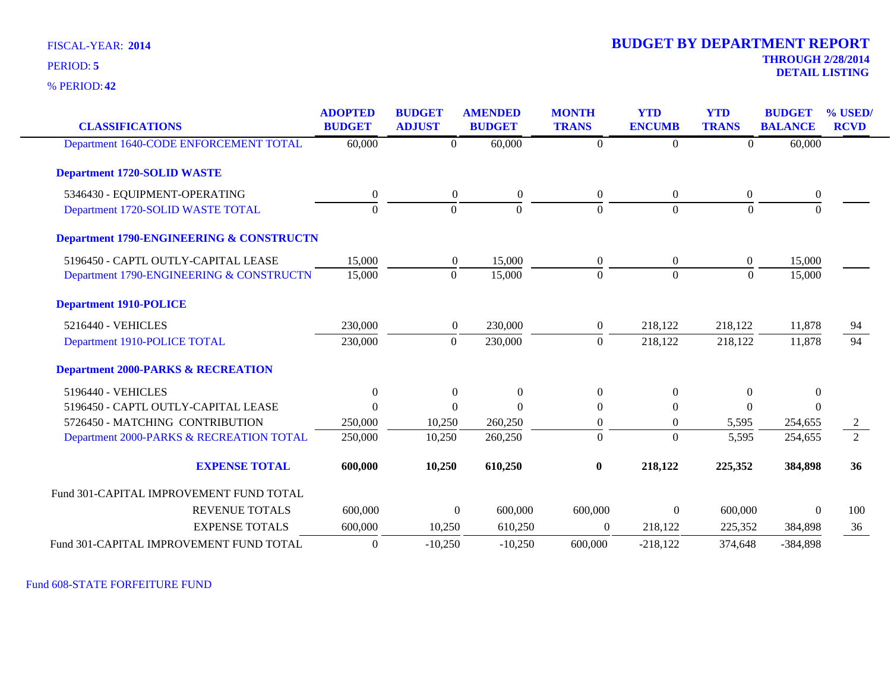FISCAL-YEAR: **2014**

PERIOD: **5**

% PERIOD: **42**

# BUDGET BY DEPARTMENT REPORT

**THROUGH 2/28/2014**

**DETAIL LISTING**

| CLASSIFICATIONS | ADOPTED BUDGET | BUDGET ADJUST | AMENDED BUDGET | MONTH TRANS | YTD ENCUMB | YTD TRANS | BUDGET BALANCE | % USED/ RCVD |
|---|---|---|---|---|---|---|---|---|
| Department 1640-CODE ENFORCEMENT TOTAL | 60,000 | 0 | 60,000 | 0 | 0 | 0 | 60,000 | |
| **Department 1720-SOLID WASTE** | | | | | | | | |
| 5346430 - EQUIPMENT-OPERATING | 0 | 0 | 0 | 0 | 0 | 0 | 0 | |
| Department 1720-SOLID WASTE TOTAL | 0 | 0 | 0 | 0 | 0 | 0 | 0 | |
| **Department 1790-ENGINEERING & CONSTRUCTN** | | | | | | | | |
| 5196450 - CAPTL OUTLY-CAPITAL LEASE | 15,000 | 0 | 15,000 | 0 | 0 | 0 | 15,000 | |
| Department 1790-ENGINEERING & CONSTRUCTN | 15,000 | 0 | 15,000 | 0 | 0 | 0 | 15,000 | |
| **Department 1910-POLICE** | | | | | | | | |
| 5216440 - VEHICLES | 230,000 | 0 | 230,000 | 0 | 218,122 | 218,122 | 11,878 | 94 |
| Department 1910-POLICE TOTAL | 230,000 | 0 | 230,000 | 0 | 218,122 | 218,122 | 11,878 | 94 |
| **Department 2000-PARKS & RECREATION** | | | | | | | | |
| 5196440 - VEHICLES | 0 | 0 | 0 | 0 | 0 | 0 | 0 | |
| 5196450 - CAPTL OUTLY-CAPITAL LEASE | 0 | 0 | 0 | 0 | 0 | 0 | 0 | |
| 5726450 - MATCHING CONTRIBUTION | 250,000 | 10,250 | 260,250 | 0 | 0 | 5,595 | 254,655 | 2 |
| Department 2000-PARKS & RECREATION TOTAL | 250,000 | 10,250 | 260,250 | 0 | 0 | 5,595 | 254,655 | 2 |
| **EXPENSE TOTAL** | **600,000** | **10,250** | **610,250** | **0** | **218,122** | **225,352** | **384,898** | **36** |
| Fund 301-CAPITAL IMPROVEMENT FUND TOTAL | | | | | | | | |
| REVENUE TOTALS | 600,000 | 0 | 600,000 | 600,000 | 0 | 600,000 | 0 | 100 |
| EXPENSE TOTALS | 600,000 | 10,250 | 610,250 | 0 | 218,122 | 225,352 | 384,898 | 36 |
| Fund 301-CAPITAL IMPROVEMENT FUND TOTAL | 0 | -10,250 | -10,250 | 600,000 | -218,122 | 374,648 | -384,898 | |

Fund 608-STATE FORFEITURE FUND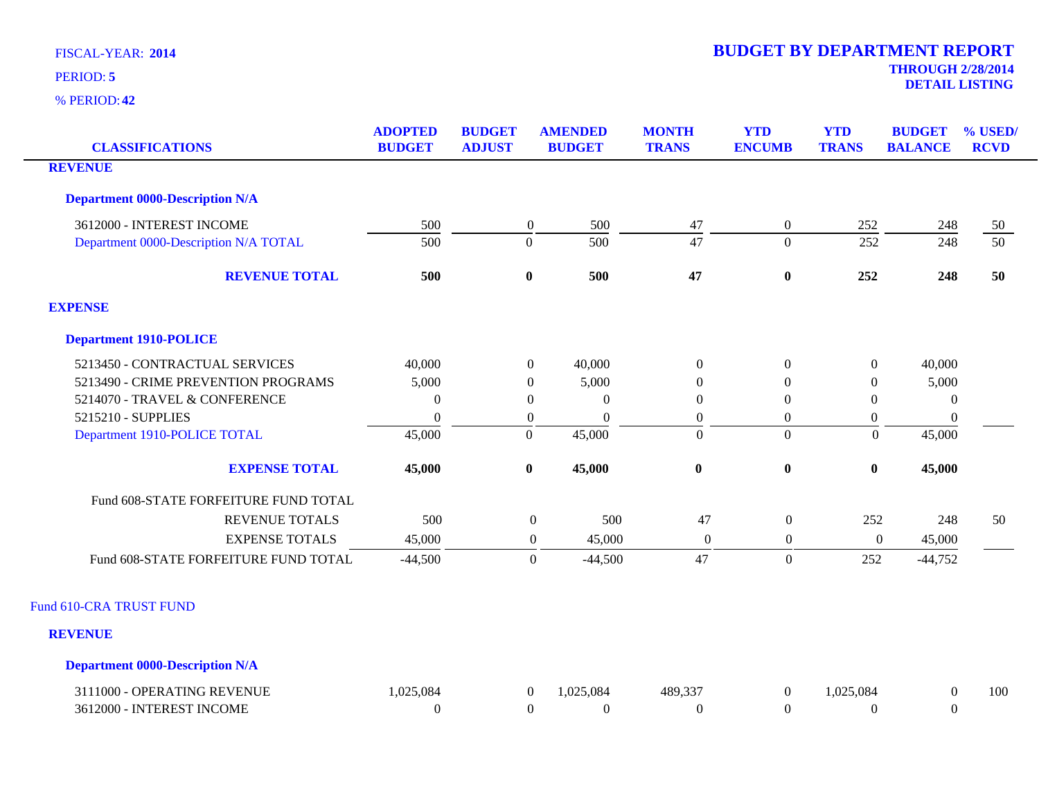FISCAL-YEAR: **2014**

PERIOD: **5**

% PERIOD: **42**

# BUDGET BY DEPARTMENT REPORT

**THROUGH 2/28/2014**

**DETAIL LISTING**

| CLASSIFICATIONS | ADOPTED BUDGET | BUDGET ADJUST | AMENDED BUDGET | MONTH TRANS | YTD ENCUMB | YTD TRANS | BUDGET BALANCE | % USED/ RCVD |
|---|---|---|---|---|---|---|---|---|
| **REVENUE** | | | | | | | | |
| **Department 0000-Description N/A** | | | | | | | | |
| 3612000 - INTEREST INCOME | 500 | 0 | 500 | 47 | 0 | 252 | 248 | 50 |
| Department 0000-Description N/A TOTAL | 500 | 0 | 500 | 47 | 0 | 252 | 248 | 50 |
| **REVENUE TOTAL** | **500** | **0** | **500** | **47** | **0** | **252** | **248** | **50** |
| **EXPENSE** | | | | | | | | |
| **Department 1910-POLICE** | | | | | | | | |
| 5213450 - CONTRACTUAL SERVICES | 40,000 | 0 | 40,000 | 0 | 0 | 0 | 40,000 | |
| 5213490 - CRIME PREVENTION PROGRAMS | 5,000 | 0 | 5,000 | 0 | 0 | 0 | 5,000 | |
| 5214070 - TRAVEL & CONFERENCE | 0 | 0 | 0 | 0 | 0 | 0 | 0 | |
| 5215210 - SUPPLIES | 0 | 0 | 0 | 0 | 0 | 0 | 0 | |
| Department 1910-POLICE TOTAL | 45,000 | 0 | 45,000 | 0 | 0 | 0 | 45,000 | |
| **EXPENSE TOTAL** | **45,000** | **0** | **45,000** | **0** | **0** | **0** | **45,000** | |
| Fund 608-STATE FORFEITURE FUND TOTAL | | | | | | | | |
| REVENUE TOTALS | 500 | 0 | 500 | 47 | 0 | 252 | 248 | 50 |
| EXPENSE TOTALS | 45,000 | 0 | 45,000 | 0 | 0 | 0 | 45,000 | |
| Fund 608-STATE FORFEITURE FUND TOTAL | -44,500 | 0 | -44,500 | 47 | 0 | 252 | -44,752 | |

Fund 610-CRA TRUST FUND

| CLASSIFICATIONS | ADOPTED BUDGET | BUDGET ADJUST | AMENDED BUDGET | MONTH TRANS | YTD ENCUMB | YTD TRANS | BUDGET BALANCE | % USED/ RCVD |
|---|---|---|---|---|---|---|---|---|
| **REVENUE** | | | | | | | | |
| **Department 0000-Description N/A** | | | | | | | | |
| 3111000 - OPERATING REVENUE | 1,025,084 | 0 | 1,025,084 | 489,337 | 0 | 1,025,084 | 0 | 100 |
| 3612000 - INTEREST INCOME | 0 | 0 | 0 | 0 | 0 | 0 | 0 | |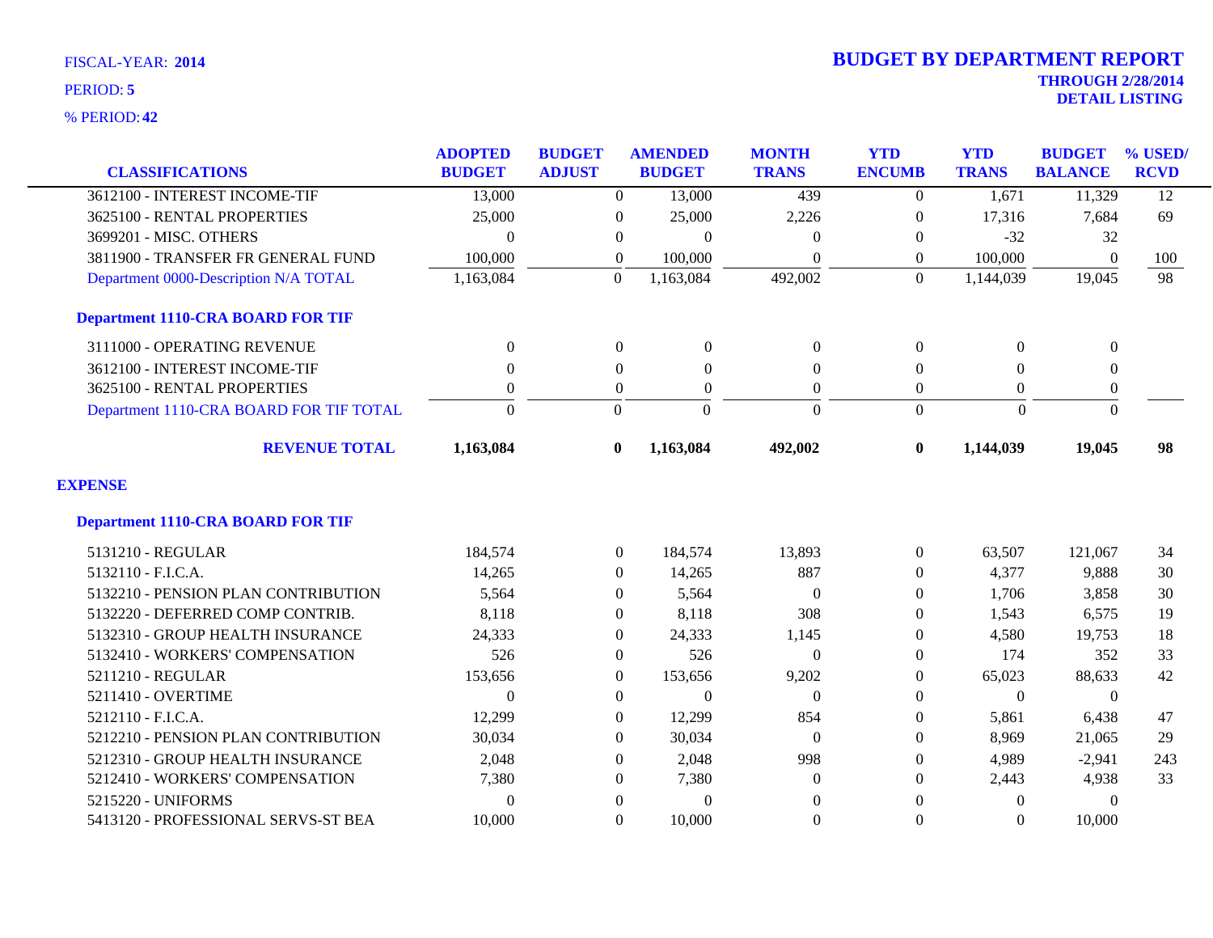FISCAL-YEAR: **2014**

PERIOD: **5**

% PERIOD: **42**

# BUDGET BY DEPARTMENT REPORT

**THROUGH 2/28/2014**

**DETAIL LISTING**

| CLASSIFICATIONS | ADOPTED BUDGET | BUDGET ADJUST | AMENDED BUDGET | MONTH TRANS | YTD ENCUMB | YTD TRANS | BUDGET BALANCE | % USED/ RCVD |
|---|---|---|---|---|---|---|---|---|
| 3612100 - INTEREST INCOME-TIF | 13,000 | 0 | 13,000 | 439 | 0 | 1,671 | 11,329 | 12 |
| 3625100 - RENTAL PROPERTIES | 25,000 | 0 | 25,000 | 2,226 | 0 | 17,316 | 7,684 | 69 |
| 3699201 - MISC. OTHERS | 0 | 0 | 0 | 0 | 0 | -32 | 32 | |
| 3811900 - TRANSFER FR GENERAL FUND | 100,000 | 0 | 100,000 | 0 | 0 | 100,000 | 0 | 100 |
| Department 0000-Description N/A TOTAL | 1,163,084 | 0 | 1,163,084 | 492,002 | 0 | 1,144,039 | 19,045 | 98 |
| **Department 1110-CRA BOARD FOR TIF** | | | | | | | | |
| 3111000 - OPERATING REVENUE | 0 | 0 | 0 | 0 | 0 | 0 | 0 | |
| 3612100 - INTEREST INCOME-TIF | 0 | 0 | 0 | 0 | 0 | 0 | 0 | |
| 3625100 - RENTAL PROPERTIES | 0 | 0 | 0 | 0 | 0 | 0 | 0 | |
| Department 1110-CRA BOARD FOR TIF TOTAL | 0 | 0 | 0 | 0 | 0 | 0 | 0 | |
| **REVENUE TOTAL** | **1,163,084** | **0** | **1,163,084** | **492,002** | **0** | **1,144,039** | **19,045** | **98** |
| **EXPENSE** | | | | | | | | |
| **Department 1110-CRA BOARD FOR TIF** | | | | | | | | |
| 5131210 - REGULAR | 184,574 | 0 | 184,574 | 13,893 | 0 | 63,507 | 121,067 | 34 |
| 5132110 - F.I.C.A. | 14,265 | 0 | 14,265 | 887 | 0 | 4,377 | 9,888 | 30 |
| 5132210 - PENSION PLAN CONTRIBUTION | 5,564 | 0 | 5,564 | 0 | 0 | 1,706 | 3,858 | 30 |
| 5132220 - DEFERRED COMP CONTRIB. | 8,118 | 0 | 8,118 | 308 | 0 | 1,543 | 6,575 | 19 |
| 5132310 - GROUP HEALTH INSURANCE | 24,333 | 0 | 24,333 | 1,145 | 0 | 4,580 | 19,753 | 18 |
| 5132410 - WORKERS' COMPENSATION | 526 | 0 | 526 | 0 | 0 | 174 | 352 | 33 |
| 5211210 - REGULAR | 153,656 | 0 | 153,656 | 9,202 | 0 | 65,023 | 88,633 | 42 |
| 5211410 - OVERTIME | 0 | 0 | 0 | 0 | 0 | 0 | 0 | |
| 5212110 - F.I.C.A. | 12,299 | 0 | 12,299 | 854 | 0 | 5,861 | 6,438 | 47 |
| 5212210 - PENSION PLAN CONTRIBUTION | 30,034 | 0 | 30,034 | 0 | 0 | 8,969 | 21,065 | 29 |
| 5212310 - GROUP HEALTH INSURANCE | 2,048 | 0 | 2,048 | 998 | 0 | 4,989 | -2,941 | 243 |
| 5212410 - WORKERS' COMPENSATION | 7,380 | 0 | 7,380 | 0 | 0 | 2,443 | 4,938 | 33 |
| 5215220 - UNIFORMS | 0 | 0 | 0 | 0 | 0 | 0 | 0 | |
| 5413120 - PROFESSIONAL SERVS-ST BEA | 10,000 | 0 | 10,000 | 0 | 0 | 0 | 10,000 | |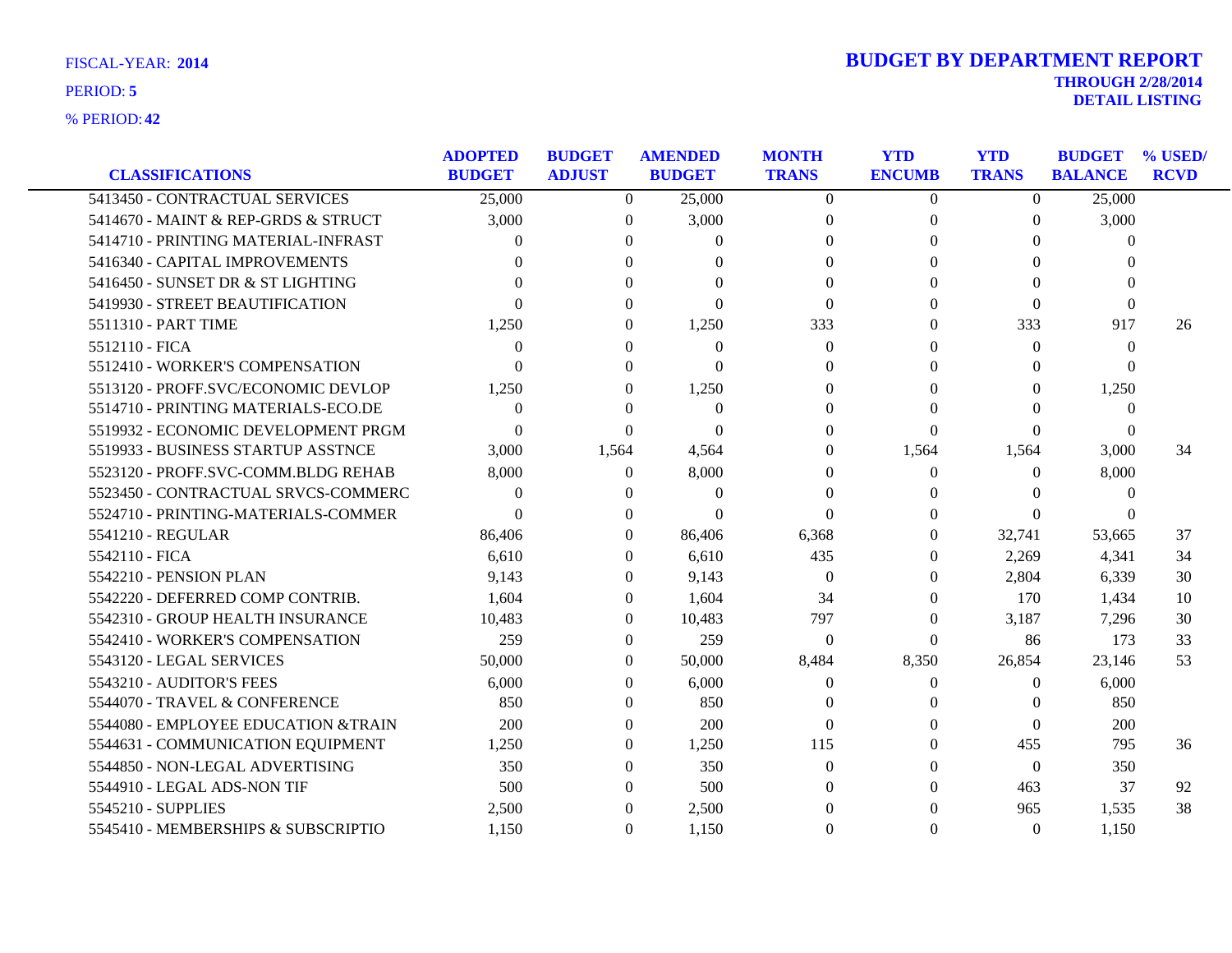FISCAL-YEAR: **2014**

PERIOD: **5**

% PERIOD: **42**

# BUDGET BY DEPARTMENT REPORT

**THROUGH 2/28/2014**

**DETAIL LISTING**

| CLASSIFICATIONS | ADOPTED BUDGET | BUDGET ADJUST | AMENDED BUDGET | MONTH TRANS | YTD ENCUMB | YTD TRANS | BUDGET BALANCE | % USED/ RCVD |
|---|---|---|---|---|---|---|---|---|
| 5413450 - CONTRACTUAL SERVICES | 25,000 | 0 | 25,000 | 0 | 0 | 0 | 25,000 | |
| 5414670 - MAINT & REP-GRDS & STRUCT | 3,000 | 0 | 3,000 | 0 | 0 | 0 | 3,000 | |
| 5414710 - PRINTING MATERIAL-INFRAST | 0 | 0 | 0 | 0 | 0 | 0 | 0 | |
| 5416340 - CAPITAL IMPROVEMENTS | 0 | 0 | 0 | 0 | 0 | 0 | 0 | |
| 5416450 - SUNSET DR & ST LIGHTING | 0 | 0 | 0 | 0 | 0 | 0 | 0 | |
| 5419930 - STREET BEAUTIFICATION | 0 | 0 | 0 | 0 | 0 | 0 | 0 | |
| 5511310 - PART TIME | 1,250 | 0 | 1,250 | 333 | 0 | 333 | 917 | 26 |
| 5512110 - FICA | 0 | 0 | 0 | 0 | 0 | 0 | 0 | |
| 5512410 - WORKER'S COMPENSATION | 0 | 0 | 0 | 0 | 0 | 0 | 0 | |
| 5513120 - PROFF.SVC/ECONOMIC DEVLOP | 1,250 | 0 | 1,250 | 0 | 0 | 0 | 1,250 | |
| 5514710 - PRINTING MATERIALS-ECO.DE | 0 | 0 | 0 | 0 | 0 | 0 | 0 | |
| 5519932 - ECONOMIC DEVELOPMENT PRGM | 0 | 0 | 0 | 0 | 0 | 0 | 0 | |
| 5519933 - BUSINESS STARTUP ASSTNCE | 3,000 | 1,564 | 4,564 | 0 | 1,564 | 1,564 | 3,000 | 34 |
| 5523120 - PROFF.SVC-COMM.BLDG REHAB | 8,000 | 0 | 8,000 | 0 | 0 | 0 | 8,000 | |
| 5523450 - CONTRACTUAL SRVCS-COMMERC | 0 | 0 | 0 | 0 | 0 | 0 | 0 | |
| 5524710 - PRINTING-MATERIALS-COMMER | 0 | 0 | 0 | 0 | 0 | 0 | 0 | |
| 5541210 - REGULAR | 86,406 | 0 | 86,406 | 6,368 | 0 | 32,741 | 53,665 | 37 |
| 5542110 - FICA | 6,610 | 0 | 6,610 | 435 | 0 | 2,269 | 4,341 | 34 |
| 5542210 - PENSION PLAN | 9,143 | 0 | 9,143 | 0 | 0 | 2,804 | 6,339 | 30 |
| 5542220 - DEFERRED COMP CONTRIB. | 1,604 | 0 | 1,604 | 34 | 0 | 170 | 1,434 | 10 |
| 5542310 - GROUP HEALTH INSURANCE | 10,483 | 0 | 10,483 | 797 | 0 | 3,187 | 7,296 | 30 |
| 5542410 - WORKER'S COMPENSATION | 259 | 0 | 259 | 0 | 0 | 86 | 173 | 33 |
| 5543120 - LEGAL SERVICES | 50,000 | 0 | 50,000 | 8,484 | 8,350 | 26,854 | 23,146 | 53 |
| 5543210 - AUDITOR'S FEES | 6,000 | 0 | 6,000 | 0 | 0 | 0 | 6,000 | |
| 5544070 - TRAVEL & CONFERENCE | 850 | 0 | 850 | 0 | 0 | 0 | 850 | |
| 5544080 - EMPLOYEE EDUCATION &TRAIN | 200 | 0 | 200 | 0 | 0 | 0 | 200 | |
| 5544631 - COMMUNICATION EQUIPMENT | 1,250 | 0 | 1,250 | 115 | 0 | 455 | 795 | 36 |
| 5544850 - NON-LEGAL ADVERTISING | 350 | 0 | 350 | 0 | 0 | 0 | 350 | |
| 5544910 - LEGAL ADS-NON TIF | 500 | 0 | 500 | 0 | 0 | 463 | 37 | 92 |
| 5545210 - SUPPLIES | 2,500 | 0 | 2,500 | 0 | 0 | 965 | 1,535 | 38 |
| 5545410 - MEMBERSHIPS & SUBSCRIPTIO | 1,150 | 0 | 1,150 | 0 | 0 | 0 | 1,150 | |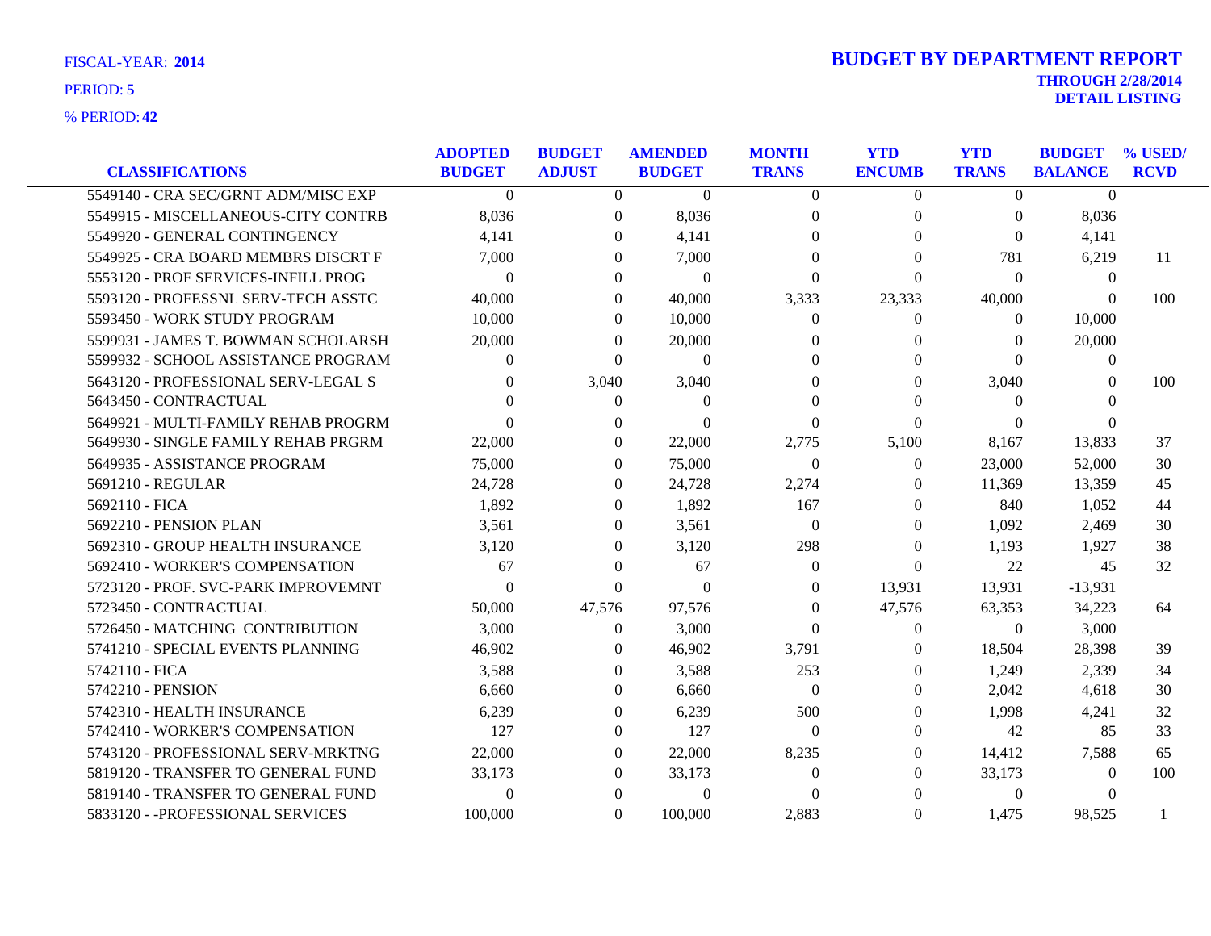FISCAL-YEAR: **2014**

PERIOD: **5**

% PERIOD: **42**

# BUDGET BY DEPARTMENT REPORT

**THROUGH 2/28/2014**
**DETAIL LISTING**

| CLASSIFICATIONS | ADOPTED BUDGET | BUDGET ADJUST | AMENDED BUDGET | MONTH TRANS | YTD ENCUMB | YTD TRANS | BUDGET BALANCE | % USED/ RCVD |
|---|---|---|---|---|---|---|---|---|
| 5549140 - CRA SEC/GRNT ADM/MISC EXP | 0 | 0 | 0 | 0 | 0 | 0 | 0 | |
| 5549915 - MISCELLANEOUS-CITY CONTRB | 8,036 | 0 | 8,036 | 0 | 0 | 0 | 8,036 | |
| 5549920 - GENERAL CONTINGENCY | 4,141 | 0 | 4,141 | 0 | 0 | 0 | 4,141 | |
| 5549925 - CRA BOARD MEMBRS DISCRT F | 7,000 | 0 | 7,000 | 0 | 0 | 781 | 6,219 | 11 |
| 5553120 - PROF SERVICES-INFILL PROG | 0 | 0 | 0 | 0 | 0 | 0 | 0 | |
| 5593120 - PROFESSNL SERV-TECH ASSTC | 40,000 | 0 | 40,000 | 3,333 | 23,333 | 40,000 | 0 | 100 |
| 5593450 - WORK STUDY PROGRAM | 10,000 | 0 | 10,000 | 0 | 0 | 0 | 10,000 | |
| 5599931 - JAMES T. BOWMAN SCHOLARSH | 20,000 | 0 | 20,000 | 0 | 0 | 0 | 20,000 | |
| 5599932 - SCHOOL ASSISTANCE PROGRAM | 0 | 0 | 0 | 0 | 0 | 0 | 0 | |
| 5643120 - PROFESSIONAL SERV-LEGAL S | 0 | 3,040 | 3,040 | 0 | 0 | 3,040 | 0 | 100 |
| 5643450 - CONTRACTUAL | 0 | 0 | 0 | 0 | 0 | 0 | 0 | |
| 5649921 - MULTI-FAMILY REHAB PROGRM | 0 | 0 | 0 | 0 | 0 | 0 | 0 | |
| 5649930 - SINGLE FAMILY REHAB PRGRM | 22,000 | 0 | 22,000 | 2,775 | 5,100 | 8,167 | 13,833 | 37 |
| 5649935 - ASSISTANCE PROGRAM | 75,000 | 0 | 75,000 | 0 | 0 | 23,000 | 52,000 | 30 |
| 5691210 - REGULAR | 24,728 | 0 | 24,728 | 2,274 | 0 | 11,369 | 13,359 | 45 |
| 5692110 - FICA | 1,892 | 0 | 1,892 | 167 | 0 | 840 | 1,052 | 44 |
| 5692210 - PENSION PLAN | 3,561 | 0 | 3,561 | 0 | 0 | 1,092 | 2,469 | 30 |
| 5692310 - GROUP HEALTH INSURANCE | 3,120 | 0 | 3,120 | 298 | 0 | 1,193 | 1,927 | 38 |
| 5692410 - WORKER'S COMPENSATION | 67 | 0 | 67 | 0 | 0 | 22 | 45 | 32 |
| 5723120 - PROF. SVC-PARK IMPROVEMNT | 0 | 0 | 0 | 0 | 13,931 | 13,931 | -13,931 | |
| 5723450 - CONTRACTUAL | 50,000 | 47,576 | 97,576 | 0 | 47,576 | 63,353 | 34,223 | 64 |
| 5726450 - MATCHING CONTRIBUTION | 3,000 | 0 | 3,000 | 0 | 0 | 0 | 3,000 | |
| 5741210 - SPECIAL EVENTS PLANNING | 46,902 | 0 | 46,902 | 3,791 | 0 | 18,504 | 28,398 | 39 |
| 5742110 - FICA | 3,588 | 0 | 3,588 | 253 | 0 | 1,249 | 2,339 | 34 |
| 5742210 - PENSION | 6,660 | 0 | 6,660 | 0 | 0 | 2,042 | 4,618 | 30 |
| 5742310 - HEALTH INSURANCE | 6,239 | 0 | 6,239 | 500 | 0 | 1,998 | 4,241 | 32 |
| 5742410 - WORKER'S COMPENSATION | 127 | 0 | 127 | 0 | 0 | 42 | 85 | 33 |
| 5743120 - PROFESSIONAL SERV-MRKTNG | 22,000 | 0 | 22,000 | 8,235 | 0 | 14,412 | 7,588 | 65 |
| 5819120 - TRANSFER TO GENERAL FUND | 33,173 | 0 | 33,173 | 0 | 0 | 33,173 | 0 | 100 |
| 5819140 - TRANSFER TO GENERAL FUND | 0 | 0 | 0 | 0 | 0 | 0 | 0 | |
| 5833120 - -PROFESSIONAL SERVICES | 100,000 | 0 | 100,000 | 2,883 | 0 | 1,475 | 98,525 | 1 |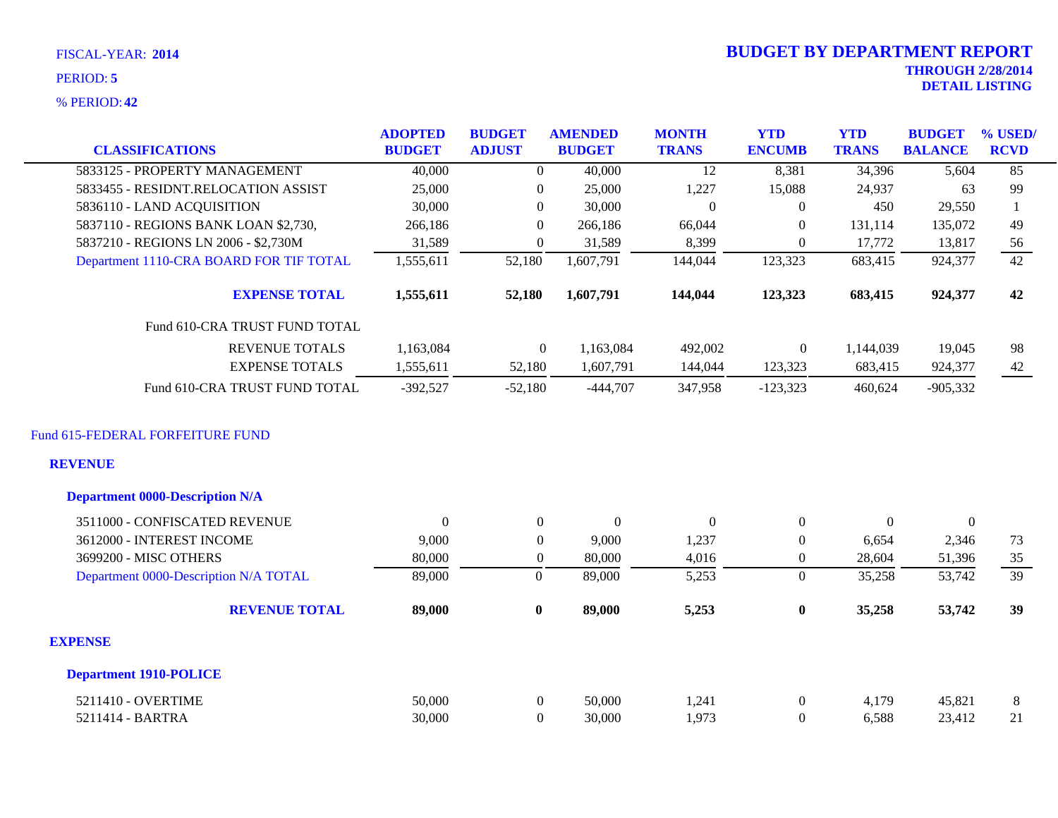FISCAL-YEAR: **2014**

PERIOD: **5**

% PERIOD: **42**

# BUDGET BY DEPARTMENT REPORT

**THROUGH 2/28/2014**

**DETAIL LISTING**

| CLASSIFICATIONS | ADOPTED BUDGET | BUDGET ADJUST | AMENDED BUDGET | MONTH TRANS | YTD ENCUMB | YTD TRANS | BUDGET BALANCE | % USED/ RCVD |
|---|---|---|---|---|---|---|---|---|
| 5833125 - PROPERTY MANAGEMENT | 40,000 | 0 | 40,000 | 12 | 8,381 | 34,396 | 5,604 | 85 |
| 5833455 - RESIDNT.RELOCATION ASSIST | 25,000 | 0 | 25,000 | 1,227 | 15,088 | 24,937 | 63 | 99 |
| 5836110 - LAND ACQUISITION | 30,000 | 0 | 30,000 | 0 | 0 | 450 | 29,550 | 1 |
| 5837110 - REGIONS BANK LOAN $2,730, | 266,186 | 0 | 266,186 | 66,044 | 0 | 131,114 | 135,072 | 49 |
| 5837210 - REGIONS LN 2006 - $2,730M | 31,589 | 0 | 31,589 | 8,399 | 0 | 17,772 | 13,817 | 56 |
| Department 1110-CRA BOARD FOR TIF TOTAL | 1,555,611 | 52,180 | 1,607,791 | 144,044 | 123,323 | 683,415 | 924,377 | 42 |
| **EXPENSE TOTAL** | **1,555,611** | **52,180** | **1,607,791** | **144,044** | **123,323** | **683,415** | **924,377** | **42** |
| Fund 610-CRA TRUST FUND TOTAL | | | | | | | | |
| REVENUE TOTALS | 1,163,084 | 0 | 1,163,084 | 492,002 | 0 | 1,144,039 | 19,045 | 98 |
| EXPENSE TOTALS | 1,555,611 | 52,180 | 1,607,791 | 144,044 | 123,323 | 683,415 | 924,377 | 42 |
| Fund 610-CRA TRUST FUND TOTAL | -392,527 | -52,180 | -444,707 | 347,958 | -123,323 | 460,624 | -905,332 | |

## Fund 615-FEDERAL FORFEITURE FUND

### REVENUE

#### Department 0000-Description N/A

| CLASSIFICATIONS | ADOPTED BUDGET | BUDGET ADJUST | AMENDED BUDGET | MONTH TRANS | YTD ENCUMB | YTD TRANS | BUDGET BALANCE | % USED/ RCVD |
|---|---|---|---|---|---|---|---|---|
| 3511000 - CONFISCATED REVENUE | 0 | 0 | 0 | 0 | 0 | 0 | 0 | |
| 3612000 - INTEREST INCOME | 9,000 | 0 | 9,000 | 1,237 | 0 | 6,654 | 2,346 | 73 |
| 3699200 - MISC OTHERS | 80,000 | 0 | 80,000 | 4,016 | 0 | 28,604 | 51,396 | 35 |
| Department 0000-Description N/A TOTAL | 89,000 | 0 | 89,000 | 5,253 | 0 | 35,258 | 53,742 | 39 |
| **REVENUE TOTAL** | **89,000** | **0** | **89,000** | **5,253** | **0** | **35,258** | **53,742** | **39** |

### EXPENSE

#### Department 1910-POLICE

| CLASSIFICATIONS | ADOPTED BUDGET | BUDGET ADJUST | AMENDED BUDGET | MONTH TRANS | YTD ENCUMB | YTD TRANS | BUDGET BALANCE | % USED/ RCVD |
|---|---|---|---|---|---|---|---|---|
| 5211410 - OVERTIME | 50,000 | 0 | 50,000 | 1,241 | 0 | 4,179 | 45,821 | 8 |
| 5211414 - BARTRA | 30,000 | 0 | 30,000 | 1,973 | 0 | 6,588 | 23,412 | 21 |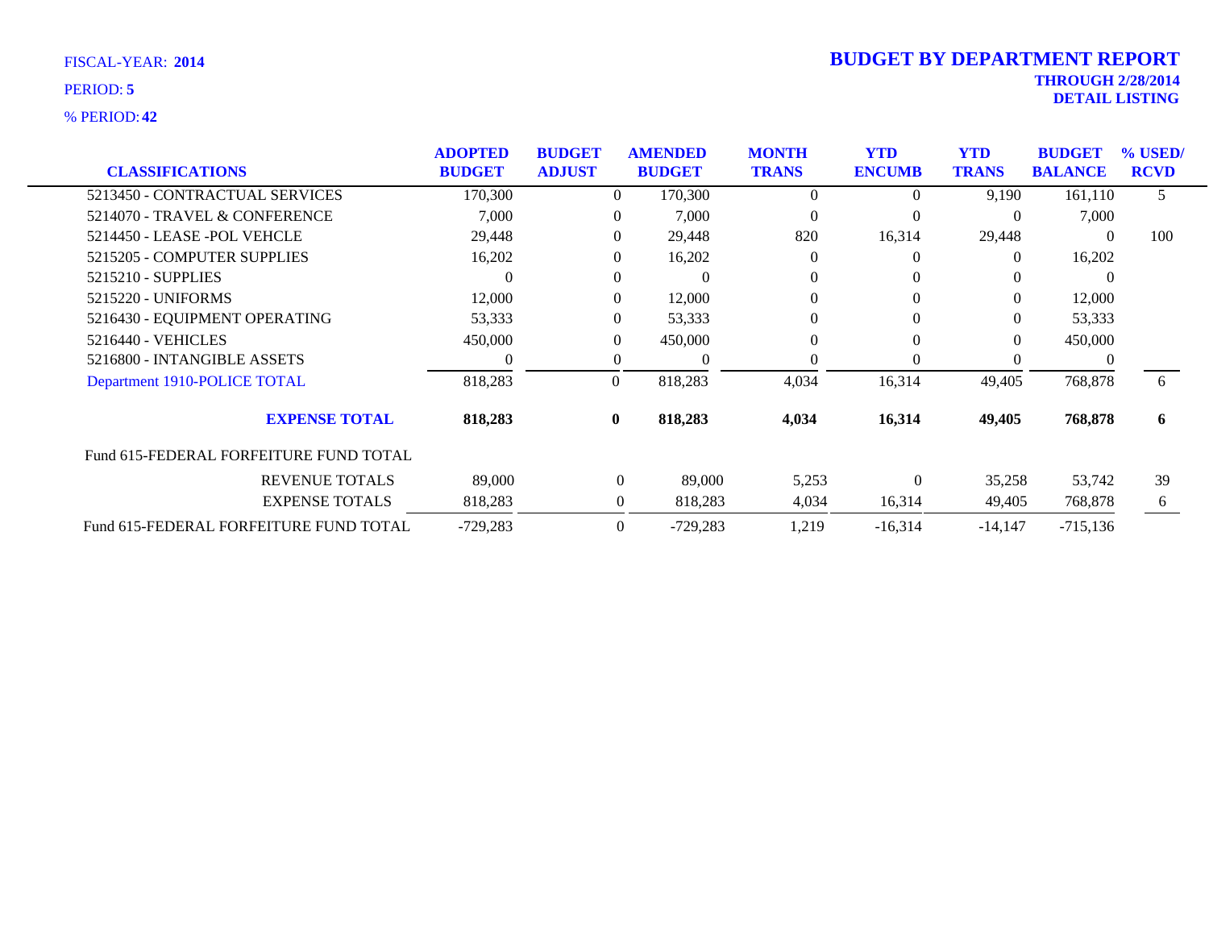FISCAL-YEAR: **2014**

PERIOD: **5**

% PERIOD: **42**

# BUDGET BY DEPARTMENT REPORT

**THROUGH 2/28/2014**

**DETAIL LISTING**

| CLASSIFICATIONS | ADOPTED BUDGET | BUDGET ADJUST | AMENDED BUDGET | MONTH TRANS | YTD ENCUMB | YTD TRANS | BUDGET BALANCE | % USED/ RCVD |
|---|---|---|---|---|---|---|---|---|
| 5213450 - CONTRACTUAL SERVICES | 170,300 | 0 | 170,300 | 0 | 0 | 9,190 | 161,110 | 5 |
| 5214070 - TRAVEL & CONFERENCE | 7,000 | 0 | 7,000 | 0 | 0 | 0 | 7,000 | |
| 5214450 - LEASE -POL VEHCLE | 29,448 | 0 | 29,448 | 820 | 16,314 | 29,448 | 0 | 100 |
| 5215205 - COMPUTER SUPPLIES | 16,202 | 0 | 16,202 | 0 | 0 | 0 | 16,202 | |
| 5215210 - SUPPLIES | 0 | 0 | 0 | 0 | 0 | 0 | 0 | |
| 5215220 - UNIFORMS | 12,000 | 0 | 12,000 | 0 | 0 | 0 | 12,000 | |
| 5216430 - EQUIPMENT OPERATING | 53,333 | 0 | 53,333 | 0 | 0 | 0 | 53,333 | |
| 5216440 - VEHICLES | 450,000 | 0 | 450,000 | 0 | 0 | 0 | 450,000 | |
| 5216800 - INTANGIBLE ASSETS | 0 | 0 | 0 | 0 | 0 | 0 | 0 | |
| Department 1910-POLICE TOTAL | 818,283 | 0 | 818,283 | 4,034 | 16,314 | 49,405 | 768,878 | 6 |
| **EXPENSE TOTAL** | **818,283** | **0** | **818,283** | **4,034** | **16,314** | **49,405** | **768,878** | **6** |
| Fund 615-FEDERAL FORFEITURE FUND TOTAL | | | | | | | | |
| REVENUE TOTALS | 89,000 | 0 | 89,000 | 5,253 | 0 | 35,258 | 53,742 | 39 |
| EXPENSE TOTALS | 818,283 | 0 | 818,283 | 4,034 | 16,314 | 49,405 | 768,878 | 6 |
| Fund 615-FEDERAL FORFEITURE FUND TOTAL | -729,283 | 0 | -729,283 | 1,219 | -16,314 | -14,147 | -715,136 | |